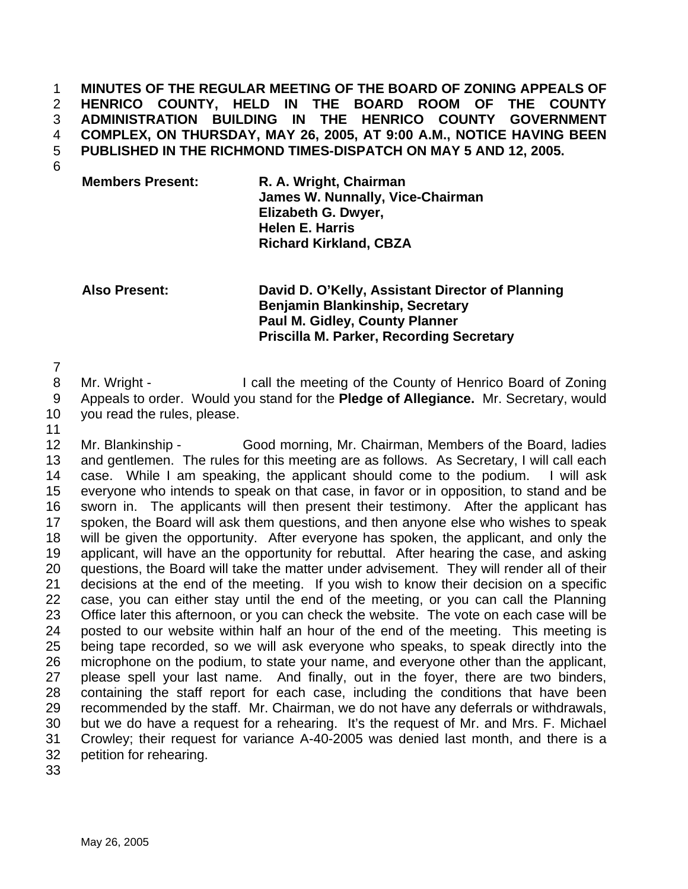**MINUTES OF THE REGULAR MEETING OF THE BOARD OF ZONING APPEALS OF HENRICO COUNTY, HELD IN THE BOARD ROOM OF THE COUNTY ADMINISTRATION BUILDING IN THE HENRICO COUNTY GOVERNMENT COMPLEX, ON THURSDAY, MAY 26, 2005, AT 9:00 A.M., NOTICE HAVING BEEN PUBLISHED IN THE RICHMOND TIMES-DISPATCH ON MAY 5 AND 12, 2005.**

| | |
|---|---|
| **Members Present:** | **R. A. Wright, Chairman** |
| | **James W. Nunnally, Vice-Chairman** |
| | **Elizabeth G. Dwyer,** |
| | **Helen E. Harris** |
| | **Richard Kirkland, CBZA** |
| | |
| **Also Present:** | **David D. O'Kelly, Assistant Director of Planning** |
| | **Benjamin Blankinship, Secretary** |
| | **Paul M. Gidley, County Planner** |
| | **Priscilla M. Parker, Recording Secretary** |

Mr. Wright - I call the meeting of the County of Henrico Board of Zoning Appeals to order. Would you stand for the **Pledge of Allegiance.** Mr. Secretary, would you read the rules, please.

Mr. Blankinship - Good morning, Mr. Chairman, Members of the Board, ladies and gentlemen. The rules for this meeting are as follows. As Secretary, I will call each case. While I am speaking, the applicant should come to the podium. I will ask everyone who intends to speak on that case, in favor or in opposition, to stand and be sworn in. The applicants will then present their testimony. After the applicant has spoken, the Board will ask them questions, and then anyone else who wishes to speak will be given the opportunity. After everyone has spoken, the applicant, and only the applicant, will have an the opportunity for rebuttal. After hearing the case, and asking questions, the Board will take the matter under advisement. They will render all of their decisions at the end of the meeting. If you wish to know their decision on a specific case, you can either stay until the end of the meeting, or you can call the Planning Office later this afternoon, or you can check the website. The vote on each case will be posted to our website within half an hour of the end of the meeting. This meeting is being tape recorded, so we will ask everyone who speaks, to speak directly into the microphone on the podium, to state your name, and everyone other than the applicant, please spell your last name. And finally, out in the foyer, there are two binders, containing the staff report for each case, including the conditions that have been recommended by the staff. Mr. Chairman, we do not have any deferrals or withdrawals, but we do have a request for a rehearing. It's the request of Mr. and Mrs. F. Michael Crowley; their request for variance A-40-2005 was denied last month, and there is a petition for rehearing.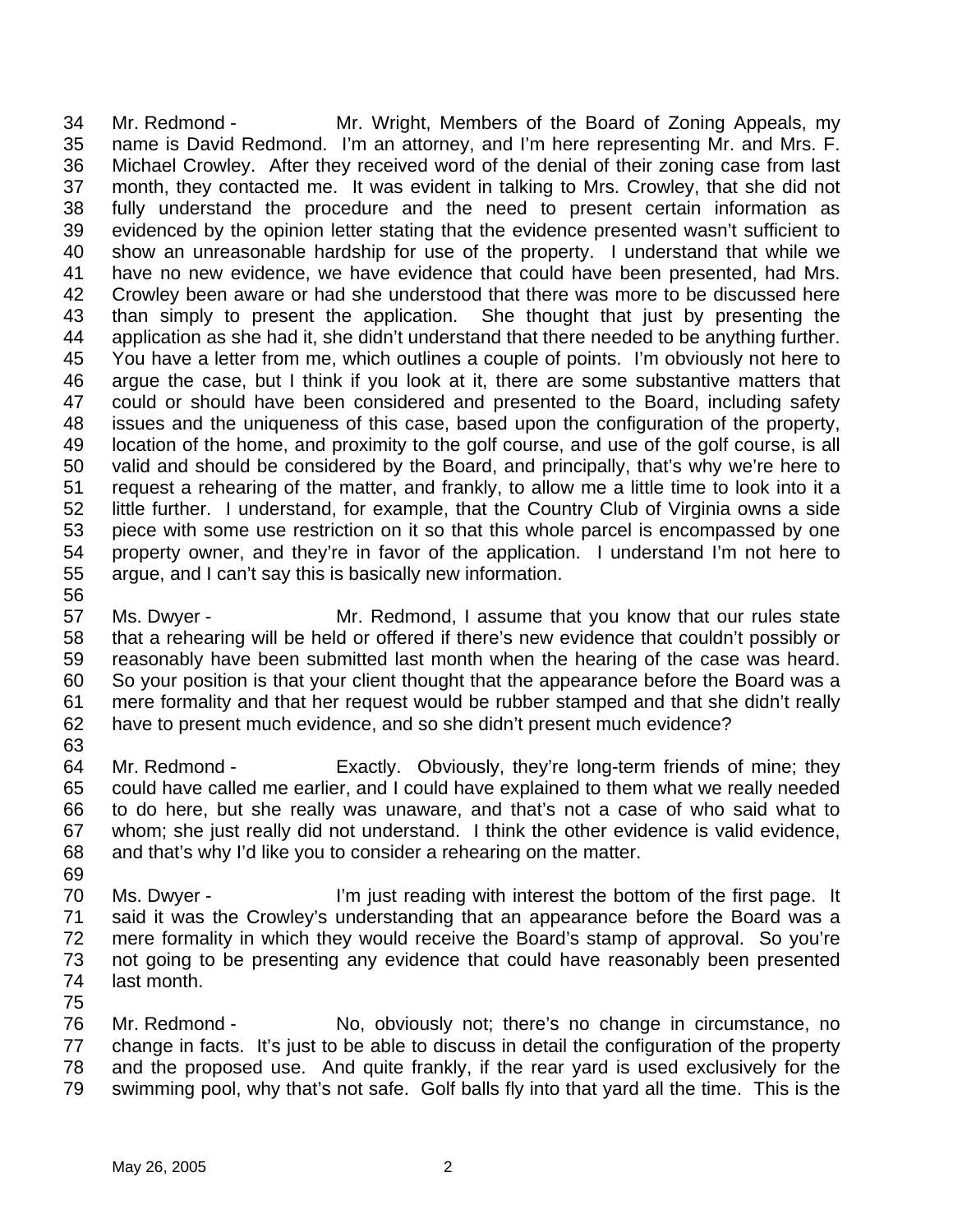Mr. Redmond - Mr. Wright, Members of the Board of Zoning Appeals, my name is David Redmond. I'm an attorney, and I'm here representing Mr. and Mrs. F. Michael Crowley. After they received word of the denial of their zoning case from last month, they contacted me. It was evident in talking to Mrs. Crowley, that she did not fully understand the procedure and the need to present certain information as evidenced by the opinion letter stating that the evidence presented wasn't sufficient to show an unreasonable hardship for use of the property. I understand that while we have no new evidence, we have evidence that could have been presented, had Mrs. Crowley been aware or had she understood that there was more to be discussed here than simply to present the application. She thought that just by presenting the application as she had it, she didn't understand that there needed to be anything further. You have a letter from me, which outlines a couple of points. I'm obviously not here to argue the case, but I think if you look at it, there are some substantive matters that could or should have been considered and presented to the Board, including safety issues and the uniqueness of this case, based upon the configuration of the property, location of the home, and proximity to the golf course, and use of the golf course, is all valid and should be considered by the Board, and principally, that's why we're here to request a rehearing of the matter, and frankly, to allow me a little time to look into it a little further. I understand, for example, that the Country Club of Virginia owns a side piece with some use restriction on it so that this whole parcel is encompassed by one property owner, and they're in favor of the application. I understand I'm not here to argue, and I can't say this is basically new information.

Ms. Dwyer - Mr. Redmond, I assume that you know that our rules state that a rehearing will be held or offered if there's new evidence that couldn't possibly or reasonably have been submitted last month when the hearing of the case was heard. So your position is that your client thought that the appearance before the Board was a mere formality and that her request would be rubber stamped and that she didn't really have to present much evidence, and so she didn't present much evidence?

Mr. Redmond - Exactly. Obviously, they're long-term friends of mine; they could have called me earlier, and I could have explained to them what we really needed to do here, but she really was unaware, and that's not a case of who said what to whom; she just really did not understand. I think the other evidence is valid evidence, and that's why I'd like you to consider a rehearing on the matter.

Ms. Dwyer - I'm just reading with interest the bottom of the first page. It said it was the Crowley's understanding that an appearance before the Board was a mere formality in which they would receive the Board's stamp of approval. So you're not going to be presenting any evidence that could have reasonably been presented last month.

Mr. Redmond - No, obviously not; there's no change in circumstance, no change in facts. It's just to be able to discuss in detail the configuration of the property and the proposed use. And quite frankly, if the rear yard is used exclusively for the swimming pool, why that's not safe. Golf balls fly into that yard all the time. This is the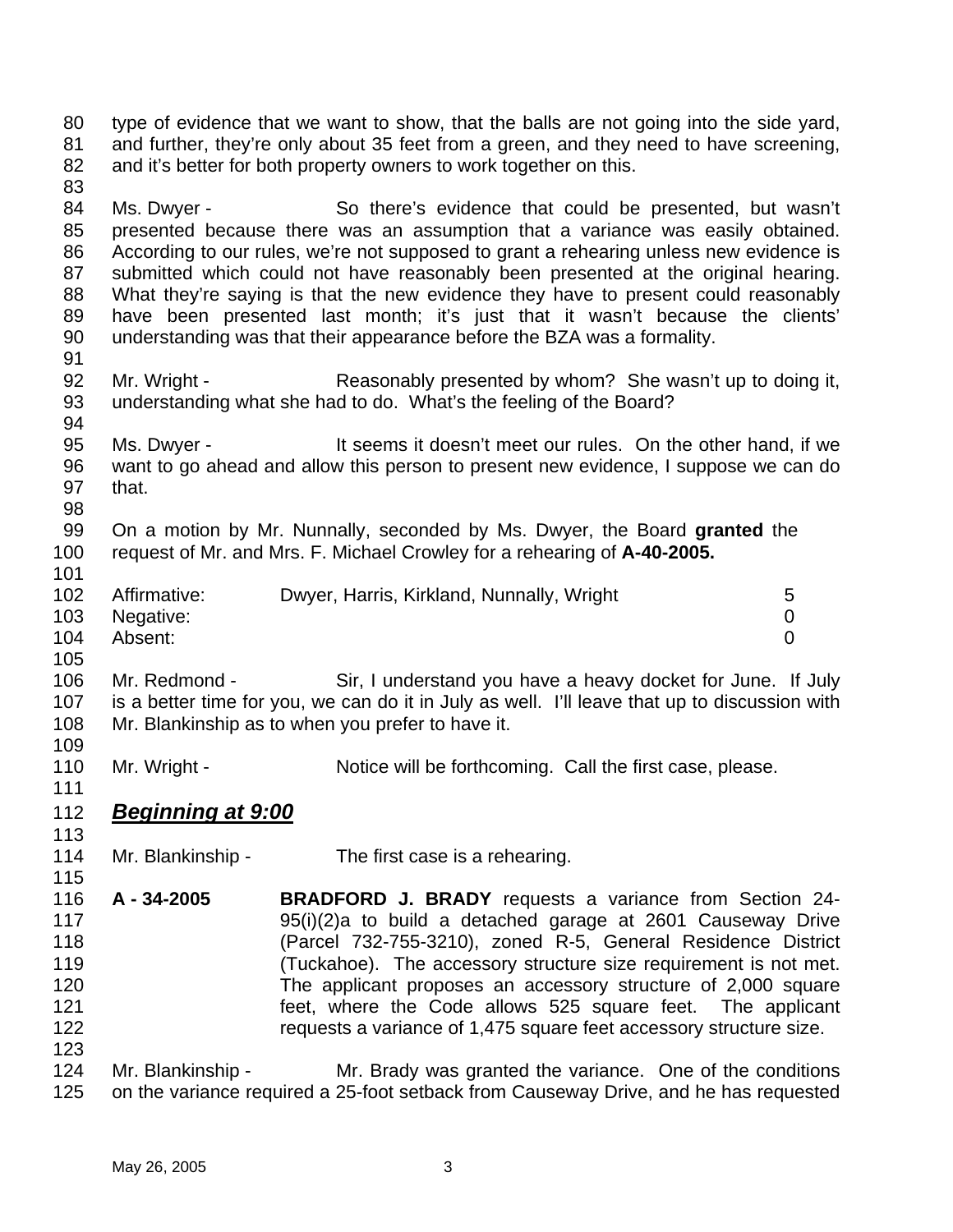type of evidence that we want to show, that the balls are not going into the side yard, and further, they're only about 35 feet from a green, and they need to have screening, and it's better for both property owners to work together on this.

Ms. Dwyer - So there's evidence that could be presented, but wasn't presented because there was an assumption that a variance was easily obtained. According to our rules, we're not supposed to grant a rehearing unless new evidence is submitted which could not have reasonably been presented at the original hearing. What they're saying is that the new evidence they have to present could reasonably have been presented last month; it's just that it wasn't because the clients' understanding was that their appearance before the BZA was a formality.

Mr. Wright - Reasonably presented by whom? She wasn't up to doing it, understanding what she had to do. What's the feeling of the Board?

Ms. Dwyer - It seems it doesn't meet our rules. On the other hand, if we want to go ahead and allow this person to present new evidence, I suppose we can do that.

On a motion by Mr. Nunnally, seconded by Ms. Dwyer, the Board **granted** the request of Mr. and Mrs. F. Michael Crowley for a rehearing of **A-40-2005.**

| | | |
|---|---|---|
| Affirmative: | Dwyer, Harris, Kirkland, Nunnally, Wright | 5 |
| Negative: | | 0 |
| Absent: | | 0 |

Mr. Redmond - Sir, I understand you have a heavy docket for June. If July is a better time for you, we can do it in July as well. I'll leave that up to discussion with Mr. Blankinship as to when you prefer to have it.

Mr. Wright - Notice will be forthcoming. Call the first case, please.

## ***Beginning at 9:00***

Mr. Blankinship - The first case is a rehearing.

**A - 34-2005** **BRADFORD J. BRADY** requests a variance from Section 24-95(i)(2)a to build a detached garage at 2601 Causeway Drive (Parcel 732-755-3210), zoned R-5, General Residence District (Tuckahoe). The accessory structure size requirement is not met. The applicant proposes an accessory structure of 2,000 square feet, where the Code allows 525 square feet. The applicant requests a variance of 1,475 square feet accessory structure size.

Mr. Blankinship - Mr. Brady was granted the variance. One of the conditions on the variance required a 25-foot setback from Causeway Drive, and he has requested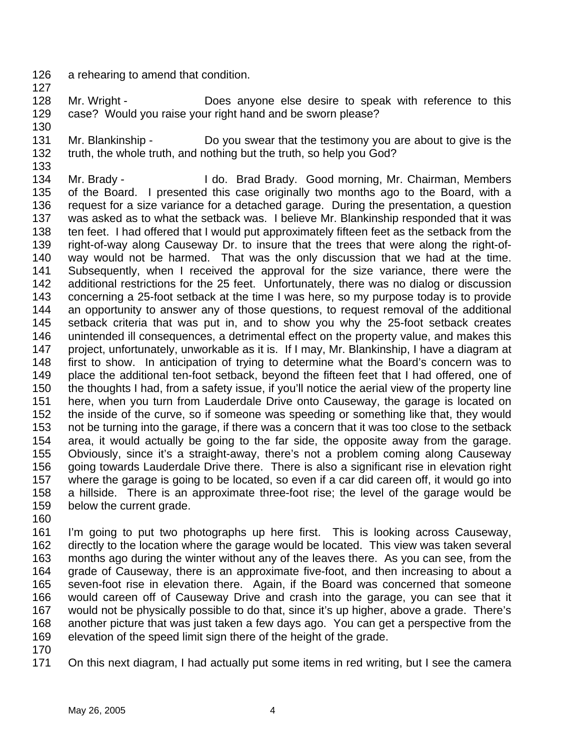a rehearing to amend that condition.

Mr. Wright - Does anyone else desire to speak with reference to this case? Would you raise your right hand and be sworn please?

Mr. Blankinship - Do you swear that the testimony you are about to give is the truth, the whole truth, and nothing but the truth, so help you God?

Mr. Brady - I do. Brad Brady. Good morning, Mr. Chairman, Members of the Board. I presented this case originally two months ago to the Board, with a request for a size variance for a detached garage. During the presentation, a question was asked as to what the setback was. I believe Mr. Blankinship responded that it was ten feet. I had offered that I would put approximately fifteen feet as the setback from the right-of-way along Causeway Dr. to insure that the trees that were along the right-of-way would not be harmed. That was the only discussion that we had at the time. Subsequently, when I received the approval for the size variance, there were the additional restrictions for the 25 feet. Unfortunately, there was no dialog or discussion concerning a 25-foot setback at the time I was here, so my purpose today is to provide an opportunity to answer any of those questions, to request removal of the additional setback criteria that was put in, and to show you why the 25-foot setback creates unintended ill consequences, a detrimental effect on the property value, and makes this project, unfortunately, unworkable as it is. If I may, Mr. Blankinship, I have a diagram at first to show. In anticipation of trying to determine what the Board's concern was to place the additional ten-foot setback, beyond the fifteen feet that I had offered, one of the thoughts I had, from a safety issue, if you'll notice the aerial view of the property line here, when you turn from Lauderdale Drive onto Causeway, the garage is located on the inside of the curve, so if someone was speeding or something like that, they would not be turning into the garage, if there was a concern that it was too close to the setback area, it would actually be going to the far side, the opposite away from the garage. Obviously, since it's a straight-away, there's not a problem coming along Causeway going towards Lauderdale Drive there. There is also a significant rise in elevation right where the garage is going to be located, so even if a car did careen off, it would go into a hillside. There is an approximate three-foot rise; the level of the garage would be below the current grade.

I'm going to put two photographs up here first. This is looking across Causeway, directly to the location where the garage would be located. This view was taken several months ago during the winter without any of the leaves there. As you can see, from the grade of Causeway, there is an approximate five-foot, and then increasing to about a seven-foot rise in elevation there. Again, if the Board was concerned that someone would careen off of Causeway Drive and crash into the garage, you can see that it would not be physically possible to do that, since it's up higher, above a grade. There's another picture that was just taken a few days ago. You can get a perspective from the elevation of the speed limit sign there of the height of the grade.

On this next diagram, I had actually put some items in red writing, but I see the camera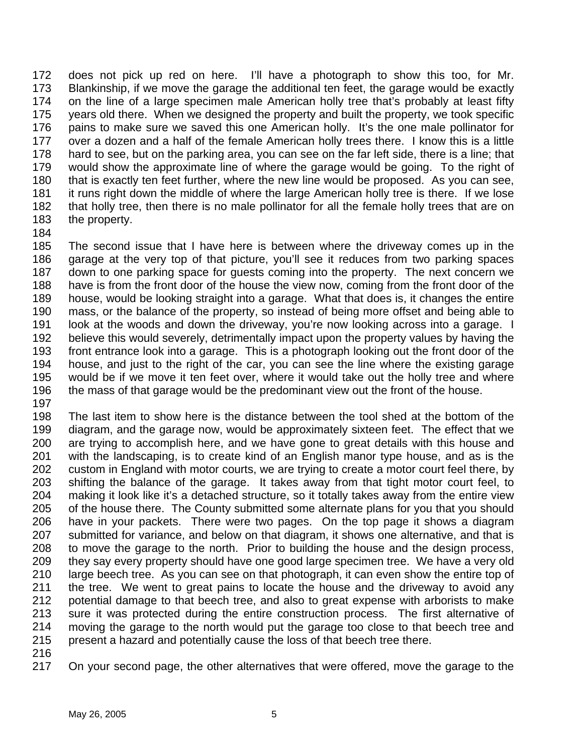172 does not pick up red on here. I'll have a photograph to show this too, for Mr.
173 Blankinship, if we move the garage the additional ten feet, the garage would be exactly
174 on the line of a large specimen male American holly tree that's probably at least fifty
175 years old there. When we designed the property and built the property, we took specific
176 pains to make sure we saved this one American holly. It's the one male pollinator for
177 over a dozen and a half of the female American holly trees there. I know this is a little
178 hard to see, but on the parking area, you can see on the far left side, there is a line; that
179 would show the approximate line of where the garage would be going. To the right of
180 that is exactly ten feet further, where the new line would be proposed. As you can see,
181 it runs right down the middle of where the large American holly tree is there. If we lose
182 that holly tree, then there is no male pollinator for all the female holly trees that are on
183 the property.
184
185 The second issue that I have here is between where the driveway comes up in the
186 garage at the very top of that picture, you'll see it reduces from two parking spaces
187 down to one parking space for guests coming into the property. The next concern we
188 have is from the front door of the house the view now, coming from the front door of the
189 house, would be looking straight into a garage. What that does is, it changes the entire
190 mass, or the balance of the property, so instead of being more offset and being able to
191 look at the woods and down the driveway, you're now looking across into a garage. I
192 believe this would severely, detrimentally impact upon the property values by having the
193 front entrance look into a garage. This is a photograph looking out the front door of the
194 house, and just to the right of the car, you can see the line where the existing garage
195 would be if we move it ten feet over, where it would take out the holly tree and where
196 the mass of that garage would be the predominant view out the front of the house.
197
198 The last item to show here is the distance between the tool shed at the bottom of the
199 diagram, and the garage now, would be approximately sixteen feet. The effect that we
200 are trying to accomplish here, and we have gone to great details with this house and
201 with the landscaping, is to create kind of an English manor type house, and as is the
202 custom in England with motor courts, we are trying to create a motor court feel there, by
203 shifting the balance of the garage. It takes away from that tight motor court feel, to
204 making it look like it's a detached structure, so it totally takes away from the entire view
205 of the house there. The County submitted some alternate plans for you that you should
206 have in your packets. There were two pages. On the top page it shows a diagram
207 submitted for variance, and below on that diagram, it shows one alternative, and that is
208 to move the garage to the north. Prior to building the house and the design process,
209 they say every property should have one good large specimen tree. We have a very old
210 large beech tree. As you can see on that photograph, it can even show the entire top of
211 the tree. We went to great pains to locate the house and the driveway to avoid any
212 potential damage to that beech tree, and also to great expense with arborists to make
213 sure it was protected during the entire construction process. The first alternative of
214 moving the garage to the north would put the garage too close to that beech tree and
215 present a hazard and potentially cause the loss of that beech tree there.
216
217 On your second page, the other alternatives that were offered, move the garage to the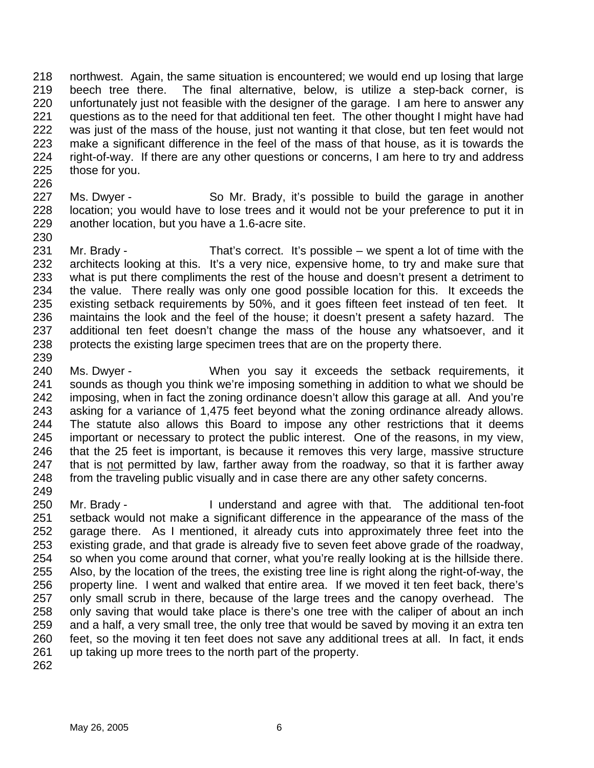northwest. Again, the same situation is encountered; we would end up losing that large beech tree there. The final alternative, below, is utilize a step-back corner, is unfortunately just not feasible with the designer of the garage. I am here to answer any questions as to the need for that additional ten feet. The other thought I might have had was just of the mass of the house, just not wanting it that close, but ten feet would not make a significant difference in the feel of the mass of that house, as it is towards the right-of-way. If there are any other questions or concerns, I am here to try and address those for you.

Ms. Dwyer - So Mr. Brady, it's possible to build the garage in another location; you would have to lose trees and it would not be your preference to put it in another location, but you have a 1.6-acre site.

Mr. Brady - That's correct. It's possible – we spent a lot of time with the architects looking at this. It's a very nice, expensive home, to try and make sure that what is put there compliments the rest of the house and doesn't present a detriment to the value. There really was only one good possible location for this. It exceeds the existing setback requirements by 50%, and it goes fifteen feet instead of ten feet. It maintains the look and the feel of the house; it doesn't present a safety hazard. The additional ten feet doesn't change the mass of the house any whatsoever, and it protects the existing large specimen trees that are on the property there.

Ms. Dwyer - When you say it exceeds the setback requirements, it sounds as though you think we're imposing something in addition to what we should be imposing, when in fact the zoning ordinance doesn't allow this garage at all. And you're asking for a variance of 1,475 feet beyond what the zoning ordinance already allows. The statute also allows this Board to impose any other restrictions that it deems important or necessary to protect the public interest. One of the reasons, in my view, that the 25 feet is important, is because it removes this very large, massive structure that is <u>not</u> permitted by law, farther away from the roadway, so that it is farther away from the traveling public visually and in case there are any other safety concerns.

Mr. Brady - I understand and agree with that. The additional ten-foot setback would not make a significant difference in the appearance of the mass of the garage there. As I mentioned, it already cuts into approximately three feet into the existing grade, and that grade is already five to seven feet above grade of the roadway, so when you come around that corner, what you're really looking at is the hillside there. Also, by the location of the trees, the existing tree line is right along the right-of-way, the property line. I went and walked that entire area. If we moved it ten feet back, there's only small scrub in there, because of the large trees and the canopy overhead. The only saving that would take place is there's one tree with the caliper of about an inch and a half, a very small tree, the only tree that would be saved by moving it an extra ten feet, so the moving it ten feet does not save any additional trees at all. In fact, it ends up taking up more trees to the north part of the property.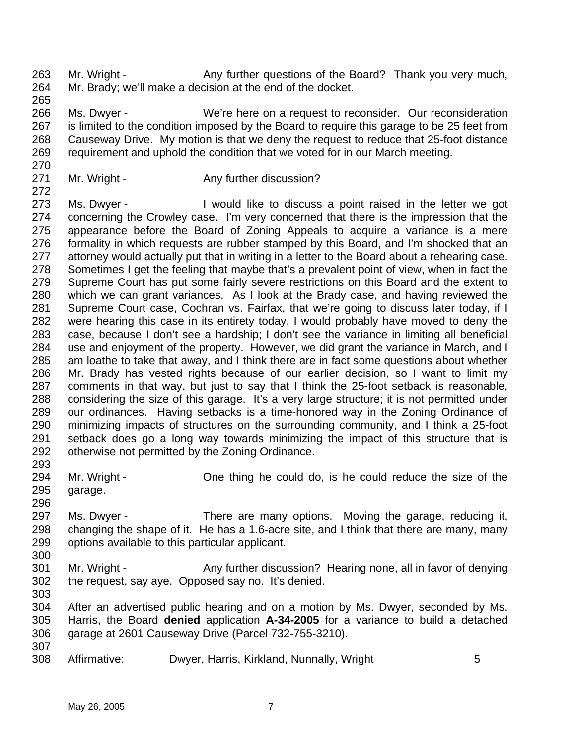Mr. Wright - Any further questions of the Board? Thank you very much, Mr. Brady; we'll make a decision at the end of the docket.

Ms. Dwyer - We're here on a request to reconsider. Our reconsideration is limited to the condition imposed by the Board to require this garage to be 25 feet from Causeway Drive. My motion is that we deny the request to reduce that 25-foot distance requirement and uphold the condition that we voted for in our March meeting.

Mr. Wright - Any further discussion?

Ms. Dwyer - I would like to discuss a point raised in the letter we got concerning the Crowley case. I'm very concerned that there is the impression that the appearance before the Board of Zoning Appeals to acquire a variance is a mere formality in which requests are rubber stamped by this Board, and I'm shocked that an attorney would actually put that in writing in a letter to the Board about a rehearing case. Sometimes I get the feeling that maybe that's a prevalent point of view, when in fact the Supreme Court has put some fairly severe restrictions on this Board and the extent to which we can grant variances. As I look at the Brady case, and having reviewed the Supreme Court case, Cochran vs. Fairfax, that we're going to discuss later today, if I were hearing this case in its entirety today, I would probably have moved to deny the case, because I don't see a hardship; I don't see the variance in limiting all beneficial use and enjoyment of the property. However, we did grant the variance in March, and I am loathe to take that away, and I think there are in fact some questions about whether Mr. Brady has vested rights because of our earlier decision, so I want to limit my comments in that way, but just to say that I think the 25-foot setback is reasonable, considering the size of this garage. It's a very large structure; it is not permitted under our ordinances. Having setbacks is a time-honored way in the Zoning Ordinance of minimizing impacts of structures on the surrounding community, and I think a 25-foot setback does go a long way towards minimizing the impact of this structure that is otherwise not permitted by the Zoning Ordinance.

Mr. Wright - One thing he could do, is he could reduce the size of the garage.

Ms. Dwyer - There are many options. Moving the garage, reducing it, changing the shape of it. He has a 1.6-acre site, and I think that there are many, many options available to this particular applicant.

Mr. Wright - Any further discussion? Hearing none, all in favor of denying the request, say aye. Opposed say no. It's denied.

After an advertised public hearing and on a motion by Ms. Dwyer, seconded by Ms. Harris, the Board **denied** application **A-34-2005** for a variance to build a detached garage at 2601 Causeway Drive (Parcel 732-755-3210).

Affirmative: Dwyer, Harris, Kirkland, Nunnally, Wright 5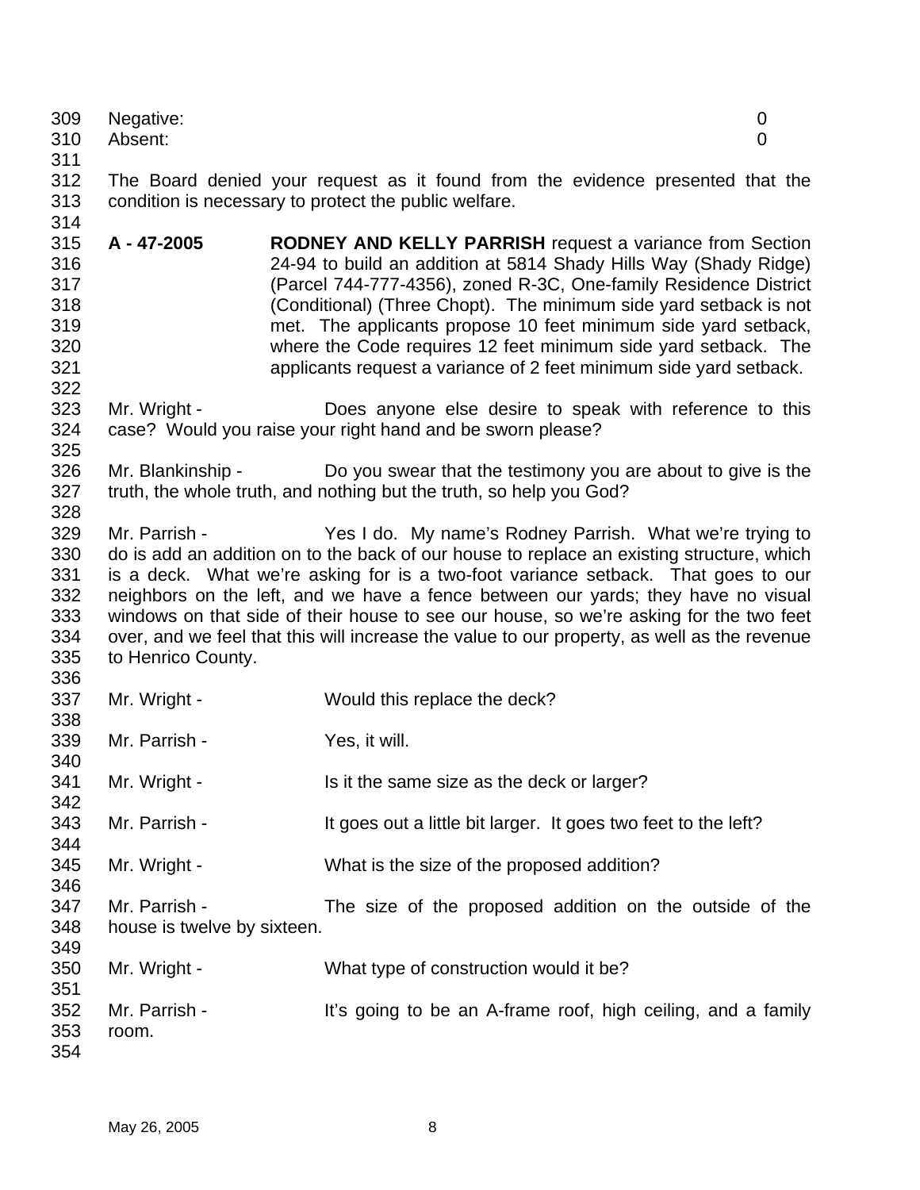Negative: 0
Absent: 0

The Board denied your request as it found from the evidence presented that the condition is necessary to protect the public welfare.

**A - 47-2005** **RODNEY AND KELLY PARRISH** request a variance from Section 24-94 to build an addition at 5814 Shady Hills Way (Shady Ridge) (Parcel 744-777-4356), zoned R-3C, One-family Residence District (Conditional) (Three Chopt). The minimum side yard setback is not met. The applicants propose 10 feet minimum side yard setback, where the Code requires 12 feet minimum side yard setback. The applicants request a variance of 2 feet minimum side yard setback.

Mr. Wright - Does anyone else desire to speak with reference to this case? Would you raise your right hand and be sworn please?

Mr. Blankinship - Do you swear that the testimony you are about to give is the truth, the whole truth, and nothing but the truth, so help you God?

Mr. Parrish - Yes I do. My name's Rodney Parrish. What we're trying to do is add an addition on to the back of our house to replace an existing structure, which is a deck. What we're asking for is a two-foot variance setback. That goes to our neighbors on the left, and we have a fence between our yards; they have no visual windows on that side of their house to see our house, so we're asking for the two feet over, and we feel that this will increase the value to our property, as well as the revenue to Henrico County.

Mr. Wright - Would this replace the deck?

Mr. Parrish - Yes, it will.

Mr. Wright - Is it the same size as the deck or larger?

Mr. Parrish - It goes out a little bit larger. It goes two feet to the left?

Mr. Wright - What is the size of the proposed addition?

Mr. Parrish - The size of the proposed addition on the outside of the house is twelve by sixteen.

Mr. Wright - What type of construction would it be?

Mr. Parrish - It's going to be an A-frame roof, high ceiling, and a family room.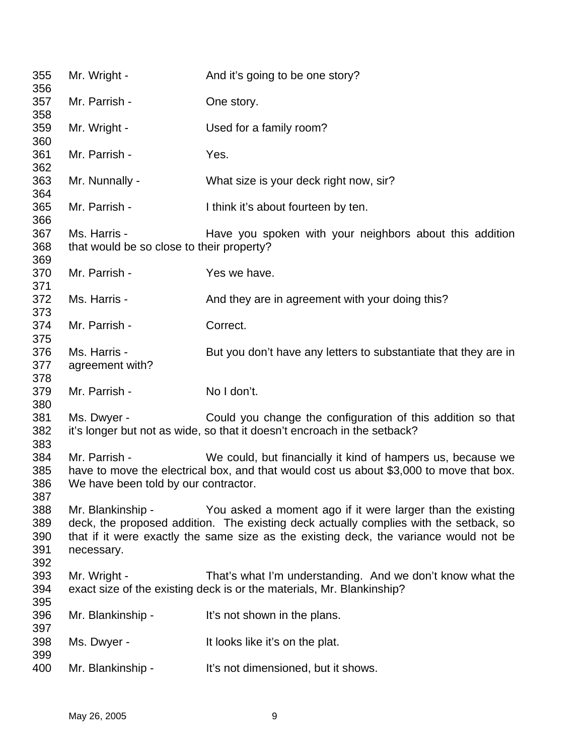355 Mr. Wright - And it's going to be one story?
356
357 Mr. Parrish - One story.
358
359 Mr. Wright - Used for a family room?
360
361 Mr. Parrish - Yes.
362
363 Mr. Nunnally - What size is your deck right now, sir?
364
365 Mr. Parrish - I think it's about fourteen by ten.
366
367 Ms. Harris - Have you spoken with your neighbors about this addition
368 that would be so close to their property?
369
370 Mr. Parrish - Yes we have.
371
372 Ms. Harris - And they are in agreement with your doing this?
373
374 Mr. Parrish - Correct.
375
376 Ms. Harris - But you don't have any letters to substantiate that they are in
377 agreement with?
378
379 Mr. Parrish - No I don't.
380
381 Ms. Dwyer - Could you change the configuration of this addition so that
382 it's longer but not as wide, so that it doesn't encroach in the setback?
383
384 Mr. Parrish - We could, but financially it kind of hampers us, because we
385 have to move the electrical box, and that would cost us about $3,000 to move that box.
386 We have been told by our contractor.
387
388 Mr. Blankinship - You asked a moment ago if it were larger than the existing
389 deck, the proposed addition. The existing deck actually complies with the setback, so
390 that if it were exactly the same size as the existing deck, the variance would not be
391 necessary.
392
393 Mr. Wright - That's what I'm understanding. And we don't know what the
394 exact size of the existing deck is or the materials, Mr. Blankinship?
395
396 Mr. Blankinship - It's not shown in the plans.
397
398 Ms. Dwyer - It looks like it's on the plat.
399
400 Mr. Blankinship - It's not dimensioned, but it shows.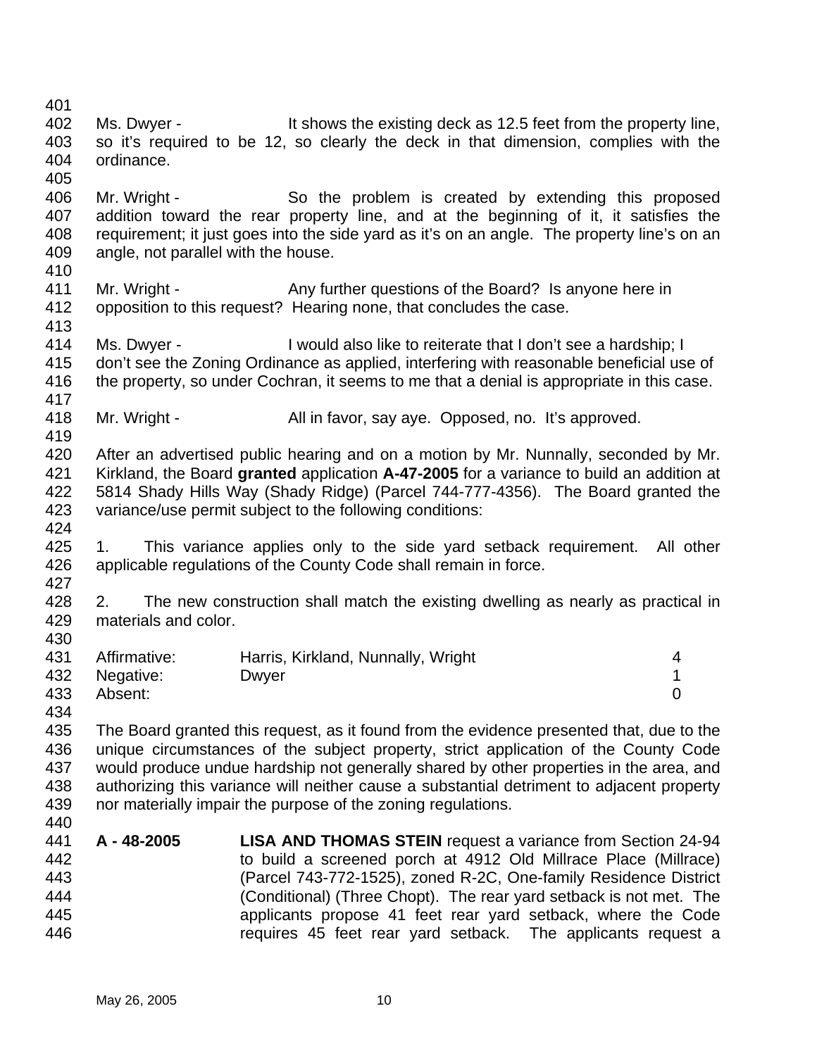Ms. Dwyer - It shows the existing deck as 12.5 feet from the property line, so it's required to be 12, so clearly the deck in that dimension, complies with the ordinance.

Mr. Wright - So the problem is created by extending this proposed addition toward the rear property line, and at the beginning of it, it satisfies the requirement; it just goes into the side yard as it's on an angle. The property line's on an angle, not parallel with the house.

Mr. Wright - Any further questions of the Board? Is anyone here in opposition to this request? Hearing none, that concludes the case.

Ms. Dwyer - I would also like to reiterate that I don't see a hardship; I don't see the Zoning Ordinance as applied, interfering with reasonable beneficial use of the property, so under Cochran, it seems to me that a denial is appropriate in this case.

Mr. Wright - All in favor, say aye. Opposed, no. It's approved.

After an advertised public hearing and on a motion by Mr. Nunnally, seconded by Mr. Kirkland, the Board **granted** application **A-47-2005** for a variance to build an addition at 5814 Shady Hills Way (Shady Ridge) (Parcel 744-777-4356). The Board granted the variance/use permit subject to the following conditions:

1. This variance applies only to the side yard setback requirement. All other applicable regulations of the County Code shall remain in force.

2. The new construction shall match the existing dwelling as nearly as practical in materials and color.

| | | |
|---|---|---|
| Affirmative: | Harris, Kirkland, Nunnally, Wright | 4 |
| Negative: | Dwyer | 1 |
| Absent: | | 0 |

The Board granted this request, as it found from the evidence presented that, due to the unique circumstances of the subject property, strict application of the County Code would produce undue hardship not generally shared by other properties in the area, and authorizing this variance will neither cause a substantial detriment to adjacent property nor materially impair the purpose of the zoning regulations.

**A - 48-2005** **LISA AND THOMAS STEIN** request a variance from Section 24-94 to build a screened porch at 4912 Old Millrace Place (Millrace) (Parcel 743-772-1525), zoned R-2C, One-family Residence District (Conditional) (Three Chopt). The rear yard setback is not met. The applicants propose 41 feet rear yard setback, where the Code requires 45 feet rear yard setback. The applicants request a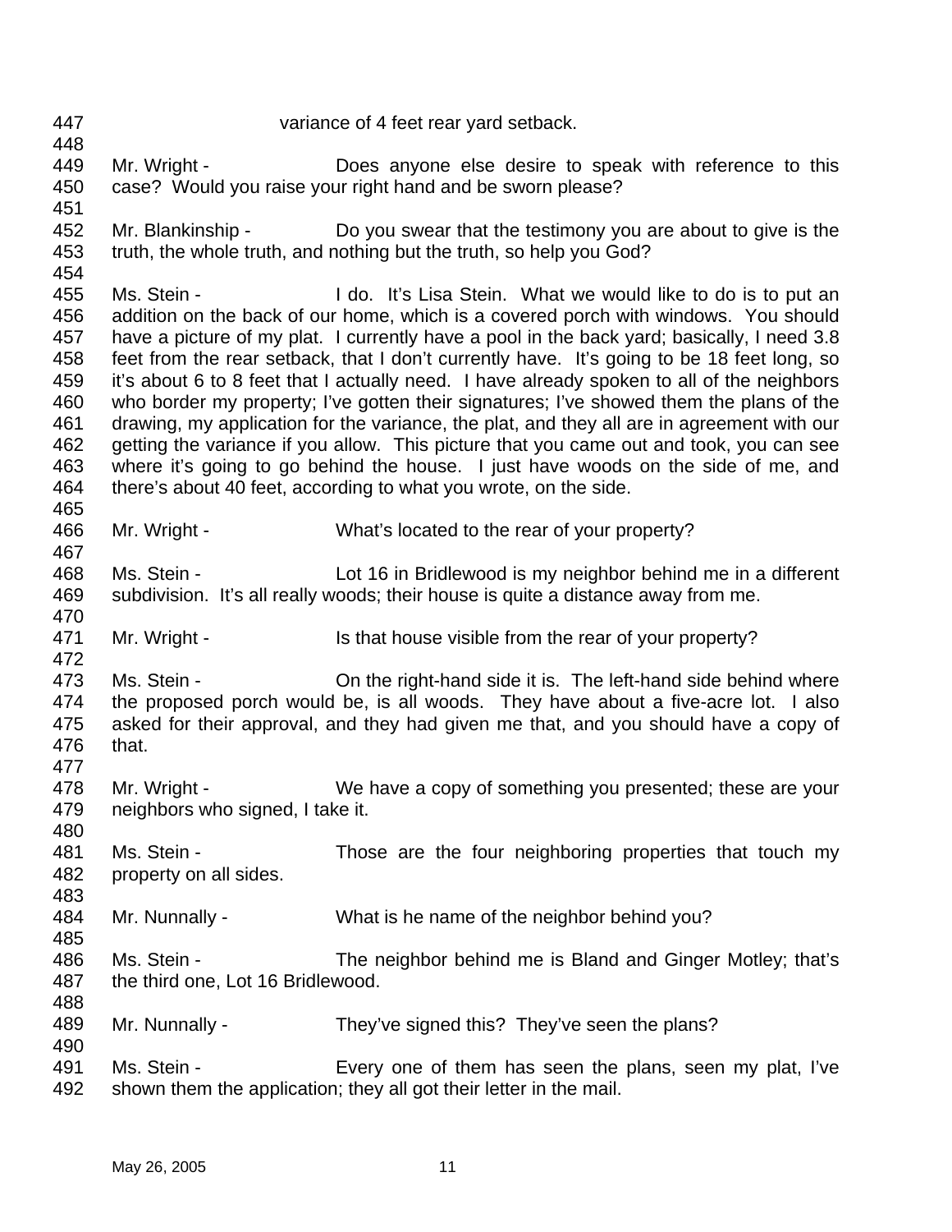variance of 4 feet rear yard setback.

Mr. Wright - Does anyone else desire to speak with reference to this case? Would you raise your right hand and be sworn please?

Mr. Blankinship - Do you swear that the testimony you are about to give is the truth, the whole truth, and nothing but the truth, so help you God?

Ms. Stein - I do. It's Lisa Stein. What we would like to do is to put an addition on the back of our home, which is a covered porch with windows. You should have a picture of my plat. I currently have a pool in the back yard; basically, I need 3.8 feet from the rear setback, that I don't currently have. It's going to be 18 feet long, so it's about 6 to 8 feet that I actually need. I have already spoken to all of the neighbors who border my property; I've gotten their signatures; I've showed them the plans of the drawing, my application for the variance, the plat, and they all are in agreement with our getting the variance if you allow. This picture that you came out and took, you can see where it's going to go behind the house. I just have woods on the side of me, and there's about 40 feet, according to what you wrote, on the side.

Mr. Wright - What's located to the rear of your property?

Ms. Stein - Lot 16 in Bridlewood is my neighbor behind me in a different subdivision. It's all really woods; their house is quite a distance away from me.

Mr. Wright - Is that house visible from the rear of your property?

Ms. Stein - On the right-hand side it is. The left-hand side behind where the proposed porch would be, is all woods. They have about a five-acre lot. I also asked for their approval, and they had given me that, and you should have a copy of that.

Mr. Wright - We have a copy of something you presented; these are your neighbors who signed, I take it.

Ms. Stein - Those are the four neighboring properties that touch my property on all sides.

Mr. Nunnally - What is he name of the neighbor behind you?

Ms. Stein - The neighbor behind me is Bland and Ginger Motley; that's the third one, Lot 16 Bridlewood.

Mr. Nunnally - They've signed this? They've seen the plans?

Ms. Stein - Every one of them has seen the plans, seen my plat, I've shown them the application; they all got their letter in the mail.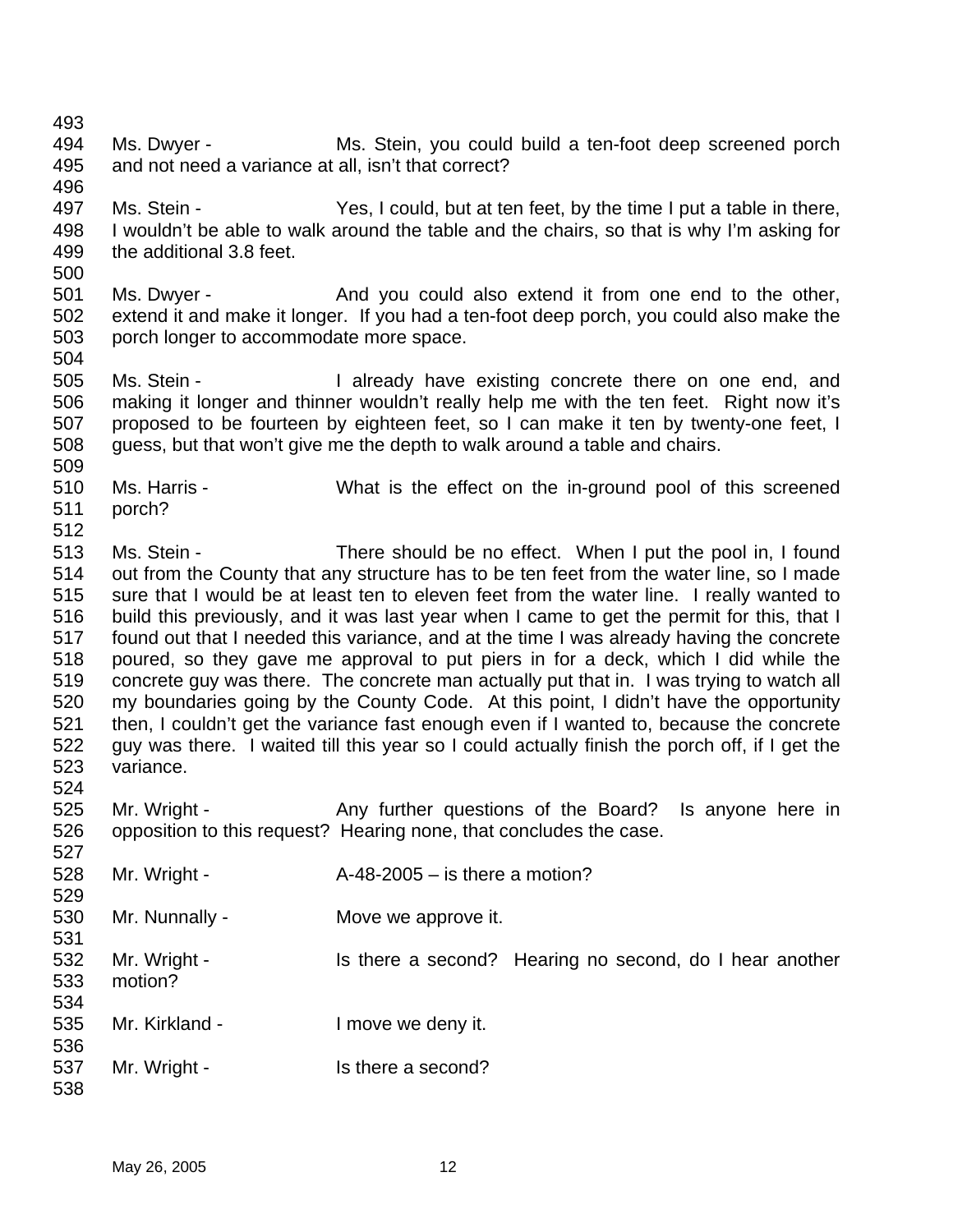Ms. Dwyer - Ms. Stein, you could build a ten-foot deep screened porch and not need a variance at all, isn't that correct?

Ms. Stein - Yes, I could, but at ten feet, by the time I put a table in there, I wouldn't be able to walk around the table and the chairs, so that is why I'm asking for the additional 3.8 feet.

Ms. Dwyer - And you could also extend it from one end to the other, extend it and make it longer. If you had a ten-foot deep porch, you could also make the porch longer to accommodate more space.

Ms. Stein - I already have existing concrete there on one end, and making it longer and thinner wouldn't really help me with the ten feet. Right now it's proposed to be fourteen by eighteen feet, so I can make it ten by twenty-one feet, I guess, but that won't give me the depth to walk around a table and chairs.

Ms. Harris - What is the effect on the in-ground pool of this screened porch?

Ms. Stein - There should be no effect. When I put the pool in, I found out from the County that any structure has to be ten feet from the water line, so I made sure that I would be at least ten to eleven feet from the water line. I really wanted to build this previously, and it was last year when I came to get the permit for this, that I found out that I needed this variance, and at the time I was already having the concrete poured, so they gave me approval to put piers in for a deck, which I did while the concrete guy was there. The concrete man actually put that in. I was trying to watch all my boundaries going by the County Code. At this point, I didn't have the opportunity then, I couldn't get the variance fast enough even if I wanted to, because the concrete guy was there. I waited till this year so I could actually finish the porch off, if I get the variance.

Mr. Wright - Any further questions of the Board? Is anyone here in opposition to this request? Hearing none, that concludes the case.

Mr. Wright - A-48-2005 – is there a motion?

Mr. Nunnally - Move we approve it.

Mr. Wright - Is there a second? Hearing no second, do I hear another motion?

Mr. Kirkland - I move we deny it.

Mr. Wright - Is there a second?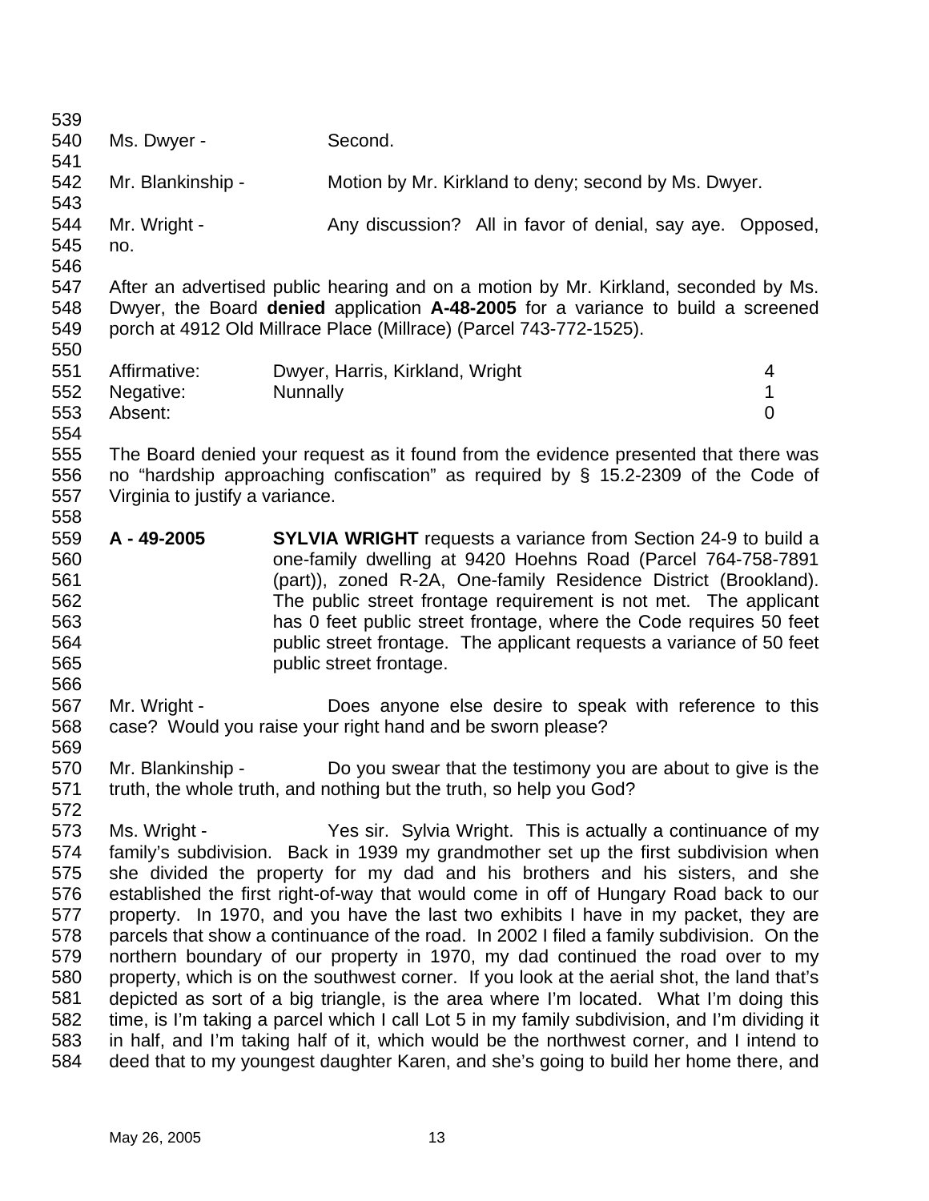Ms. Dwyer - Second.

Mr. Blankinship - Motion by Mr. Kirkland to deny; second by Ms. Dwyer.

Mr. Wright - Any discussion? All in favor of denial, say aye. Opposed, no.

After an advertised public hearing and on a motion by Mr. Kirkland, seconded by Ms. Dwyer, the Board **denied** application **A-48-2005** for a variance to build a screened porch at 4912 Old Millrace Place (Millrace) (Parcel 743-772-1525).

| | | |
|---|---|---|
| Affirmative: | Dwyer, Harris, Kirkland, Wright | 4 |
| Negative: | Nunnally | 1 |
| Absent: | | 0 |

The Board denied your request as it found from the evidence presented that there was no "hardship approaching confiscation" as required by § 15.2-2309 of the Code of Virginia to justify a variance.

**A - 49-2005** **SYLVIA WRIGHT** requests a variance from Section 24-9 to build a one-family dwelling at 9420 Hoehns Road (Parcel 764-758-7891 (part)), zoned R-2A, One-family Residence District (Brookland). The public street frontage requirement is not met. The applicant has 0 feet public street frontage, where the Code requires 50 feet public street frontage. The applicant requests a variance of 50 feet public street frontage.

Mr. Wright - Does anyone else desire to speak with reference to this case? Would you raise your right hand and be sworn please?

Mr. Blankinship - Do you swear that the testimony you are about to give is the truth, the whole truth, and nothing but the truth, so help you God?

Ms. Wright - Yes sir. Sylvia Wright. This is actually a continuance of my family's subdivision. Back in 1939 my grandmother set up the first subdivision when she divided the property for my dad and his brothers and his sisters, and she established the first right-of-way that would come in off of Hungary Road back to our property. In 1970, and you have the last two exhibits I have in my packet, they are parcels that show a continuance of the road. In 2002 I filed a family subdivision. On the northern boundary of our property in 1970, my dad continued the road over to my property, which is on the southwest corner. If you look at the aerial shot, the land that's depicted as sort of a big triangle, is the area where I'm located. What I'm doing this time, is I'm taking a parcel which I call Lot 5 in my family subdivision, and I'm dividing it in half, and I'm taking half of it, which would be the northwest corner, and I intend to deed that to my youngest daughter Karen, and she's going to build her home there, and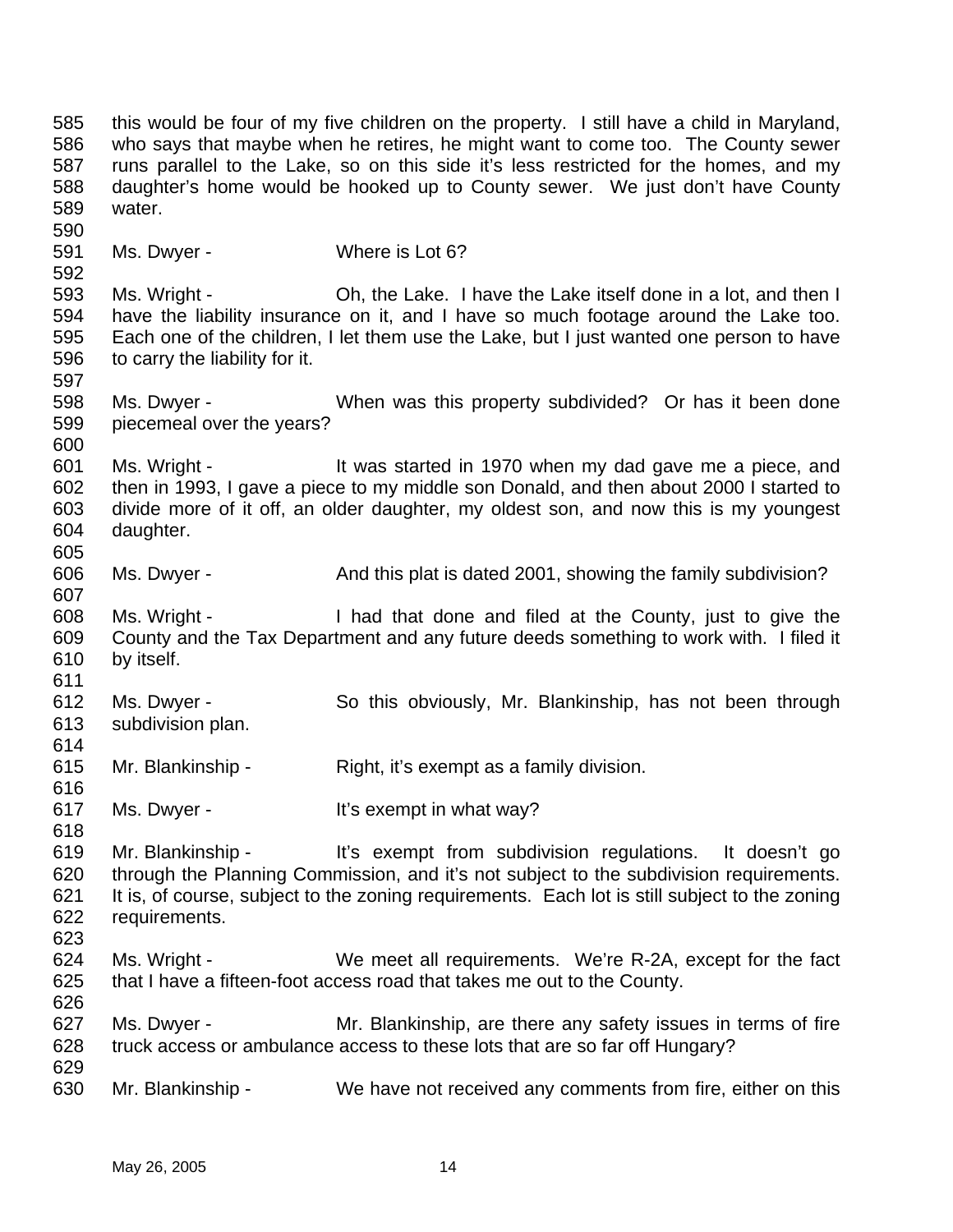this would be four of my five children on the property. I still have a child in Maryland, who says that maybe when he retires, he might want to come too. The County sewer runs parallel to the Lake, so on this side it's less restricted for the homes, and my daughter's home would be hooked up to County sewer. We just don't have County water.

Ms. Dwyer - Where is Lot 6?

Ms. Wright - Oh, the Lake. I have the Lake itself done in a lot, and then I have the liability insurance on it, and I have so much footage around the Lake too. Each one of the children, I let them use the Lake, but I just wanted one person to have to carry the liability for it.

Ms. Dwyer - When was this property subdivided? Or has it been done piecemeal over the years?

Ms. Wright - It was started in 1970 when my dad gave me a piece, and then in 1993, I gave a piece to my middle son Donald, and then about 2000 I started to divide more of it off, an older daughter, my oldest son, and now this is my youngest daughter.

Ms. Dwyer - And this plat is dated 2001, showing the family subdivision?

Ms. Wright - I had that done and filed at the County, just to give the County and the Tax Department and any future deeds something to work with. I filed it by itself.

Ms. Dwyer - So this obviously, Mr. Blankinship, has not been through subdivision plan.

Mr. Blankinship - Right, it's exempt as a family division.

Ms. Dwyer - It's exempt in what way?

Mr. Blankinship - It's exempt from subdivision regulations. It doesn't go through the Planning Commission, and it's not subject to the subdivision requirements. It is, of course, subject to the zoning requirements. Each lot is still subject to the zoning requirements.

Ms. Wright - We meet all requirements. We're R-2A, except for the fact that I have a fifteen-foot access road that takes me out to the County.

Ms. Dwyer - Mr. Blankinship, are there any safety issues in terms of fire truck access or ambulance access to these lots that are so far off Hungary?

Mr. Blankinship - We have not received any comments from fire, either on this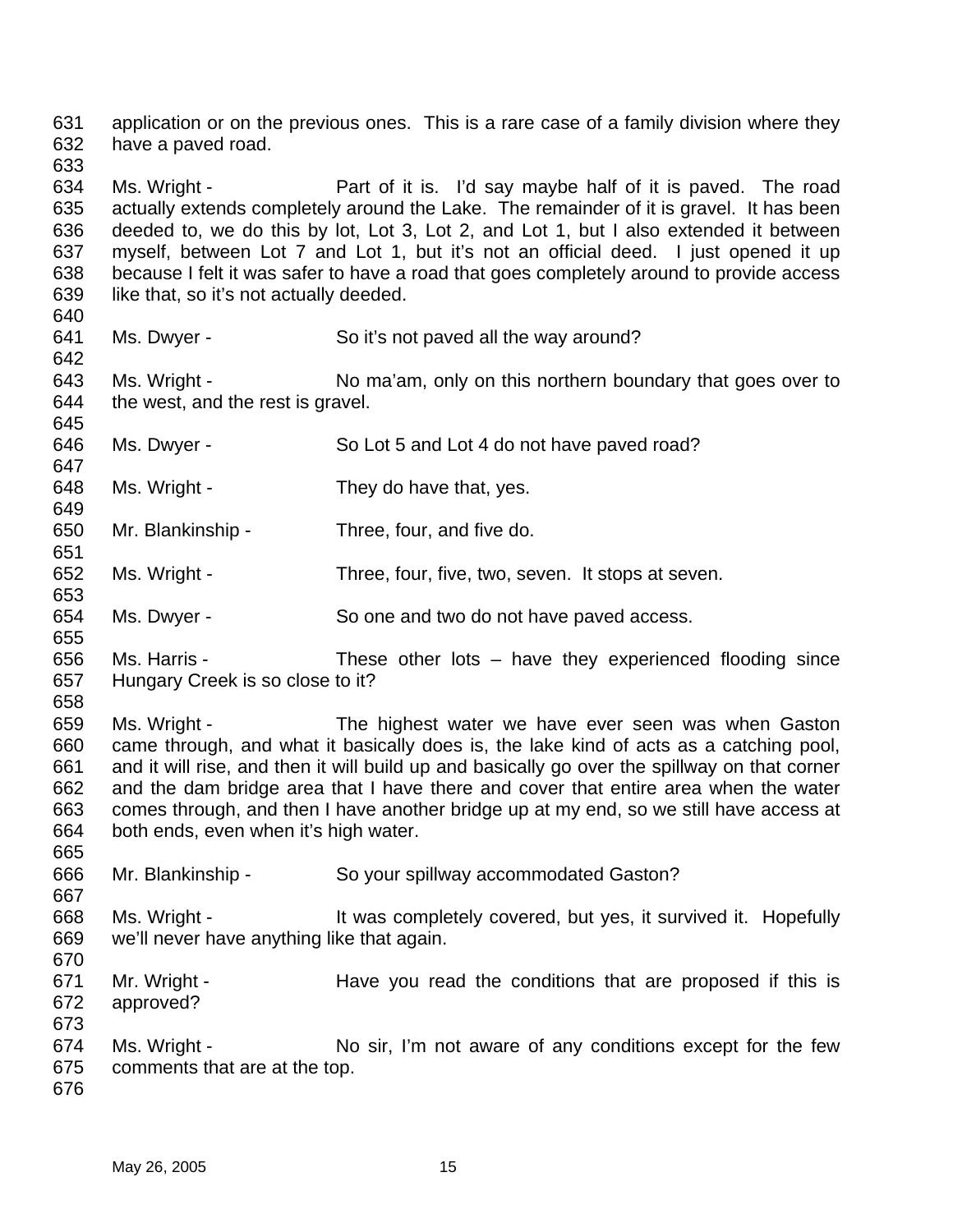application or on the previous ones. This is a rare case of a family division where they have a paved road.

Ms. Wright - Part of it is. I'd say maybe half of it is paved. The road actually extends completely around the Lake. The remainder of it is gravel. It has been deeded to, we do this by lot, Lot 3, Lot 2, and Lot 1, but I also extended it between myself, between Lot 7 and Lot 1, but it's not an official deed. I just opened it up because I felt it was safer to have a road that goes completely around to provide access like that, so it's not actually deeded.

Ms. Dwyer - So it's not paved all the way around?

Ms. Wright - No ma'am, only on this northern boundary that goes over to the west, and the rest is gravel.

Ms. Dwyer - So Lot 5 and Lot 4 do not have paved road?

Ms. Wright - They do have that, yes.

Mr. Blankinship - Three, four, and five do.

Ms. Wright - Three, four, five, two, seven. It stops at seven.

Ms. Dwyer - So one and two do not have paved access.

Ms. Harris - These other lots – have they experienced flooding since Hungary Creek is so close to it?

Ms. Wright - The highest water we have ever seen was when Gaston came through, and what it basically does is, the lake kind of acts as a catching pool, and it will rise, and then it will build up and basically go over the spillway on that corner and the dam bridge area that I have there and cover that entire area when the water comes through, and then I have another bridge up at my end, so we still have access at both ends, even when it's high water.

Mr. Blankinship - So your spillway accommodated Gaston?

Ms. Wright - It was completely covered, but yes, it survived it. Hopefully we'll never have anything like that again.

Mr. Wright - Have you read the conditions that are proposed if this is approved?

Ms. Wright - No sir, I'm not aware of any conditions except for the few comments that are at the top.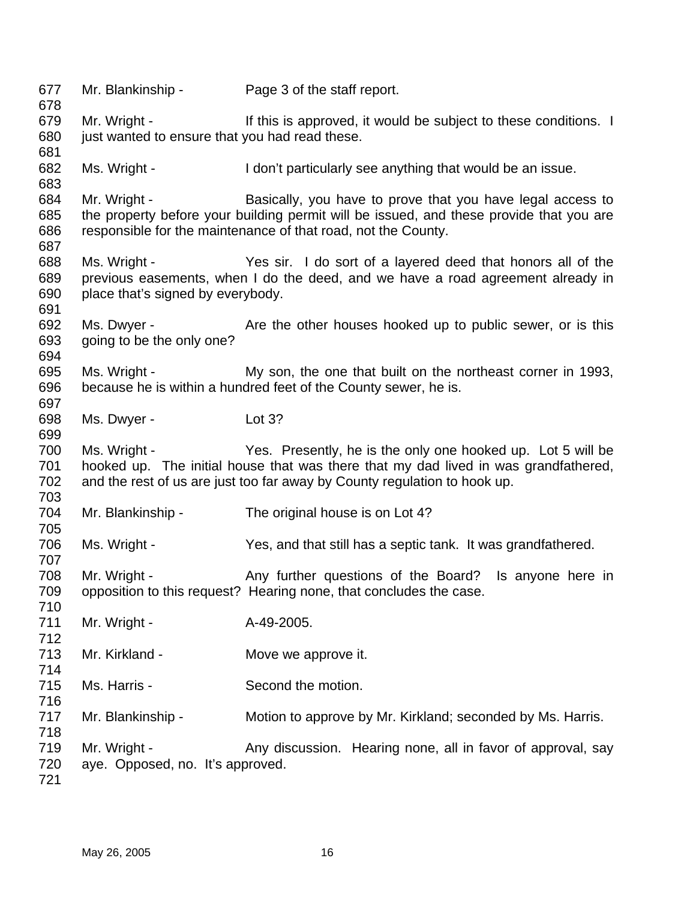677 Mr. Blankinship - Page 3 of the staff report.
678
679 Mr. Wright - If this is approved, it would be subject to these conditions. I
680 just wanted to ensure that you had read these.
681
682 Ms. Wright - I don't particularly see anything that would be an issue.
683
684 Mr. Wright - Basically, you have to prove that you have legal access to
685 the property before your building permit will be issued, and these provide that you are
686 responsible for the maintenance of that road, not the County.
687
688 Ms. Wright - Yes sir. I do sort of a layered deed that honors all of the
689 previous easements, when I do the deed, and we have a road agreement already in
690 place that's signed by everybody.
691
692 Ms. Dwyer - Are the other houses hooked up to public sewer, or is this
693 going to be the only one?
694
695 Ms. Wright - My son, the one that built on the northeast corner in 1993,
696 because he is within a hundred feet of the County sewer, he is.
697
698 Ms. Dwyer - Lot 3?
699
700 Ms. Wright - Yes. Presently, he is the only one hooked up. Lot 5 will be
701 hooked up. The initial house that was there that my dad lived in was grandfathered,
702 and the rest of us are just too far away by County regulation to hook up.
703
704 Mr. Blankinship - The original house is on Lot 4?
705
706 Ms. Wright - Yes, and that still has a septic tank. It was grandfathered.
707
708 Mr. Wright - Any further questions of the Board? Is anyone here in
709 opposition to this request? Hearing none, that concludes the case.
710
711 Mr. Wright - A-49-2005.
712
713 Mr. Kirkland - Move we approve it.
714
715 Ms. Harris - Second the motion.
716
717 Mr. Blankinship - Motion to approve by Mr. Kirkland; seconded by Ms. Harris.
718
719 Mr. Wright - Any discussion. Hearing none, all in favor of approval, say
720 aye. Opposed, no. It's approved.
721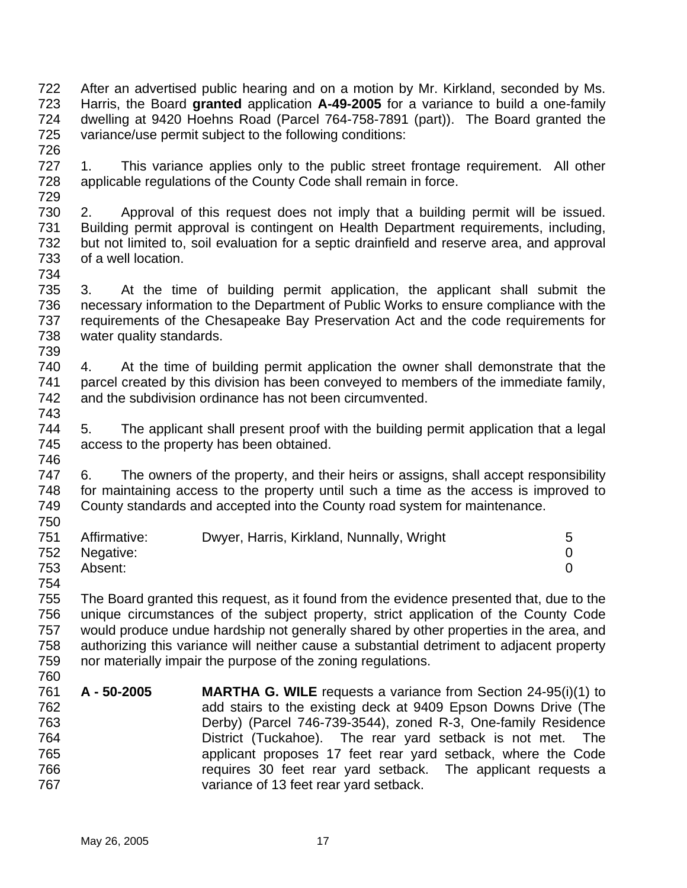After an advertised public hearing and on a motion by Mr. Kirkland, seconded by Ms. Harris, the Board **granted** application **A-49-2005** for a variance to build a one-family dwelling at 9420 Hoehns Road (Parcel 764-758-7891 (part)). The Board granted the variance/use permit subject to the following conditions:

1. This variance applies only to the public street frontage requirement. All other applicable regulations of the County Code shall remain in force.

2. Approval of this request does not imply that a building permit will be issued. Building permit approval is contingent on Health Department requirements, including, but not limited to, soil evaluation for a septic drainfield and reserve area, and approval of a well location.

3. At the time of building permit application, the applicant shall submit the necessary information to the Department of Public Works to ensure compliance with the requirements of the Chesapeake Bay Preservation Act and the code requirements for water quality standards.

4. At the time of building permit application the owner shall demonstrate that the parcel created by this division has been conveyed to members of the immediate family, and the subdivision ordinance has not been circumvented.

5. The applicant shall present proof with the building permit application that a legal access to the property has been obtained.

6. The owners of the property, and their heirs or assigns, shall accept responsibility for maintaining access to the property until such a time as the access is improved to County standards and accepted into the County road system for maintenance.

| | | |
|---|---|---|
| Affirmative: | Dwyer, Harris, Kirkland, Nunnally, Wright | 5 |
| Negative: | | 0 |
| Absent: | | 0 |

The Board granted this request, as it found from the evidence presented that, due to the unique circumstances of the subject property, strict application of the County Code would produce undue hardship not generally shared by other properties in the area, and authorizing this variance will neither cause a substantial detriment to adjacent property nor materially impair the purpose of the zoning regulations.

**A - 50-2005** **MARTHA G. WILE** requests a variance from Section 24-95(i)(1) to add stairs to the existing deck at 9409 Epson Downs Drive (The Derby) (Parcel 746-739-3544), zoned R-3, One-family Residence District (Tuckahoe). The rear yard setback is not met. The applicant proposes 17 feet rear yard setback, where the Code requires 30 feet rear yard setback. The applicant requests a variance of 13 feet rear yard setback.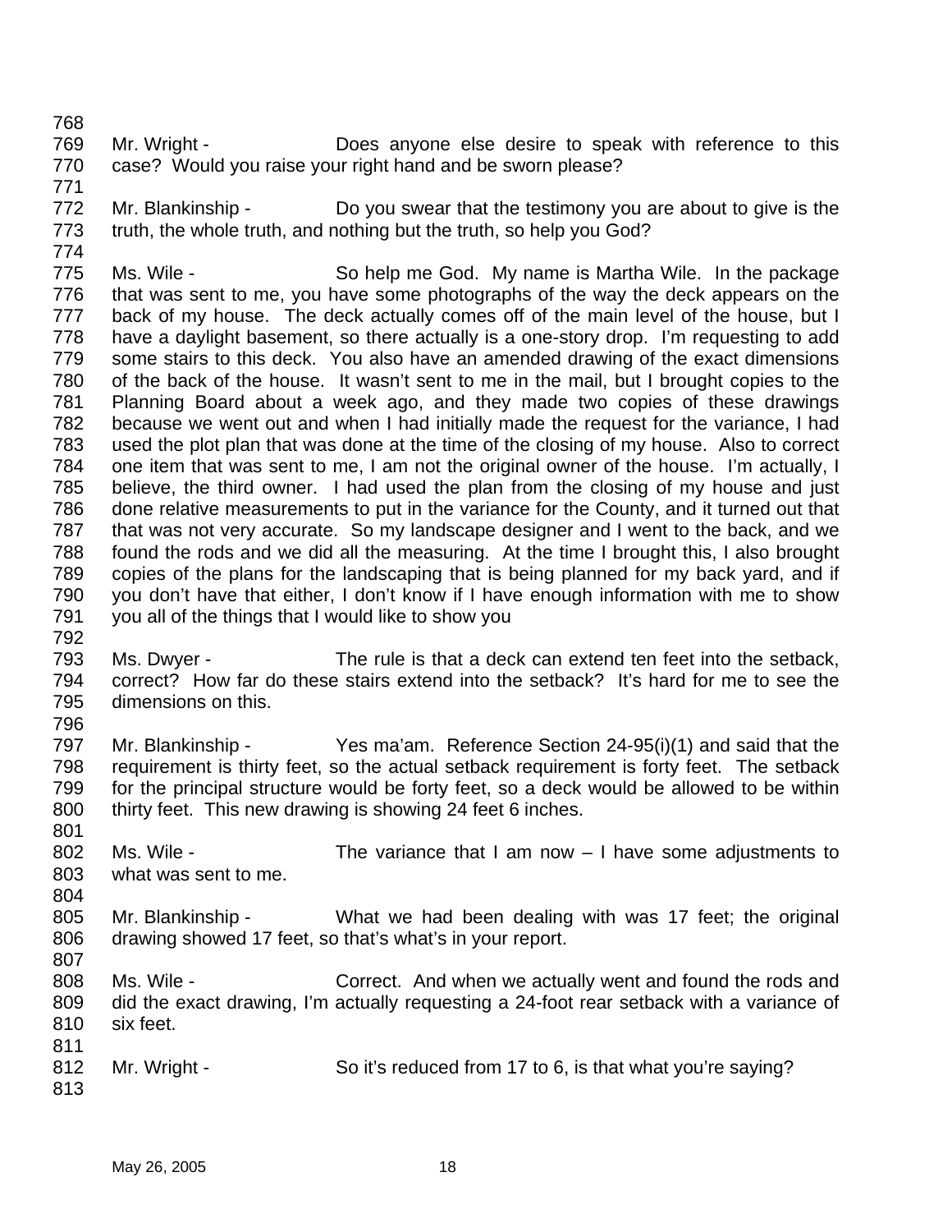Mr. Wright - Does anyone else desire to speak with reference to this case? Would you raise your right hand and be sworn please?

Mr. Blankinship - Do you swear that the testimony you are about to give is the truth, the whole truth, and nothing but the truth, so help you God?

Ms. Wile - So help me God. My name is Martha Wile. In the package that was sent to me, you have some photographs of the way the deck appears on the back of my house. The deck actually comes off of the main level of the house, but I have a daylight basement, so there actually is a one-story drop. I'm requesting to add some stairs to this deck. You also have an amended drawing of the exact dimensions of the back of the house. It wasn't sent to me in the mail, but I brought copies to the Planning Board about a week ago, and they made two copies of these drawings because we went out and when I had initially made the request for the variance, I had used the plot plan that was done at the time of the closing of my house. Also to correct one item that was sent to me, I am not the original owner of the house. I'm actually, I believe, the third owner. I had used the plan from the closing of my house and just done relative measurements to put in the variance for the County, and it turned out that that was not very accurate. So my landscape designer and I went to the back, and we found the rods and we did all the measuring. At the time I brought this, I also brought copies of the plans for the landscaping that is being planned for my back yard, and if you don't have that either, I don't know if I have enough information with me to show you all of the things that I would like to show you

Ms. Dwyer - The rule is that a deck can extend ten feet into the setback, correct? How far do these stairs extend into the setback? It's hard for me to see the dimensions on this.

Mr. Blankinship - Yes ma'am. Reference Section 24-95(i)(1) and said that the requirement is thirty feet, so the actual setback requirement is forty feet. The setback for the principal structure would be forty feet, so a deck would be allowed to be within thirty feet. This new drawing is showing 24 feet 6 inches.

Ms. Wile - The variance that I am now – I have some adjustments to what was sent to me.

Mr. Blankinship - What we had been dealing with was 17 feet; the original drawing showed 17 feet, so that's what's in your report.

Ms. Wile - Correct. And when we actually went and found the rods and did the exact drawing, I'm actually requesting a 24-foot rear setback with a variance of six feet.

Mr. Wright - So it's reduced from 17 to 6, is that what you're saying?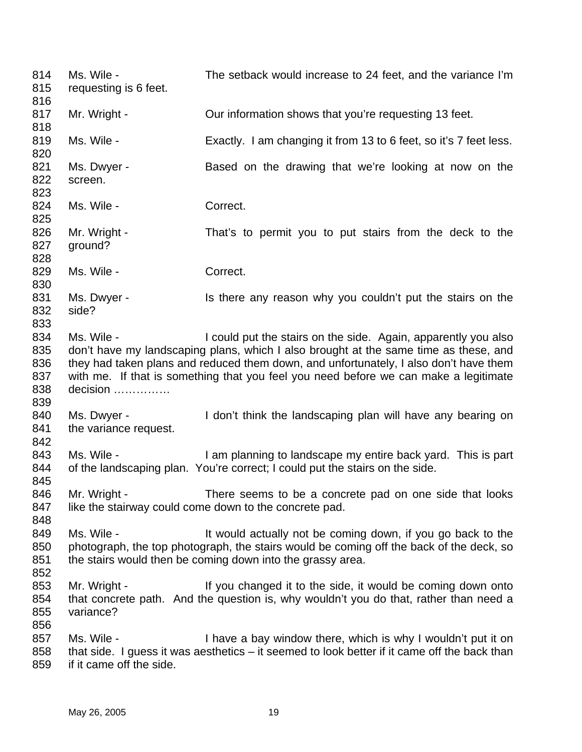814 Ms. Wile - The setback would increase to 24 feet, and the variance I'm
815 requesting is 6 feet.
816
817 Mr. Wright - Our information shows that you're requesting 13 feet.
818
819 Ms. Wile - Exactly. I am changing it from 13 to 6 feet, so it's 7 feet less.
820
821 Ms. Dwyer - Based on the drawing that we're looking at now on the
822 screen.
823
824 Ms. Wile - Correct.
825
826 Mr. Wright - That's to permit you to put stairs from the deck to the
827 ground?
828
829 Ms. Wile - Correct.
830
831 Ms. Dwyer - Is there any reason why you couldn't put the stairs on the
832 side?
833
834 Ms. Wile - I could put the stairs on the side. Again, apparently you also
835 don't have my landscaping plans, which I also brought at the same time as these, and
836 they had taken plans and reduced them down, and unfortunately, I also don't have them
837 with me. If that is something that you feel you need before we can make a legitimate
838 decision ……………
839
840 Ms. Dwyer - I don't think the landscaping plan will have any bearing on
841 the variance request.
842
843 Ms. Wile - I am planning to landscape my entire back yard. This is part
844 of the landscaping plan. You're correct; I could put the stairs on the side.
845
846 Mr. Wright - There seems to be a concrete pad on one side that looks
847 like the stairway could come down to the concrete pad.
848
849 Ms. Wile - It would actually not be coming down, if you go back to the
850 photograph, the top photograph, the stairs would be coming off the back of the deck, so
851 the stairs would then be coming down into the grassy area.
852
853 Mr. Wright - If you changed it to the side, it would be coming down onto
854 that concrete path. And the question is, why wouldn't you do that, rather than need a
855 variance?
856
857 Ms. Wile - I have a bay window there, which is why I wouldn't put it on
858 that side. I guess it was aesthetics – it seemed to look better if it came off the back than
859 if it came off the side.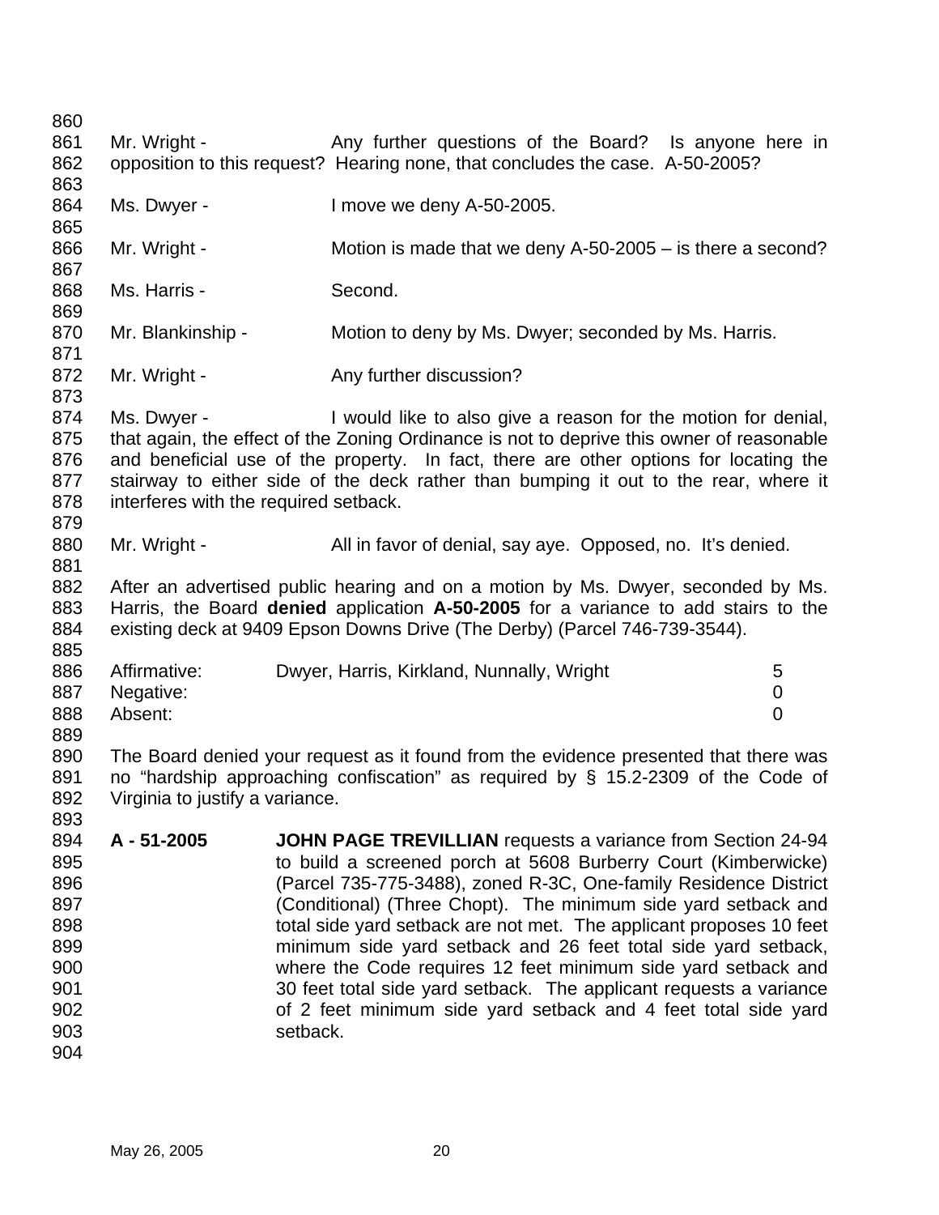Mr. Wright - Any further questions of the Board? Is anyone here in opposition to this request? Hearing none, that concludes the case. A-50-2005?

Ms. Dwyer - I move we deny A-50-2005.

Mr. Wright - Motion is made that we deny A-50-2005 – is there a second?

Ms. Harris - Second.

Mr. Blankinship - Motion to deny by Ms. Dwyer; seconded by Ms. Harris.

Mr. Wright - Any further discussion?

Ms. Dwyer - I would like to also give a reason for the motion for denial, that again, the effect of the Zoning Ordinance is not to deprive this owner of reasonable and beneficial use of the property. In fact, there are other options for locating the stairway to either side of the deck rather than bumping it out to the rear, where it interferes with the required setback.

Mr. Wright - All in favor of denial, say aye. Opposed, no. It's denied.

After an advertised public hearing and on a motion by Ms. Dwyer, seconded by Ms. Harris, the Board **denied** application **A-50-2005** for a variance to add stairs to the existing deck at 9409 Epson Downs Drive (The Derby) (Parcel 746-739-3544).

| | | |
|---|---|---|
| Affirmative: | Dwyer, Harris, Kirkland, Nunnally, Wright | 5 |
| Negative: | | 0 |
| Absent: | | 0 |

The Board denied your request as it found from the evidence presented that there was no "hardship approaching confiscation" as required by § 15.2-2309 of the Code of Virginia to justify a variance.

**A - 51-2005** **JOHN PAGE TREVILLIAN** requests a variance from Section 24-94 to build a screened porch at 5608 Burberry Court (Kimberwicke) (Parcel 735-775-3488), zoned R-3C, One-family Residence District (Conditional) (Three Chopt). The minimum side yard setback and total side yard setback are not met. The applicant proposes 10 feet minimum side yard setback and 26 feet total side yard setback, where the Code requires 12 feet minimum side yard setback and 30 feet total side yard setback. The applicant requests a variance of 2 feet minimum side yard setback and 4 feet total side yard setback.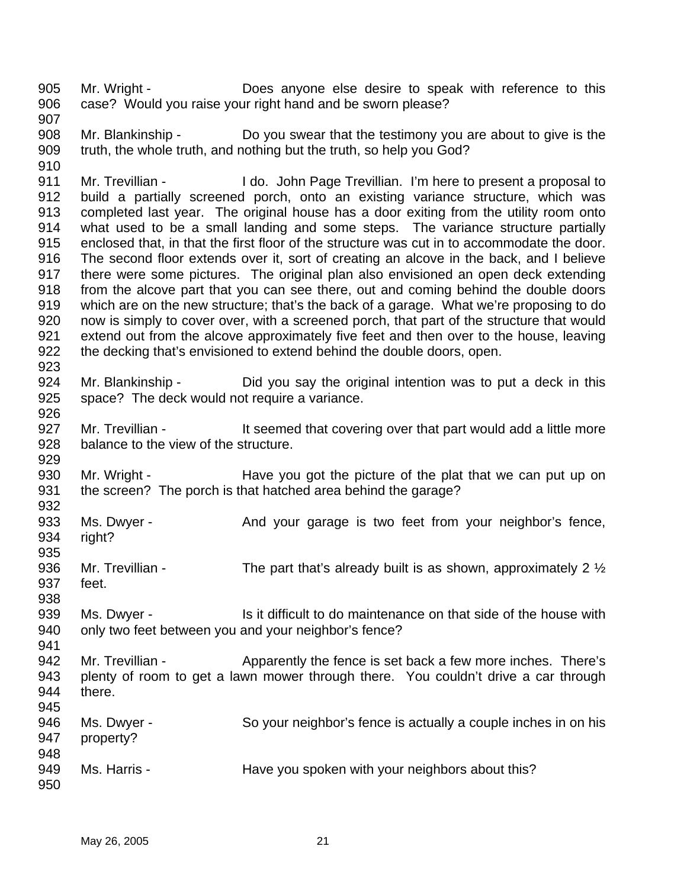905 Mr. Wright - Does anyone else desire to speak with reference to this
906 case? Would you raise your right hand and be sworn please?
907
908 Mr. Blankinship - Do you swear that the testimony you are about to give is the
909 truth, the whole truth, and nothing but the truth, so help you God?
910
911 Mr. Trevillian - I do. John Page Trevillian. I'm here to present a proposal to
912 build a partially screened porch, onto an existing variance structure, which was
913 completed last year. The original house has a door exiting from the utility room onto
914 what used to be a small landing and some steps. The variance structure partially
915 enclosed that, in that the first floor of the structure was cut in to accommodate the door.
916 The second floor extends over it, sort of creating an alcove in the back, and I believe
917 there were some pictures. The original plan also envisioned an open deck extending
918 from the alcove part that you can see there, out and coming behind the double doors
919 which are on the new structure; that's the back of a garage. What we're proposing to do
920 now is simply to cover over, with a screened porch, that part of the structure that would
921 extend out from the alcove approximately five feet and then over to the house, leaving
922 the decking that's envisioned to extend behind the double doors, open.
923
924 Mr. Blankinship - Did you say the original intention was to put a deck in this
925 space? The deck would not require a variance.
926
927 Mr. Trevillian - It seemed that covering over that part would add a little more
928 balance to the view of the structure.
929
930 Mr. Wright - Have you got the picture of the plat that we can put up on
931 the screen? The porch is that hatched area behind the garage?
932
933 Ms. Dwyer - And your garage is two feet from your neighbor's fence,
934 right?
935
936 Mr. Trevillian - The part that's already built is as shown, approximately 2 ½
937 feet.
938
939 Ms. Dwyer - Is it difficult to do maintenance on that side of the house with
940 only two feet between you and your neighbor's fence?
941
942 Mr. Trevillian - Apparently the fence is set back a few more inches. There's
943 plenty of room to get a lawn mower through there. You couldn't drive a car through
944 there.
945
946 Ms. Dwyer - So your neighbor's fence is actually a couple inches in on his
947 property?
948
949 Ms. Harris - Have you spoken with your neighbors about this?
950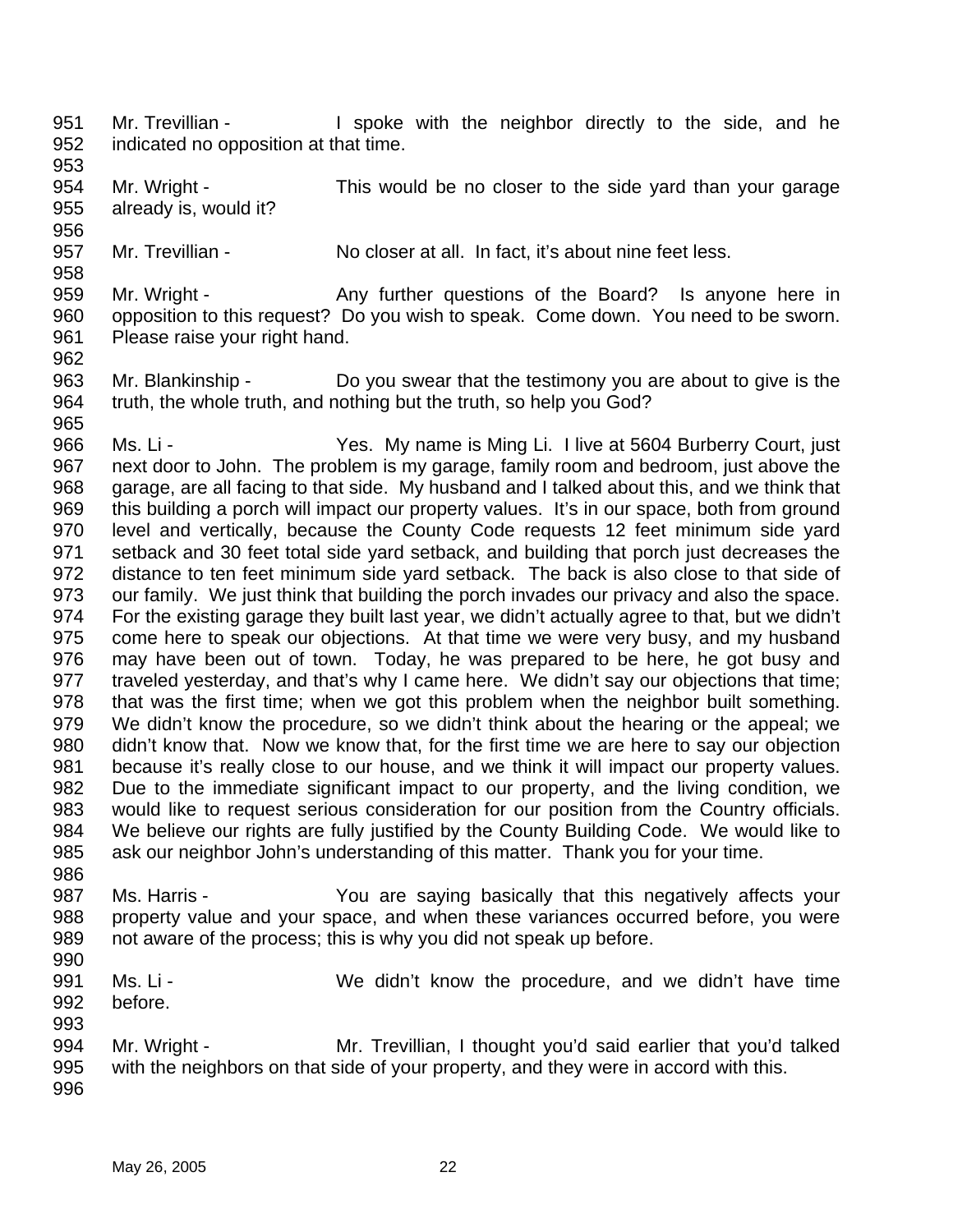951 Mr. Trevillian - I spoke with the neighbor directly to the side, and he
952 indicated no opposition at that time.
953
954 Mr. Wright - This would be no closer to the side yard than your garage
955 already is, would it?
956
957 Mr. Trevillian - No closer at all. In fact, it's about nine feet less.
958
959 Mr. Wright - Any further questions of the Board? Is anyone here in
960 opposition to this request? Do you wish to speak. Come down. You need to be sworn.
961 Please raise your right hand.
962
963 Mr. Blankinship - Do you swear that the testimony you are about to give is the
964 truth, the whole truth, and nothing but the truth, so help you God?
965
966 Ms. Li - Yes. My name is Ming Li. I live at 5604 Burberry Court, just
967 next door to John. The problem is my garage, family room and bedroom, just above the
968 garage, are all facing to that side. My husband and I talked about this, and we think that
969 this building a porch will impact our property values. It's in our space, both from ground
970 level and vertically, because the County Code requests 12 feet minimum side yard
971 setback and 30 feet total side yard setback, and building that porch just decreases the
972 distance to ten feet minimum side yard setback. The back is also close to that side of
973 our family. We just think that building the porch invades our privacy and also the space.
974 For the existing garage they built last year, we didn't actually agree to that, but we didn't
975 come here to speak our objections. At that time we were very busy, and my husband
976 may have been out of town. Today, he was prepared to be here, he got busy and
977 traveled yesterday, and that's why I came here. We didn't say our objections that time;
978 that was the first time; when we got this problem when the neighbor built something.
979 We didn't know the procedure, so we didn't think about the hearing or the appeal; we
980 didn't know that. Now we know that, for the first time we are here to say our objection
981 because it's really close to our house, and we think it will impact our property values.
982 Due to the immediate significant impact to our property, and the living condition, we
983 would like to request serious consideration for our position from the Country officials.
984 We believe our rights are fully justified by the County Building Code. We would like to
985 ask our neighbor John's understanding of this matter. Thank you for your time.
986
987 Ms. Harris - You are saying basically that this negatively affects your
988 property value and your space, and when these variances occurred before, you were
989 not aware of the process; this is why you did not speak up before.
990
991 Ms. Li - We didn't know the procedure, and we didn't have time
992 before.
993
994 Mr. Wright - Mr. Trevillian, I thought you'd said earlier that you'd talked
995 with the neighbors on that side of your property, and they were in accord with this.
996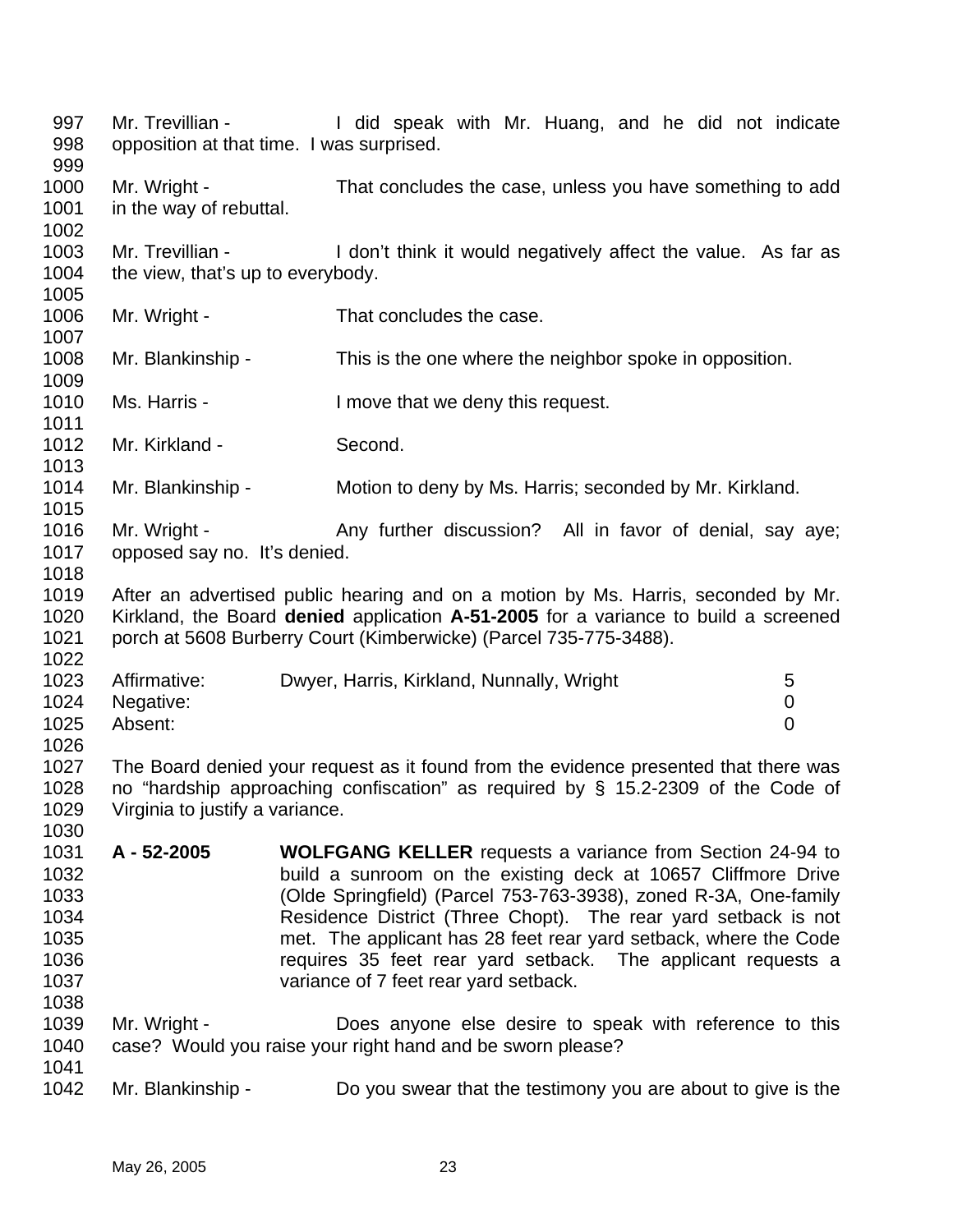Mr. Trevillian - I did speak with Mr. Huang, and he did not indicate opposition at that time. I was surprised.

Mr. Wright - That concludes the case, unless you have something to add in the way of rebuttal.

Mr. Trevillian - I don't think it would negatively affect the value. As far as the view, that's up to everybody.

Mr. Wright - That concludes the case.

Mr. Blankinship - This is the one where the neighbor spoke in opposition.

Ms. Harris - I move that we deny this request.

Mr. Kirkland - Second.

Mr. Blankinship - Motion to deny by Ms. Harris; seconded by Mr. Kirkland.

Mr. Wright - Any further discussion? All in favor of denial, say aye; opposed say no. It's denied.

After an advertised public hearing and on a motion by Ms. Harris, seconded by Mr. Kirkland, the Board **denied** application **A-51-2005** for a variance to build a screened porch at 5608 Burberry Court (Kimberwicke) (Parcel 735-775-3488).

| | | |
|---|---|---|
| Affirmative: | Dwyer, Harris, Kirkland, Nunnally, Wright | 5 |
| Negative: | | 0 |
| Absent: | | 0 |

The Board denied your request as it found from the evidence presented that there was no "hardship approaching confiscation" as required by § 15.2-2309 of the Code of Virginia to justify a variance.

**A - 52-2005** **WOLFGANG KELLER** requests a variance from Section 24-94 to build a sunroom on the existing deck at 10657 Cliffmore Drive (Olde Springfield) (Parcel 753-763-3938), zoned R-3A, One-family Residence District (Three Chopt). The rear yard setback is not met. The applicant has 28 feet rear yard setback, where the Code requires 35 feet rear yard setback. The applicant requests a variance of 7 feet rear yard setback.

Mr. Wright - Does anyone else desire to speak with reference to this case? Would you raise your right hand and be sworn please?

Mr. Blankinship - Do you swear that the testimony you are about to give is the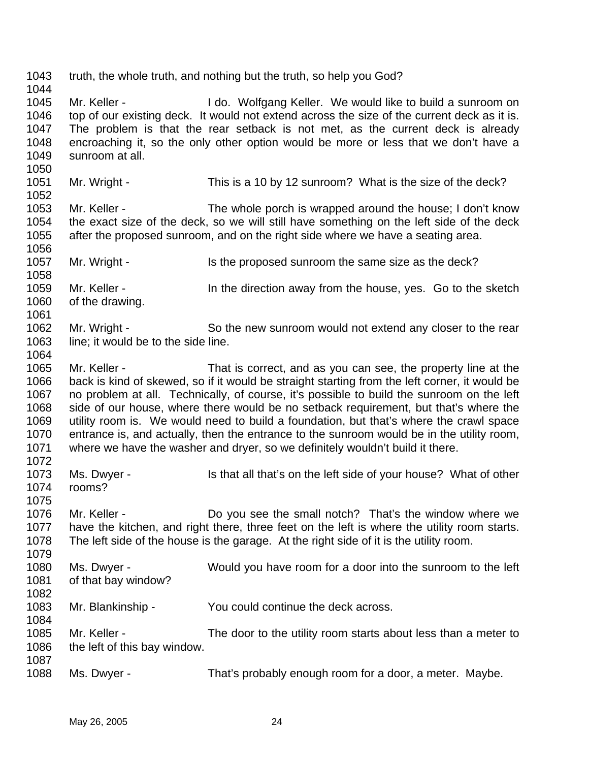1043 truth, the whole truth, and nothing but the truth, so help you God?
1044
1045 Mr. Keller - I do. Wolfgang Keller. We would like to build a sunroom on
1046 top of our existing deck. It would not extend across the size of the current deck as it is.
1047 The problem is that the rear setback is not met, as the current deck is already
1048 encroaching it, so the only other option would be more or less that we don't have a
1049 sunroom at all.
1050
1051 Mr. Wright - This is a 10 by 12 sunroom? What is the size of the deck?
1052
1053 Mr. Keller - The whole porch is wrapped around the house; I don't know
1054 the exact size of the deck, so we will still have something on the left side of the deck
1055 after the proposed sunroom, and on the right side where we have a seating area.
1056
1057 Mr. Wright - Is the proposed sunroom the same size as the deck?
1058
1059 Mr. Keller - In the direction away from the house, yes. Go to the sketch
1060 of the drawing.
1061
1062 Mr. Wright - So the new sunroom would not extend any closer to the rear
1063 line; it would be to the side line.
1064
1065 Mr. Keller - That is correct, and as you can see, the property line at the
1066 back is kind of skewed, so if it would be straight starting from the left corner, it would be
1067 no problem at all. Technically, of course, it's possible to build the sunroom on the left
1068 side of our house, where there would be no setback requirement, but that's where the
1069 utility room is. We would need to build a foundation, but that's where the crawl space
1070 entrance is, and actually, then the entrance to the sunroom would be in the utility room,
1071 where we have the washer and dryer, so we definitely wouldn't build it there.
1072
1073 Ms. Dwyer - Is that all that's on the left side of your house? What of other
1074 rooms?
1075
1076 Mr. Keller - Do you see the small notch? That's the window where we
1077 have the kitchen, and right there, three feet on the left is where the utility room starts.
1078 The left side of the house is the garage. At the right side of it is the utility room.
1079
1080 Ms. Dwyer - Would you have room for a door into the sunroom to the left
1081 of that bay window?
1082
1083 Mr. Blankinship - You could continue the deck across.
1084
1085 Mr. Keller - The door to the utility room starts about less than a meter to
1086 the left of this bay window.
1087
1088 Ms. Dwyer - That's probably enough room for a door, a meter. Maybe.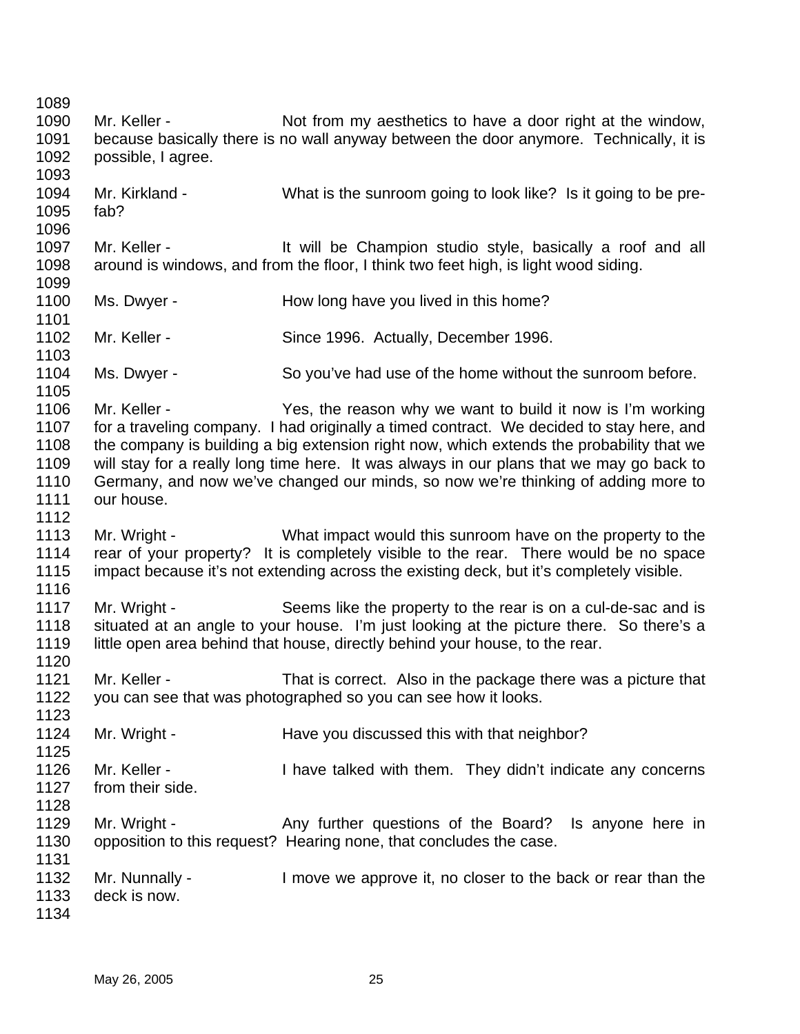Mr. Keller - Not from my aesthetics to have a door right at the window, because basically there is no wall anyway between the door anymore. Technically, it is possible, I agree.

Mr. Kirkland - What is the sunroom going to look like? Is it going to be pre-fab?

Mr. Keller - It will be Champion studio style, basically a roof and all around is windows, and from the floor, I think two feet high, is light wood siding.

Ms. Dwyer - How long have you lived in this home?

Mr. Keller - Since 1996. Actually, December 1996.

Ms. Dwyer - So you've had use of the home without the sunroom before.

Mr. Keller - Yes, the reason why we want to build it now is I'm working for a traveling company. I had originally a timed contract. We decided to stay here, and the company is building a big extension right now, which extends the probability that we will stay for a really long time here. It was always in our plans that we may go back to Germany, and now we've changed our minds, so now we're thinking of adding more to our house.

Mr. Wright - What impact would this sunroom have on the property to the rear of your property? It is completely visible to the rear. There would be no space impact because it's not extending across the existing deck, but it's completely visible.

Mr. Wright - Seems like the property to the rear is on a cul-de-sac and is situated at an angle to your house. I'm just looking at the picture there. So there's a little open area behind that house, directly behind your house, to the rear.

Mr. Keller - That is correct. Also in the package there was a picture that you can see that was photographed so you can see how it looks.

Mr. Wright - Have you discussed this with that neighbor?

Mr. Keller - I have talked with them. They didn't indicate any concerns from their side.

Mr. Wright - Any further questions of the Board? Is anyone here in opposition to this request? Hearing none, that concludes the case.

Mr. Nunnally - I move we approve it, no closer to the back or rear than the deck is now.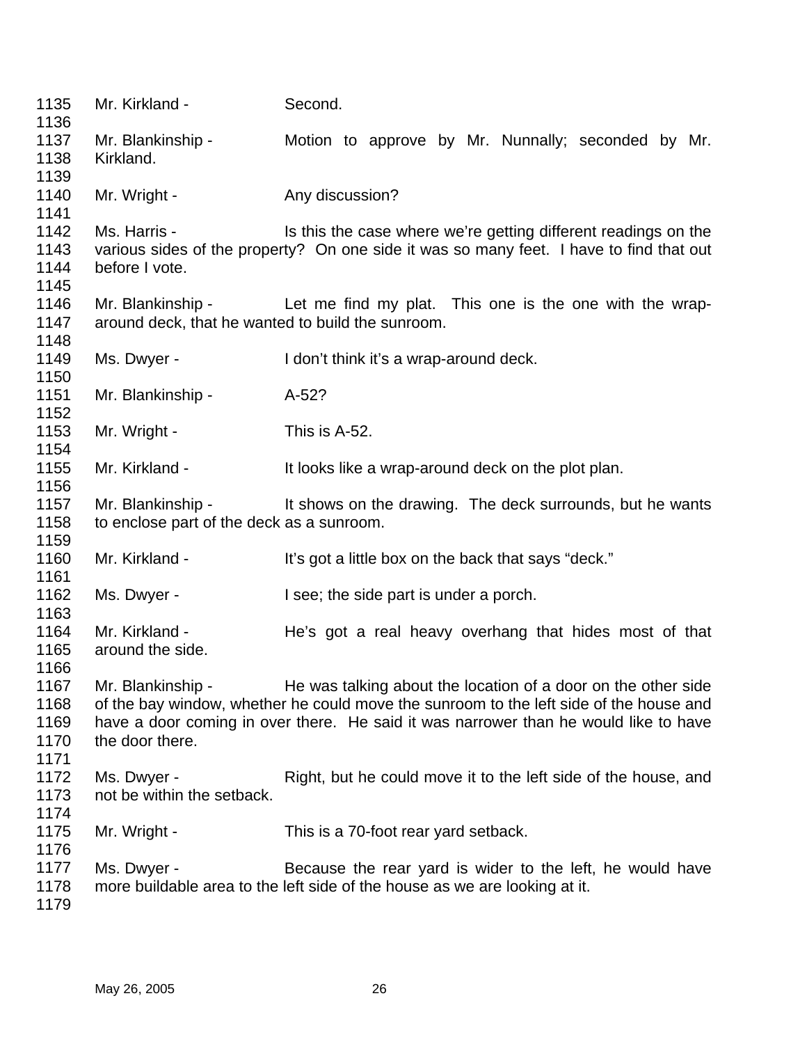1135 Mr. Kirkland - Second.

1136

1137 Mr. Blankinship - Motion to approve by Mr. Nunnally; seconded by Mr.
1138 Kirkland.

1139

1140 Mr. Wright - Any discussion?

1141

1142 Ms. Harris - Is this the case where we're getting different readings on the
1143 various sides of the property? On one side it was so many feet. I have to find that out
1144 before I vote.

1145

1146 Mr. Blankinship - Let me find my plat. This one is the one with the wrap-
1147 around deck, that he wanted to build the sunroom.

1148

1149 Ms. Dwyer - I don't think it's a wrap-around deck.

1150

1151 Mr. Blankinship - A-52?

1152

1153 Mr. Wright - This is A-52.

1154

1155 Mr. Kirkland - It looks like a wrap-around deck on the plot plan.

1156

1157 Mr. Blankinship - It shows on the drawing. The deck surrounds, but he wants
1158 to enclose part of the deck as a sunroom.

1159

1160 Mr. Kirkland - It's got a little box on the back that says "deck."

1161

1162 Ms. Dwyer - I see; the side part is under a porch.

1163

1164 Mr. Kirkland - He's got a real heavy overhang that hides most of that
1165 around the side.

1166

1167 Mr. Blankinship - He was talking about the location of a door on the other side
1168 of the bay window, whether he could move the sunroom to the left side of the house and
1169 have a door coming in over there. He said it was narrower than he would like to have
1170 the door there.

1171

1172 Ms. Dwyer - Right, but he could move it to the left side of the house, and
1173 not be within the setback.

1174

1175 Mr. Wright - This is a 70-foot rear yard setback.

1176

1177 Ms. Dwyer - Because the rear yard is wider to the left, he would have
1178 more buildable area to the left side of the house as we are looking at it.

1179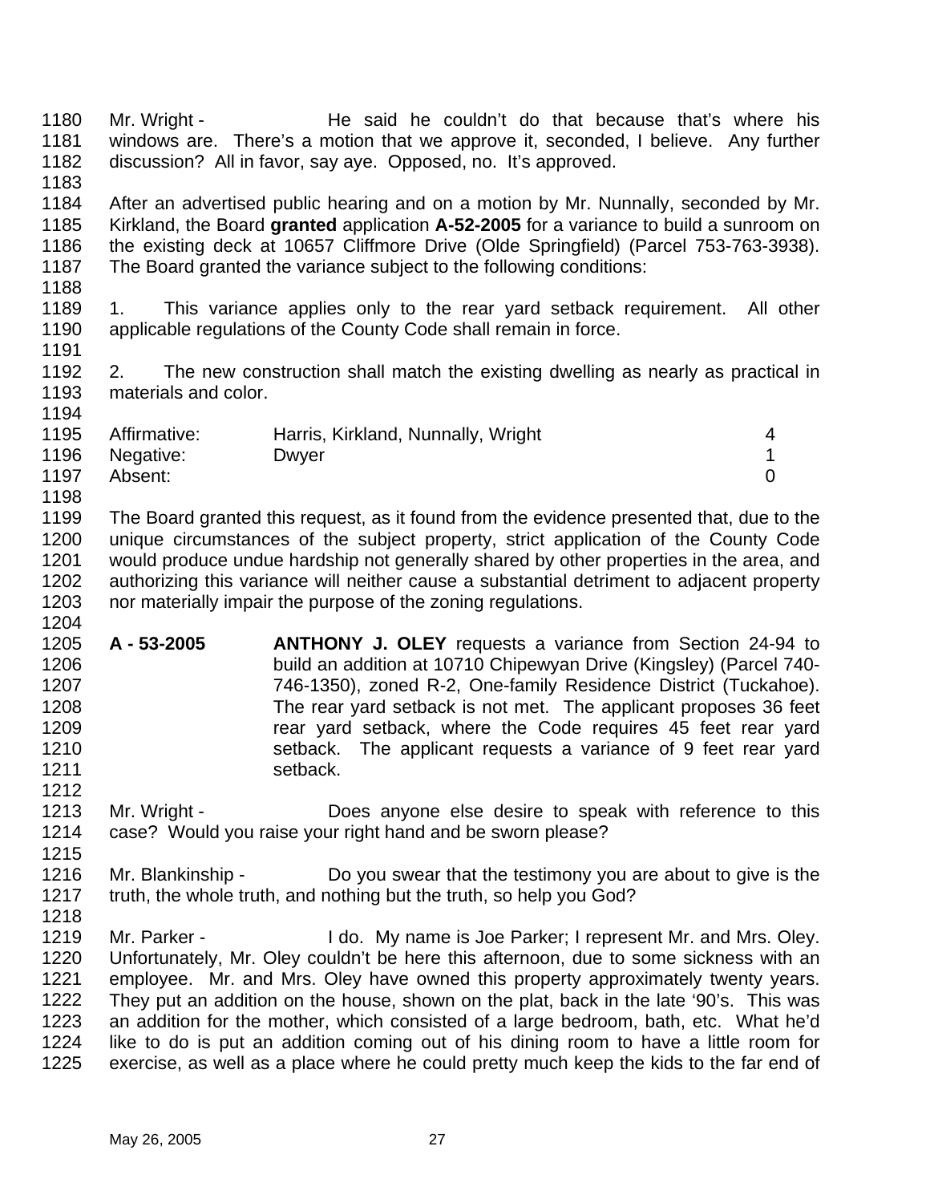Mr. Wright - He said he couldn't do that because that's where his windows are. There's a motion that we approve it, seconded, I believe. Any further discussion? All in favor, say aye. Opposed, no. It's approved.

After an advertised public hearing and on a motion by Mr. Nunnally, seconded by Mr. Kirkland, the Board **granted** application **A-52-2005** for a variance to build a sunroom on the existing deck at 10657 Cliffmore Drive (Olde Springfield) (Parcel 753-763-3938). The Board granted the variance subject to the following conditions:

1. This variance applies only to the rear yard setback requirement. All other applicable regulations of the County Code shall remain in force.

2. The new construction shall match the existing dwelling as nearly as practical in materials and color.

| | | |
|---|---|---|
| Affirmative: | Harris, Kirkland, Nunnally, Wright | 4 |
| Negative: | Dwyer | 1 |
| Absent: | | 0 |

The Board granted this request, as it found from the evidence presented that, due to the unique circumstances of the subject property, strict application of the County Code would produce undue hardship not generally shared by other properties in the area, and authorizing this variance will neither cause a substantial detriment to adjacent property nor materially impair the purpose of the zoning regulations.

**A - 53-2005** **ANTHONY J. OLEY** requests a variance from Section 24-94 to build an addition at 10710 Chipewyan Drive (Kingsley) (Parcel 740-746-1350), zoned R-2, One-family Residence District (Tuckahoe). The rear yard setback is not met. The applicant proposes 36 feet rear yard setback, where the Code requires 45 feet rear yard setback. The applicant requests a variance of 9 feet rear yard setback.

Mr. Wright - Does anyone else desire to speak with reference to this case? Would you raise your right hand and be sworn please?

Mr. Blankinship - Do you swear that the testimony you are about to give is the truth, the whole truth, and nothing but the truth, so help you God?

Mr. Parker - I do. My name is Joe Parker; I represent Mr. and Mrs. Oley. Unfortunately, Mr. Oley couldn't be here this afternoon, due to some sickness with an employee. Mr. and Mrs. Oley have owned this property approximately twenty years. They put an addition on the house, shown on the plat, back in the late '90's. This was an addition for the mother, which consisted of a large bedroom, bath, etc. What he'd like to do is put an addition coming out of his dining room to have a little room for exercise, as well as a place where he could pretty much keep the kids to the far end of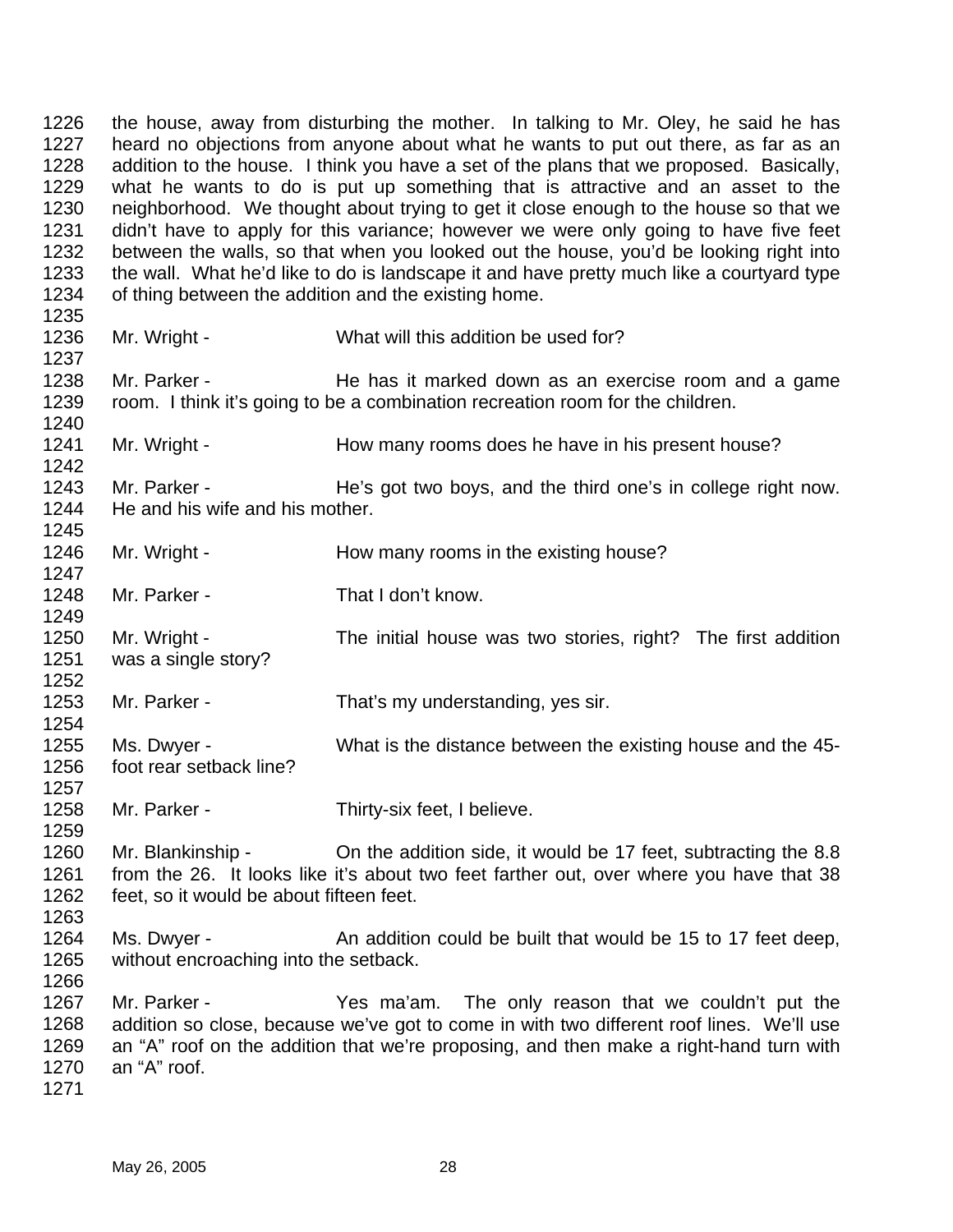the house, away from disturbing the mother. In talking to Mr. Oley, he said he has heard no objections from anyone about what he wants to put out there, as far as an addition to the house. I think you have a set of the plans that we proposed. Basically, what he wants to do is put up something that is attractive and an asset to the neighborhood. We thought about trying to get it close enough to the house so that we didn't have to apply for this variance; however we were only going to have five feet between the walls, so that when you looked out the house, you'd be looking right into the wall. What he'd like to do is landscape it and have pretty much like a courtyard type of thing between the addition and the existing home.

Mr. Wright - What will this addition be used for?

Mr. Parker - He has it marked down as an exercise room and a game room. I think it's going to be a combination recreation room for the children.

Mr. Wright - How many rooms does he have in his present house?

Mr. Parker - He's got two boys, and the third one's in college right now. He and his wife and his mother.

Mr. Wright - How many rooms in the existing house?

Mr. Parker - That I don't know.

Mr. Wright - The initial house was two stories, right? The first addition was a single story?

Mr. Parker - That's my understanding, yes sir.

Ms. Dwyer - What is the distance between the existing house and the 45-foot rear setback line?

Mr. Parker - Thirty-six feet, I believe.

Mr. Blankinship - On the addition side, it would be 17 feet, subtracting the 8.8 from the 26. It looks like it's about two feet farther out, over where you have that 38 feet, so it would be about fifteen feet.

Ms. Dwyer - An addition could be built that would be 15 to 17 feet deep, without encroaching into the setback.

Mr. Parker - Yes ma'am. The only reason that we couldn't put the addition so close, because we've got to come in with two different roof lines. We'll use an "A" roof on the addition that we're proposing, and then make a right-hand turn with an "A" roof.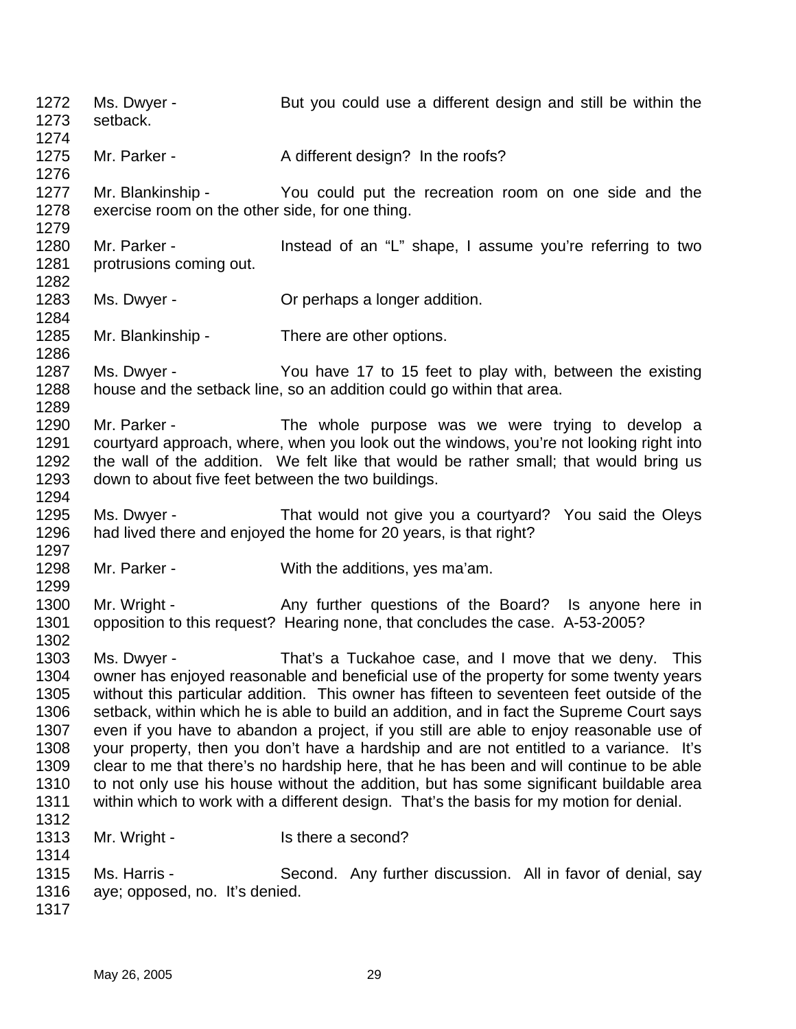1272 Ms. Dwyer - But you could use a different design and still be within the
1273 setback.
1274
1275 Mr. Parker - A different design? In the roofs?
1276
1277 Mr. Blankinship - You could put the recreation room on one side and the
1278 exercise room on the other side, for one thing.
1279
1280 Mr. Parker - Instead of an "L" shape, I assume you're referring to two
1281 protrusions coming out.
1282
1283 Ms. Dwyer - Or perhaps a longer addition.
1284
1285 Mr. Blankinship - There are other options.
1286
1287 Ms. Dwyer - You have 17 to 15 feet to play with, between the existing
1288 house and the setback line, so an addition could go within that area.
1289
1290 Mr. Parker - The whole purpose was we were trying to develop a
1291 courtyard approach, where, when you look out the windows, you're not looking right into
1292 the wall of the addition. We felt like that would be rather small; that would bring us
1293 down to about five feet between the two buildings.
1294
1295 Ms. Dwyer - That would not give you a courtyard? You said the Oleys
1296 had lived there and enjoyed the home for 20 years, is that right?
1297
1298 Mr. Parker - With the additions, yes ma'am.
1299
1300 Mr. Wright - Any further questions of the Board? Is anyone here in
1301 opposition to this request? Hearing none, that concludes the case. A-53-2005?
1302
1303 Ms. Dwyer - That's a Tuckahoe case, and I move that we deny. This
1304 owner has enjoyed reasonable and beneficial use of the property for some twenty years
1305 without this particular addition. This owner has fifteen to seventeen feet outside of the
1306 setback, within which he is able to build an addition, and in fact the Supreme Court says
1307 even if you have to abandon a project, if you still are able to enjoy reasonable use of
1308 your property, then you don't have a hardship and are not entitled to a variance. It's
1309 clear to me that there's no hardship here, that he has been and will continue to be able
1310 to not only use his house without the addition, but has some significant buildable area
1311 within which to work with a different design. That's the basis for my motion for denial.
1312
1313 Mr. Wright - Is there a second?
1314
1315 Ms. Harris - Second. Any further discussion. All in favor of denial, say
1316 aye; opposed, no. It's denied.
1317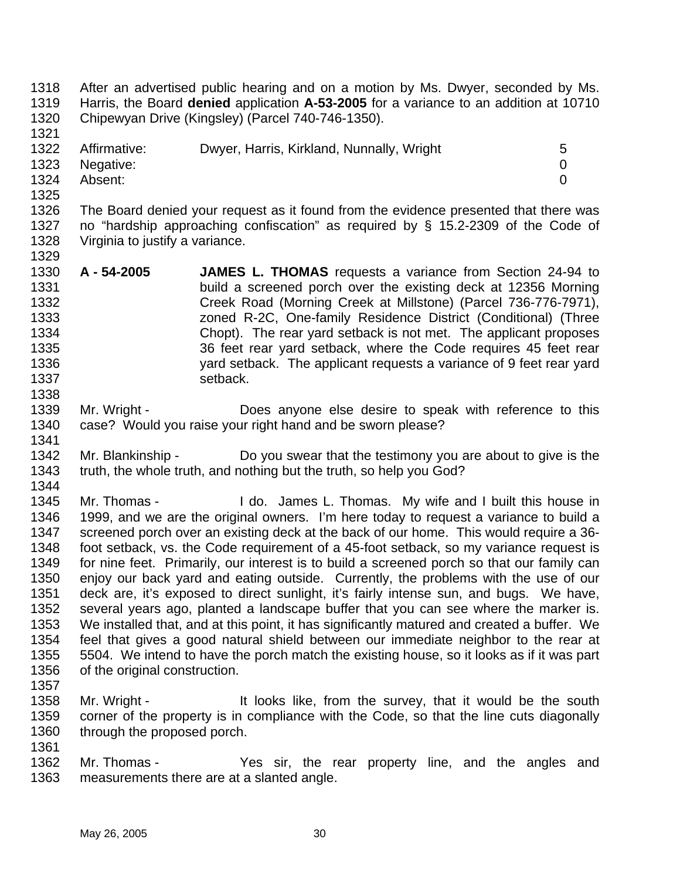After an advertised public hearing and on a motion by Ms. Dwyer, seconded by Ms. Harris, the Board **denied** application **A-53-2005** for a variance to an addition at 10710 Chipewyan Drive (Kingsley) (Parcel 740-746-1350).

| | | |
|---|---|---|
| Affirmative: | Dwyer, Harris, Kirkland, Nunnally, Wright | 5 |
| Negative: | | 0 |
| Absent: | | 0 |

The Board denied your request as it found from the evidence presented that there was no "hardship approaching confiscation" as required by § 15.2-2309 of the Code of Virginia to justify a variance.

**A - 54-2005** **JAMES L. THOMAS** requests a variance from Section 24-94 to build a screened porch over the existing deck at 12356 Morning Creek Road (Morning Creek at Millstone) (Parcel 736-776-7971), zoned R-2C, One-family Residence District (Conditional) (Three Chopt). The rear yard setback is not met. The applicant proposes 36 feet rear yard setback, where the Code requires 45 feet rear yard setback. The applicant requests a variance of 9 feet rear yard setback.

Mr. Wright - Does anyone else desire to speak with reference to this case? Would you raise your right hand and be sworn please?

Mr. Blankinship - Do you swear that the testimony you are about to give is the truth, the whole truth, and nothing but the truth, so help you God?

Mr. Thomas - I do. James L. Thomas. My wife and I built this house in 1999, and we are the original owners. I'm here today to request a variance to build a screened porch over an existing deck at the back of our home. This would require a 36-foot setback, vs. the Code requirement of a 45-foot setback, so my variance request is for nine feet. Primarily, our interest is to build a screened porch so that our family can enjoy our back yard and eating outside. Currently, the problems with the use of our deck are, it's exposed to direct sunlight, it's fairly intense sun, and bugs. We have, several years ago, planted a landscape buffer that you can see where the marker is. We installed that, and at this point, it has significantly matured and created a buffer. We feel that gives a good natural shield between our immediate neighbor to the rear at 5504. We intend to have the porch match the existing house, so it looks as if it was part of the original construction.

Mr. Wright - It looks like, from the survey, that it would be the south corner of the property is in compliance with the Code, so that the line cuts diagonally through the proposed porch.

Mr. Thomas - Yes sir, the rear property line, and the angles and measurements there are at a slanted angle.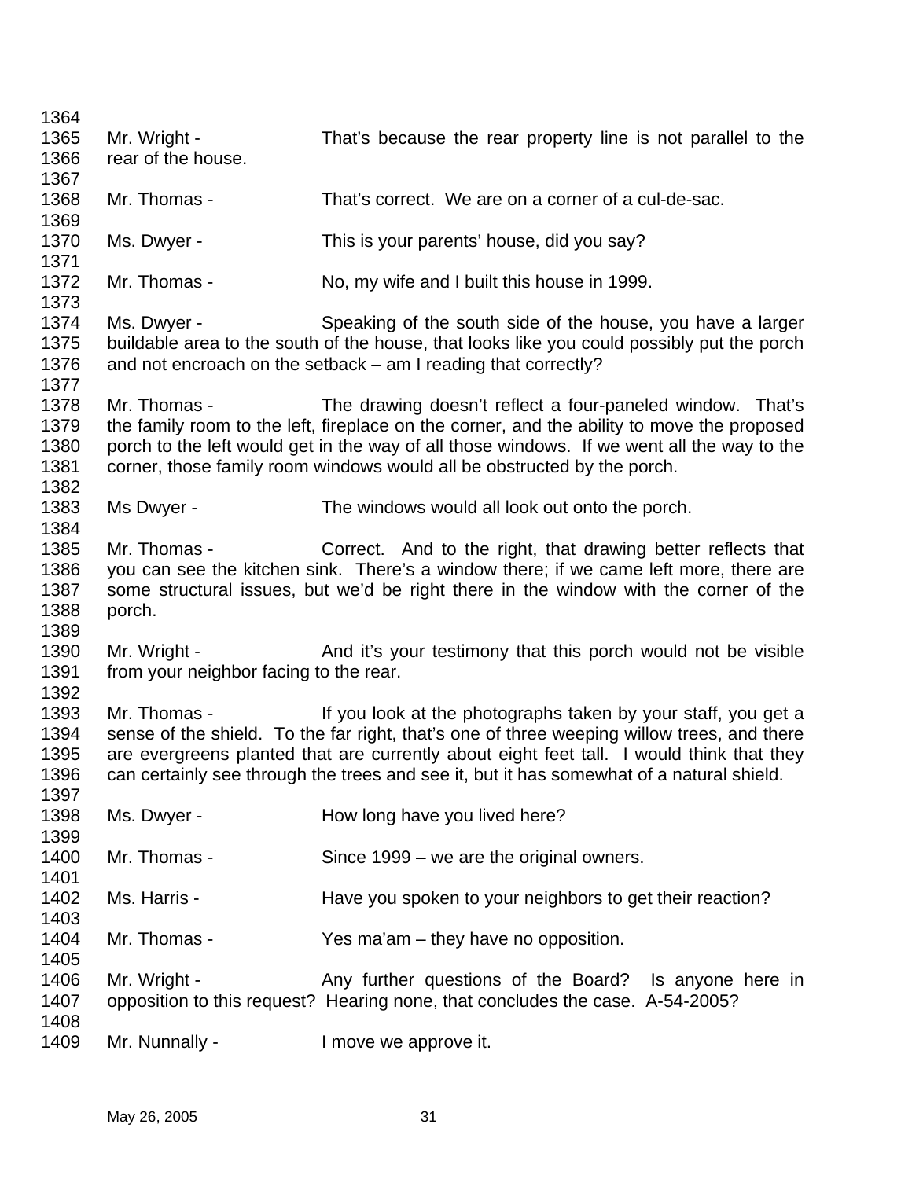Mr. Wright - That's because the rear property line is not parallel to the rear of the house.

Mr. Thomas - That's correct. We are on a corner of a cul-de-sac.

Ms. Dwyer - This is your parents' house, did you say?

Mr. Thomas - No, my wife and I built this house in 1999.

Ms. Dwyer - Speaking of the south side of the house, you have a larger buildable area to the south of the house, that looks like you could possibly put the porch and not encroach on the setback – am I reading that correctly?

Mr. Thomas - The drawing doesn't reflect a four-paneled window. That's the family room to the left, fireplace on the corner, and the ability to move the proposed porch to the left would get in the way of all those windows. If we went all the way to the corner, those family room windows would all be obstructed by the porch.

Ms Dwyer - The windows would all look out onto the porch.

Mr. Thomas - Correct. And to the right, that drawing better reflects that you can see the kitchen sink. There's a window there; if we came left more, there are some structural issues, but we'd be right there in the window with the corner of the porch.

Mr. Wright - And it's your testimony that this porch would not be visible from your neighbor facing to the rear.

Mr. Thomas - If you look at the photographs taken by your staff, you get a sense of the shield. To the far right, that's one of three weeping willow trees, and there are evergreens planted that are currently about eight feet tall. I would think that they can certainly see through the trees and see it, but it has somewhat of a natural shield.

Ms. Dwyer - How long have you lived here?

Mr. Thomas - Since 1999 – we are the original owners.

Ms. Harris - Have you spoken to your neighbors to get their reaction?

Mr. Thomas - Yes ma'am – they have no opposition.

Mr. Wright - Any further questions of the Board? Is anyone here in opposition to this request? Hearing none, that concludes the case. A-54-2005?

Mr. Nunnally - I move we approve it.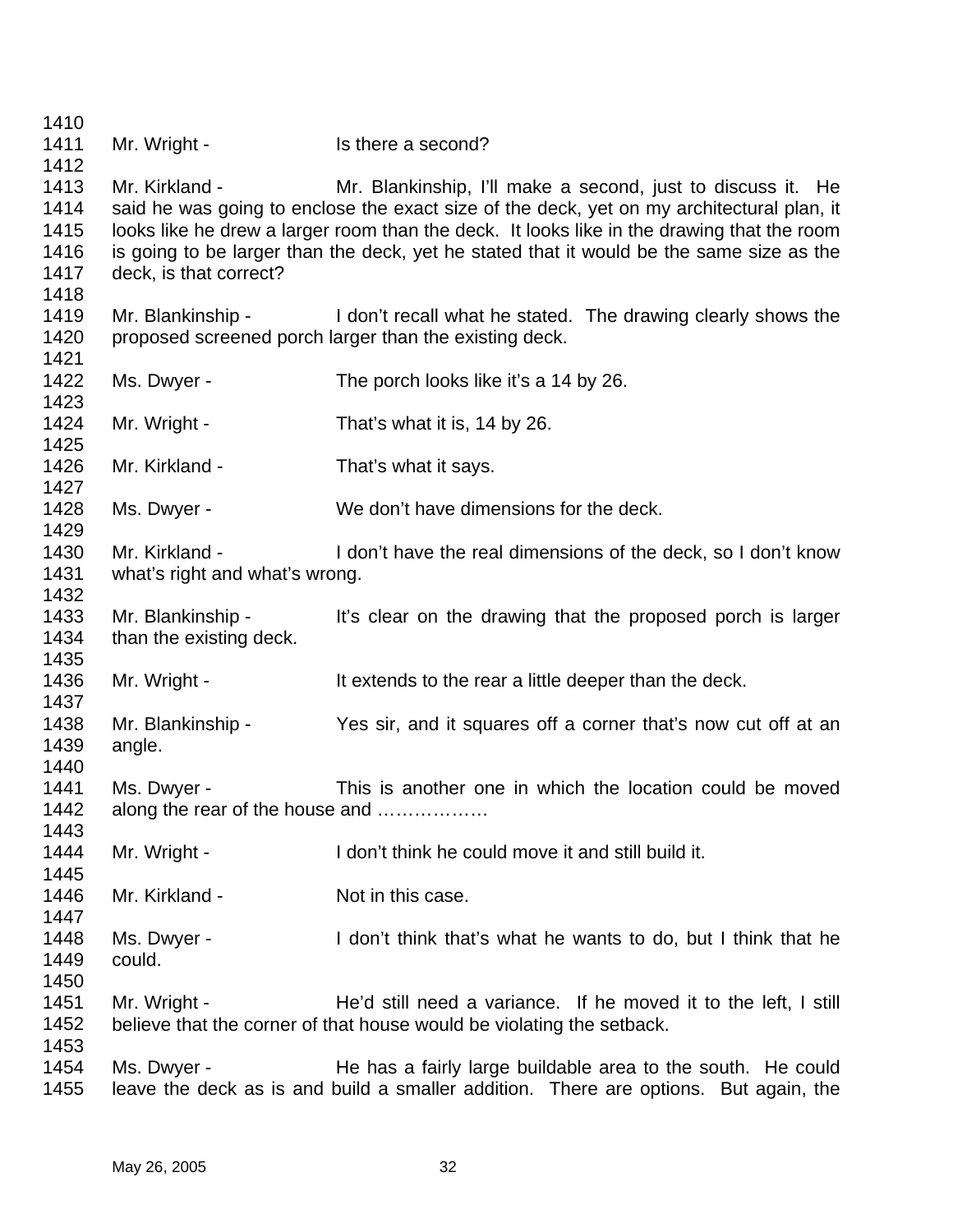Mr. Wright - Is there a second?

Mr. Kirkland - Mr. Blankinship, I'll make a second, just to discuss it. He said he was going to enclose the exact size of the deck, yet on my architectural plan, it looks like he drew a larger room than the deck. It looks like in the drawing that the room is going to be larger than the deck, yet he stated that it would be the same size as the deck, is that correct?

Mr. Blankinship - I don't recall what he stated. The drawing clearly shows the proposed screened porch larger than the existing deck.

Ms. Dwyer - The porch looks like it's a 14 by 26.

Mr. Wright - That's what it is, 14 by 26.

Mr. Kirkland - That's what it says.

Ms. Dwyer - We don't have dimensions for the deck.

Mr. Kirkland - I don't have the real dimensions of the deck, so I don't know what's right and what's wrong.

Mr. Blankinship - It's clear on the drawing that the proposed porch is larger than the existing deck.

Mr. Wright - It extends to the rear a little deeper than the deck.

Mr. Blankinship - Yes sir, and it squares off a corner that's now cut off at an angle.

Ms. Dwyer - This is another one in which the location could be moved along the rear of the house and ………………

Mr. Wright - I don't think he could move it and still build it.

Mr. Kirkland - Not in this case.

Ms. Dwyer - I don't think that's what he wants to do, but I think that he could.

Mr. Wright - He'd still need a variance. If he moved it to the left, I still believe that the corner of that house would be violating the setback.

Ms. Dwyer - He has a fairly large buildable area to the south. He could leave the deck as is and build a smaller addition. There are options. But again, the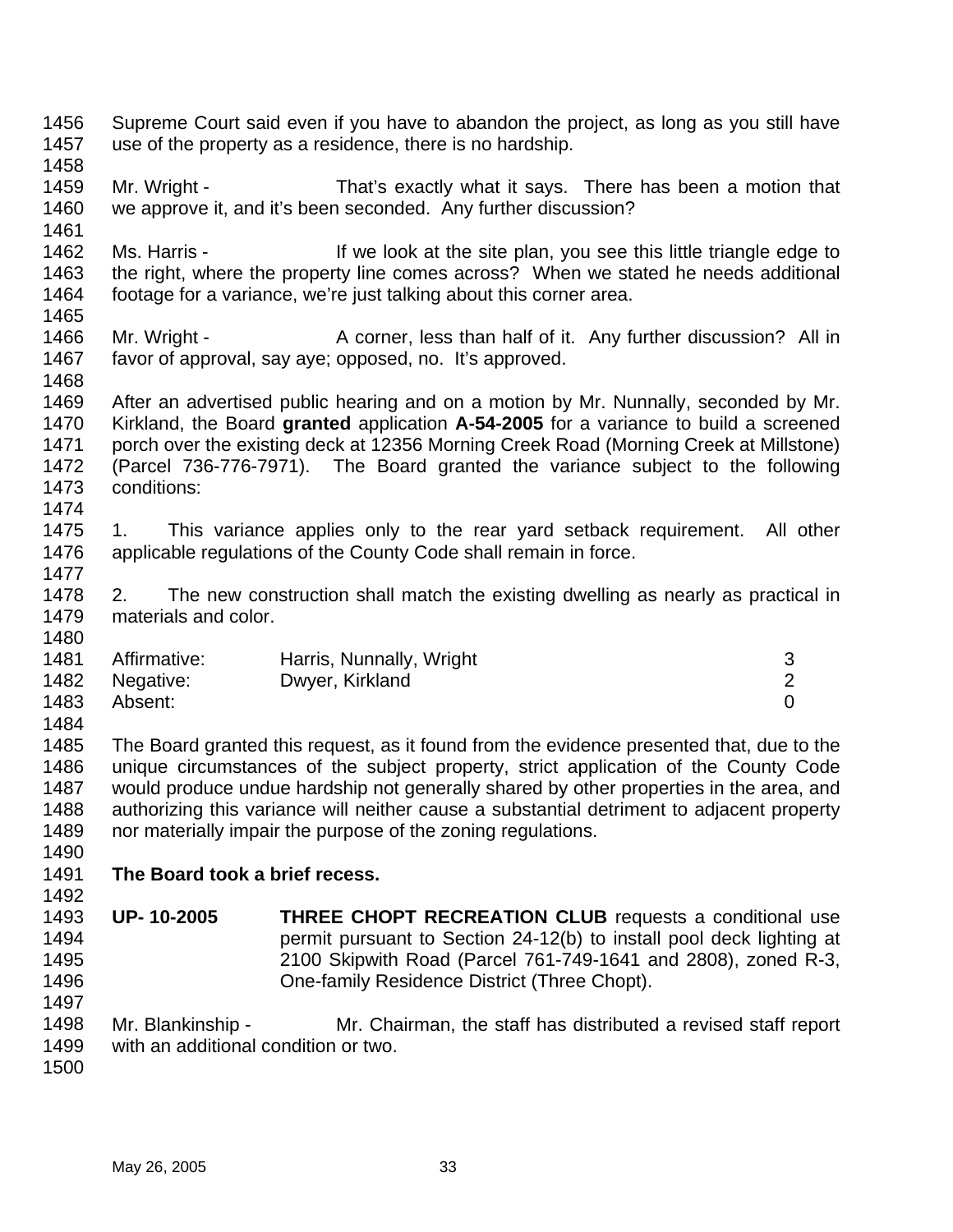Supreme Court said even if you have to abandon the project, as long as you still have use of the property as a residence, there is no hardship.

Mr. Wright - That's exactly what it says. There has been a motion that we approve it, and it's been seconded. Any further discussion?

Ms. Harris - If we look at the site plan, you see this little triangle edge to the right, where the property line comes across? When we stated he needs additional footage for a variance, we're just talking about this corner area.

Mr. Wright - A corner, less than half of it. Any further discussion? All in favor of approval, say aye; opposed, no. It's approved.

After an advertised public hearing and on a motion by Mr. Nunnally, seconded by Mr. Kirkland, the Board **granted** application **A-54-2005** for a variance to build a screened porch over the existing deck at 12356 Morning Creek Road (Morning Creek at Millstone) (Parcel 736-776-7971). The Board granted the variance subject to the following conditions:

1. This variance applies only to the rear yard setback requirement. All other applicable regulations of the County Code shall remain in force.

2. The new construction shall match the existing dwelling as nearly as practical in materials and color.

| | | |
|---|---|---|
| Affirmative: | Harris, Nunnally, Wright | 3 |
| Negative: | Dwyer, Kirkland | 2 |
| Absent: | | 0 |

The Board granted this request, as it found from the evidence presented that, due to the unique circumstances of the subject property, strict application of the County Code would produce undue hardship not generally shared by other properties in the area, and authorizing this variance will neither cause a substantial detriment to adjacent property nor materially impair the purpose of the zoning regulations.

**The Board took a brief recess.**

**UP- 10-2005** **THREE CHOPT RECREATION CLUB** requests a conditional use permit pursuant to Section 24-12(b) to install pool deck lighting at 2100 Skipwith Road (Parcel 761-749-1641 and 2808), zoned R-3, One-family Residence District (Three Chopt).

Mr. Blankinship - Mr. Chairman, the staff has distributed a revised staff report with an additional condition or two.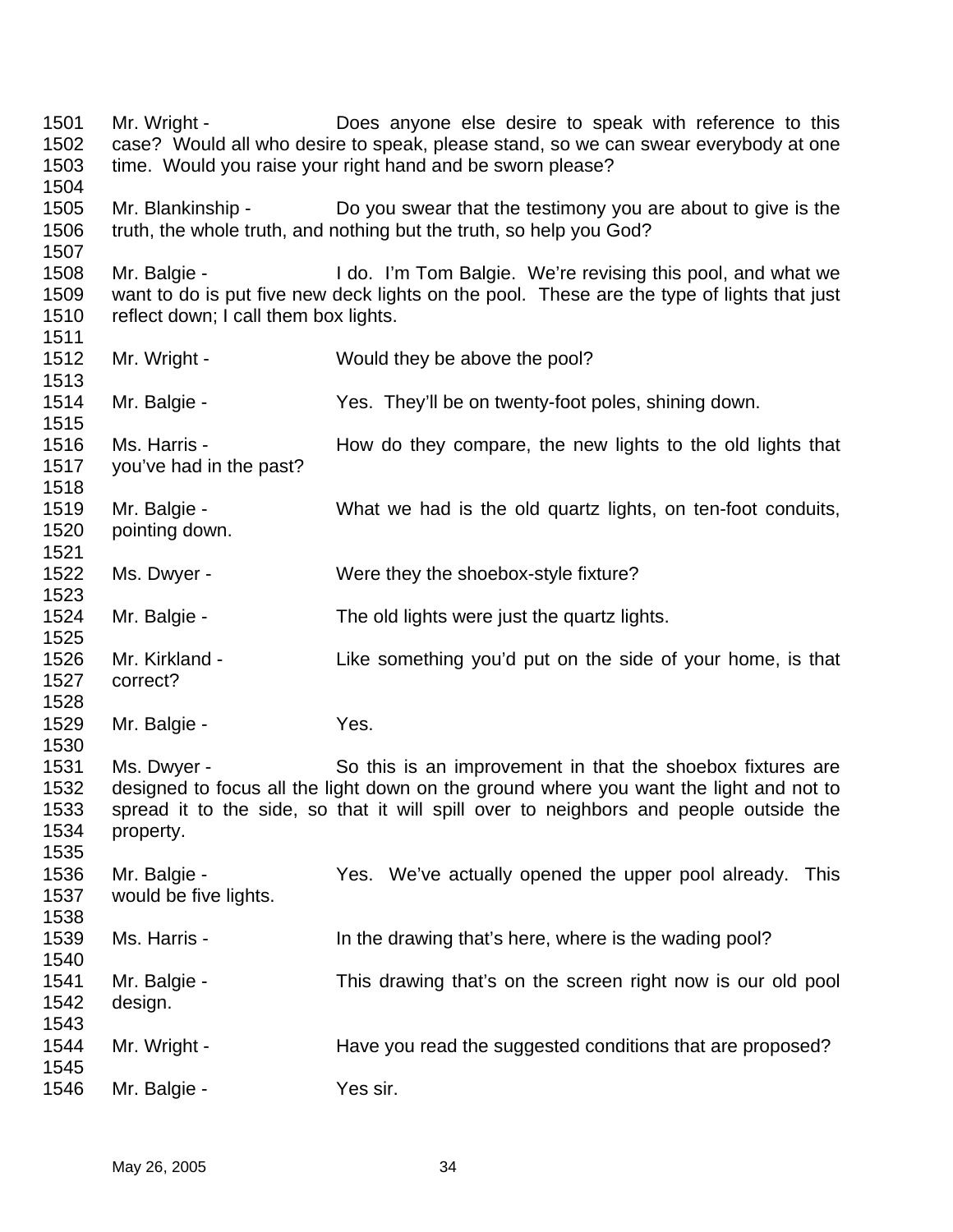1501 Mr. Wright - Does anyone else desire to speak with reference to this
1502 case? Would all who desire to speak, please stand, so we can swear everybody at one
1503 time. Would you raise your right hand and be sworn please?
1504
1505 Mr. Blankinship - Do you swear that the testimony you are about to give is the
1506 truth, the whole truth, and nothing but the truth, so help you God?
1507
1508 Mr. Balgie - I do. I'm Tom Balgie. We're revising this pool, and what we
1509 want to do is put five new deck lights on the pool. These are the type of lights that just
1510 reflect down; I call them box lights.
1511
1512 Mr. Wright - Would they be above the pool?
1513
1514 Mr. Balgie - Yes. They'll be on twenty-foot poles, shining down.
1515
1516 Ms. Harris - How do they compare, the new lights to the old lights that
1517 you've had in the past?
1518
1519 Mr. Balgie - What we had is the old quartz lights, on ten-foot conduits,
1520 pointing down.
1521
1522 Ms. Dwyer - Were they the shoebox-style fixture?
1523
1524 Mr. Balgie - The old lights were just the quartz lights.
1525
1526 Mr. Kirkland - Like something you'd put on the side of your home, is that
1527 correct?
1528
1529 Mr. Balgie - Yes.
1530
1531 Ms. Dwyer - So this is an improvement in that the shoebox fixtures are
1532 designed to focus all the light down on the ground where you want the light and not to
1533 spread it to the side, so that it will spill over to neighbors and people outside the
1534 property.
1535
1536 Mr. Balgie - Yes. We've actually opened the upper pool already. This
1537 would be five lights.
1538
1539 Ms. Harris - In the drawing that's here, where is the wading pool?
1540
1541 Mr. Balgie - This drawing that's on the screen right now is our old pool
1542 design.
1543
1544 Mr. Wright - Have you read the suggested conditions that are proposed?
1545
1546 Mr. Balgie - Yes sir.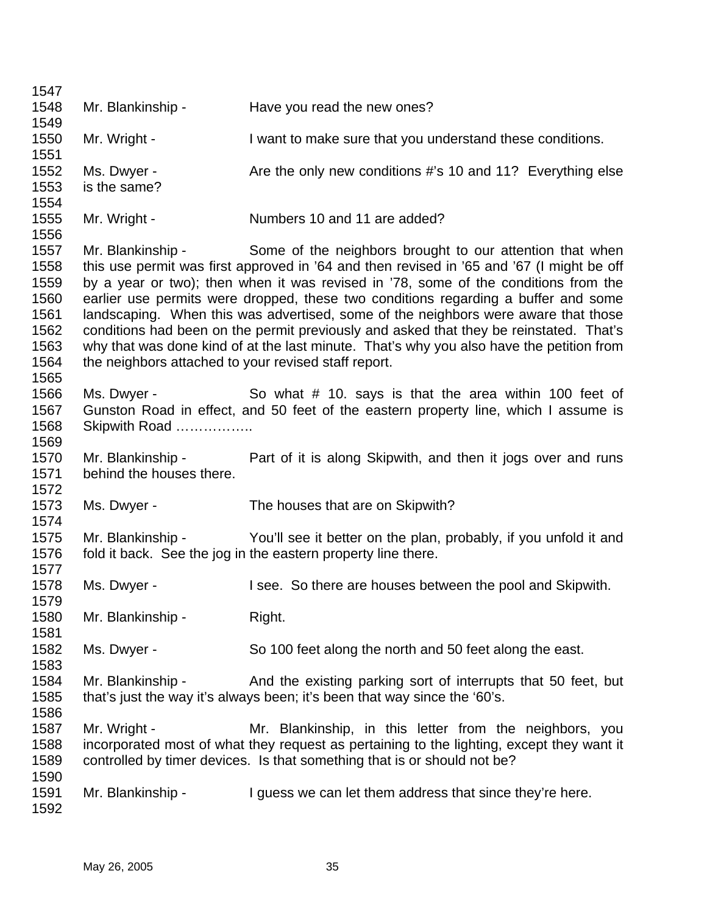1547
1548 Mr. Blankinship - Have you read the new ones?
1549
1550 Mr. Wright - I want to make sure that you understand these conditions.
1551
1552 Ms. Dwyer - Are the only new conditions #'s 10 and 11? Everything else
1553 is the same?
1554
1555 Mr. Wright - Numbers 10 and 11 are added?
1556
1557 Mr. Blankinship - Some of the neighbors brought to our attention that when
1558 this use permit was first approved in '64 and then revised in '65 and '67 (I might be off
1559 by a year or two); then when it was revised in '78, some of the conditions from the
1560 earlier use permits were dropped, these two conditions regarding a buffer and some
1561 landscaping. When this was advertised, some of the neighbors were aware that those
1562 conditions had been on the permit previously and asked that they be reinstated. That's
1563 why that was done kind of at the last minute. That's why you also have the petition from
1564 the neighbors attached to your revised staff report.
1565
1566 Ms. Dwyer - So what # 10. says is that the area within 100 feet of
1567 Gunston Road in effect, and 50 feet of the eastern property line, which I assume is
1568 Skipwith Road ……………..
1569
1570 Mr. Blankinship - Part of it is along Skipwith, and then it jogs over and runs
1571 behind the houses there.
1572
1573 Ms. Dwyer - The houses that are on Skipwith?
1574
1575 Mr. Blankinship - You'll see it better on the plan, probably, if you unfold it and
1576 fold it back. See the jog in the eastern property line there.
1577
1578 Ms. Dwyer - I see. So there are houses between the pool and Skipwith.
1579
1580 Mr. Blankinship - Right.
1581
1582 Ms. Dwyer - So 100 feet along the north and 50 feet along the east.
1583
1584 Mr. Blankinship - And the existing parking sort of interrupts that 50 feet, but
1585 that's just the way it's always been; it's been that way since the '60's.
1586
1587 Mr. Wright - Mr. Blankinship, in this letter from the neighbors, you
1588 incorporated most of what they request as pertaining to the lighting, except they want it
1589 controlled by timer devices. Is that something that is or should not be?
1590
1591 Mr. Blankinship - I guess we can let them address that since they're here.
1592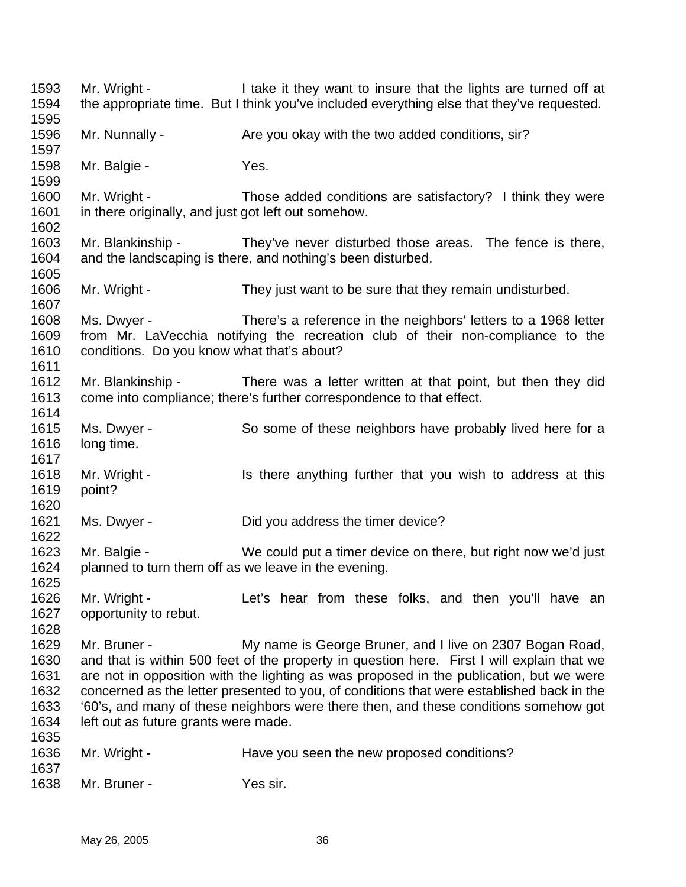1593 Mr. Wright - I take it they want to insure that the lights are turned off at
1594 the appropriate time. But I think you've included everything else that they've requested.
1595
1596 Mr. Nunnally - Are you okay with the two added conditions, sir?
1597
1598 Mr. Balgie - Yes.
1599
1600 Mr. Wright - Those added conditions are satisfactory? I think they were
1601 in there originally, and just got left out somehow.
1602
1603 Mr. Blankinship - They've never disturbed those areas. The fence is there,
1604 and the landscaping is there, and nothing's been disturbed.
1605
1606 Mr. Wright - They just want to be sure that they remain undisturbed.
1607
1608 Ms. Dwyer - There's a reference in the neighbors' letters to a 1968 letter
1609 from Mr. LaVecchia notifying the recreation club of their non-compliance to the
1610 conditions. Do you know what that's about?
1611
1612 Mr. Blankinship - There was a letter written at that point, but then they did
1613 come into compliance; there's further correspondence to that effect.
1614
1615 Ms. Dwyer - So some of these neighbors have probably lived here for a
1616 long time.
1617
1618 Mr. Wright - Is there anything further that you wish to address at this
1619 point?
1620
1621 Ms. Dwyer - Did you address the timer device?
1622
1623 Mr. Balgie - We could put a timer device on there, but right now we'd just
1624 planned to turn them off as we leave in the evening.
1625
1626 Mr. Wright - Let's hear from these folks, and then you'll have an
1627 opportunity to rebut.
1628
1629 Mr. Bruner - My name is George Bruner, and I live on 2307 Bogan Road,
1630 and that is within 500 feet of the property in question here. First I will explain that we
1631 are not in opposition with the lighting as was proposed in the publication, but we were
1632 concerned as the letter presented to you, of conditions that were established back in the
1633 '60's, and many of these neighbors were there then, and these conditions somehow got
1634 left out as future grants were made.
1635
1636 Mr. Wright - Have you seen the new proposed conditions?
1637
1638 Mr. Bruner - Yes sir.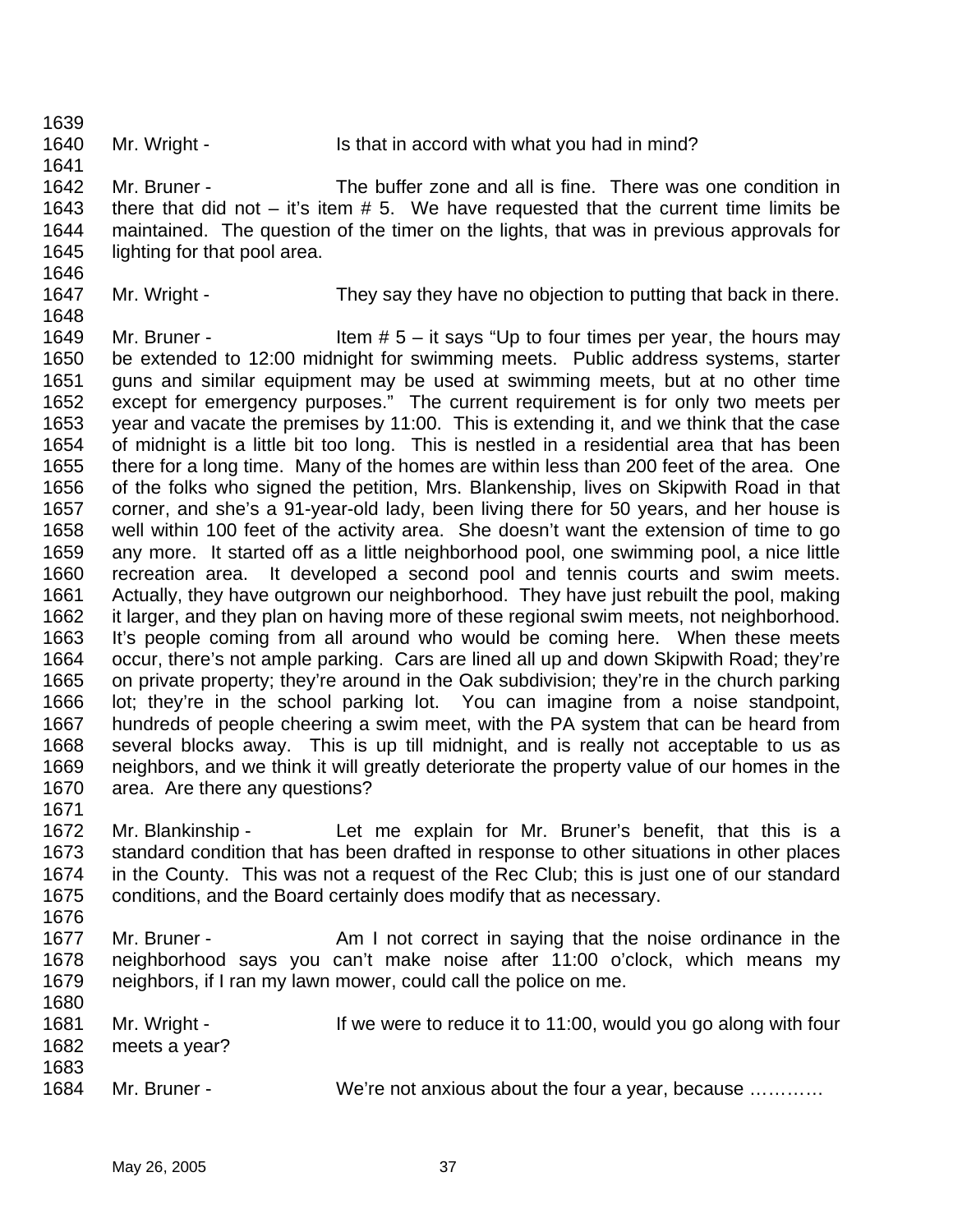1639
1640 Mr. Wright - Is that in accord with what you had in mind?
1641
1642 Mr. Bruner - The buffer zone and all is fine. There was one condition in
1643 there that did not – it's item # 5. We have requested that the current time limits be
1644 maintained. The question of the timer on the lights, that was in previous approvals for
1645 lighting for that pool area.
1646
1647 Mr. Wright - They say they have no objection to putting that back in there.
1648
1649 Mr. Bruner - Item # 5 – it says "Up to four times per year, the hours may
1650 be extended to 12:00 midnight for swimming meets. Public address systems, starter
1651 guns and similar equipment may be used at swimming meets, but at no other time
1652 except for emergency purposes." The current requirement is for only two meets per
1653 year and vacate the premises by 11:00. This is extending it, and we think that the case
1654 of midnight is a little bit too long. This is nestled in a residential area that has been
1655 there for a long time. Many of the homes are within less than 200 feet of the area. One
1656 of the folks who signed the petition, Mrs. Blankenship, lives on Skipwith Road in that
1657 corner, and she's a 91-year-old lady, been living there for 50 years, and her house is
1658 well within 100 feet of the activity area. She doesn't want the extension of time to go
1659 any more. It started off as a little neighborhood pool, one swimming pool, a nice little
1660 recreation area. It developed a second pool and tennis courts and swim meets.
1661 Actually, they have outgrown our neighborhood. They have just rebuilt the pool, making
1662 it larger, and they plan on having more of these regional swim meets, not neighborhood.
1663 It's people coming from all around who would be coming here. When these meets
1664 occur, there's not ample parking. Cars are lined all up and down Skipwith Road; they're
1665 on private property; they're around in the Oak subdivision; they're in the church parking
1666 lot; they're in the school parking lot. You can imagine from a noise standpoint,
1667 hundreds of people cheering a swim meet, with the PA system that can be heard from
1668 several blocks away. This is up till midnight, and is really not acceptable to us as
1669 neighbors, and we think it will greatly deteriorate the property value of our homes in the
1670 area. Are there any questions?
1671
1672 Mr. Blankinship - Let me explain for Mr. Bruner's benefit, that this is a
1673 standard condition that has been drafted in response to other situations in other places
1674 in the County. This was not a request of the Rec Club; this is just one of our standard
1675 conditions, and the Board certainly does modify that as necessary.
1676
1677 Mr. Bruner - Am I not correct in saying that the noise ordinance in the
1678 neighborhood says you can't make noise after 11:00 o'clock, which means my
1679 neighbors, if I ran my lawn mower, could call the police on me.
1680
1681 Mr. Wright - If we were to reduce it to 11:00, would you go along with four
1682 meets a year?
1683
1684 Mr. Bruner - We're not anxious about the four a year, because …………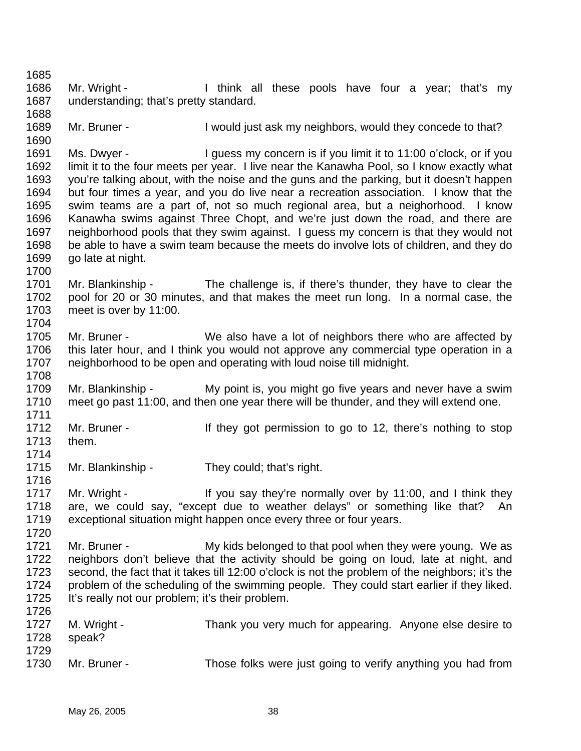Mr. Wright - I think all these pools have four a year; that's my understanding; that's pretty standard.

Mr. Bruner - I would just ask my neighbors, would they concede to that?

Ms. Dwyer - I guess my concern is if you limit it to 11:00 o'clock, or if you limit it to the four meets per year. I live near the Kanawha Pool, so I know exactly what you're talking about, with the noise and the guns and the parking, but it doesn't happen but four times a year, and you do live near a recreation association. I know that the swim teams are a part of, not so much regional area, but a neighorhood. I know Kanawha swims against Three Chopt, and we're just down the road, and there are neighborhood pools that they swim against. I guess my concern is that they would not be able to have a swim team because the meets do involve lots of children, and they do go late at night.

Mr. Blankinship - The challenge is, if there's thunder, they have to clear the pool for 20 or 30 minutes, and that makes the meet run long. In a normal case, the meet is over by 11:00.

Mr. Bruner - We also have a lot of neighbors there who are affected by this later hour, and I think you would not approve any commercial type operation in a neighborhood to be open and operating with loud noise till midnight.

Mr. Blankinship - My point is, you might go five years and never have a swim meet go past 11:00, and then one year there will be thunder, and they will extend one.

Mr. Bruner - If they got permission to go to 12, there's nothing to stop them.

Mr. Blankinship - They could; that's right.

Mr. Wright - If you say they're normally over by 11:00, and I think they are, we could say, "except due to weather delays" or something like that? An exceptional situation might happen once every three or four years.

Mr. Bruner - My kids belonged to that pool when they were young. We as neighbors don't believe that the activity should be going on loud, late at night, and second, the fact that it takes till 12:00 o'clock is not the problem of the neighbors; it's the problem of the scheduling of the swimming people. They could start earlier if they liked. It's really not our problem; it's their problem.

M. Wright - Thank you very much for appearing. Anyone else desire to speak?

Mr. Bruner - Those folks were just going to verify anything you had from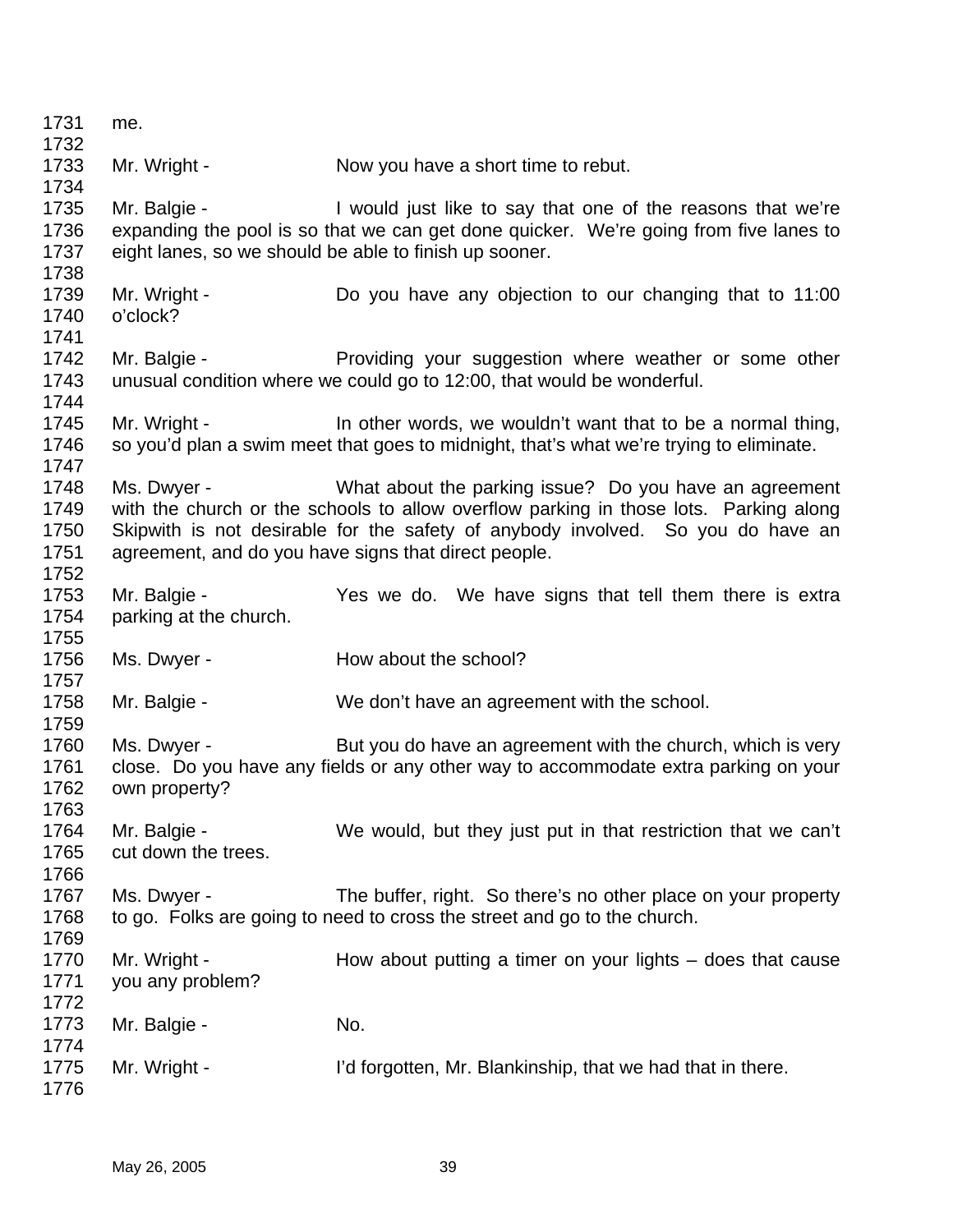1731 me.
1732
1733 Mr. Wright - Now you have a short time to rebut.
1734
1735 Mr. Balgie - I would just like to say that one of the reasons that we're
1736 expanding the pool is so that we can get done quicker. We're going from five lanes to
1737 eight lanes, so we should be able to finish up sooner.
1738
1739 Mr. Wright - Do you have any objection to our changing that to 11:00
1740 o'clock?
1741
1742 Mr. Balgie - Providing your suggestion where weather or some other
1743 unusual condition where we could go to 12:00, that would be wonderful.
1744
1745 Mr. Wright - In other words, we wouldn't want that to be a normal thing,
1746 so you'd plan a swim meet that goes to midnight, that's what we're trying to eliminate.
1747
1748 Ms. Dwyer - What about the parking issue? Do you have an agreement
1749 with the church or the schools to allow overflow parking in those lots. Parking along
1750 Skipwith is not desirable for the safety of anybody involved. So you do have an
1751 agreement, and do you have signs that direct people.
1752
1753 Mr. Balgie - Yes we do. We have signs that tell them there is extra
1754 parking at the church.
1755
1756 Ms. Dwyer - How about the school?
1757
1758 Mr. Balgie - We don't have an agreement with the school.
1759
1760 Ms. Dwyer - But you do have an agreement with the church, which is very
1761 close. Do you have any fields or any other way to accommodate extra parking on your
1762 own property?
1763
1764 Mr. Balgie - We would, but they just put in that restriction that we can't
1765 cut down the trees.
1766
1767 Ms. Dwyer - The buffer, right. So there's no other place on your property
1768 to go. Folks are going to need to cross the street and go to the church.
1769
1770 Mr. Wright - How about putting a timer on your lights – does that cause
1771 you any problem?
1772
1773 Mr. Balgie - No.
1774
1775 Mr. Wright - I'd forgotten, Mr. Blankinship, that we had that in there.
1776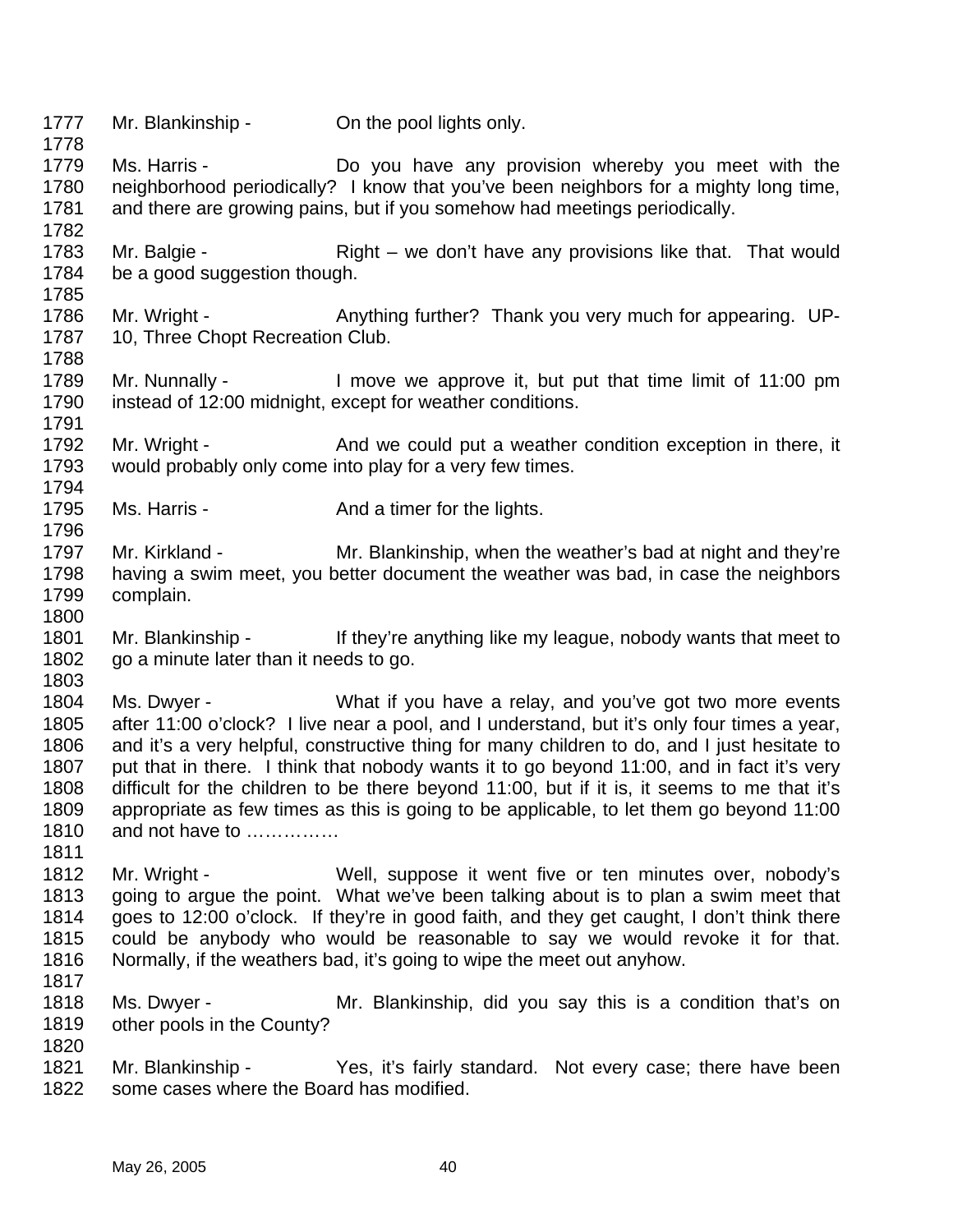Mr. Blankinship - On the pool lights only.

Ms. Harris - Do you have any provision whereby you meet with the neighborhood periodically? I know that you've been neighbors for a mighty long time, and there are growing pains, but if you somehow had meetings periodically.

Mr. Balgie - Right – we don't have any provisions like that. That would be a good suggestion though.

Mr. Wright - Anything further? Thank you very much for appearing. UP-10, Three Chopt Recreation Club.

Mr. Nunnally - I move we approve it, but put that time limit of 11:00 pm instead of 12:00 midnight, except for weather conditions.

Mr. Wright - And we could put a weather condition exception in there, it would probably only come into play for a very few times.

Ms. Harris - And a timer for the lights.

Mr. Kirkland - Mr. Blankinship, when the weather's bad at night and they're having a swim meet, you better document the weather was bad, in case the neighbors complain.

Mr. Blankinship - If they're anything like my league, nobody wants that meet to go a minute later than it needs to go.

Ms. Dwyer - What if you have a relay, and you've got two more events after 11:00 o'clock? I live near a pool, and I understand, but it's only four times a year, and it's a very helpful, constructive thing for many children to do, and I just hesitate to put that in there. I think that nobody wants it to go beyond 11:00, and in fact it's very difficult for the children to be there beyond 11:00, but if it is, it seems to me that it's appropriate as few times as this is going to be applicable, to let them go beyond 11:00 and not have to ……………

Mr. Wright - Well, suppose it went five or ten minutes over, nobody's going to argue the point. What we've been talking about is to plan a swim meet that goes to 12:00 o'clock. If they're in good faith, and they get caught, I don't think there could be anybody who would be reasonable to say we would revoke it for that. Normally, if the weathers bad, it's going to wipe the meet out anyhow.

Ms. Dwyer - Mr. Blankinship, did you say this is a condition that's on other pools in the County?

Mr. Blankinship - Yes, it's fairly standard. Not every case; there have been some cases where the Board has modified.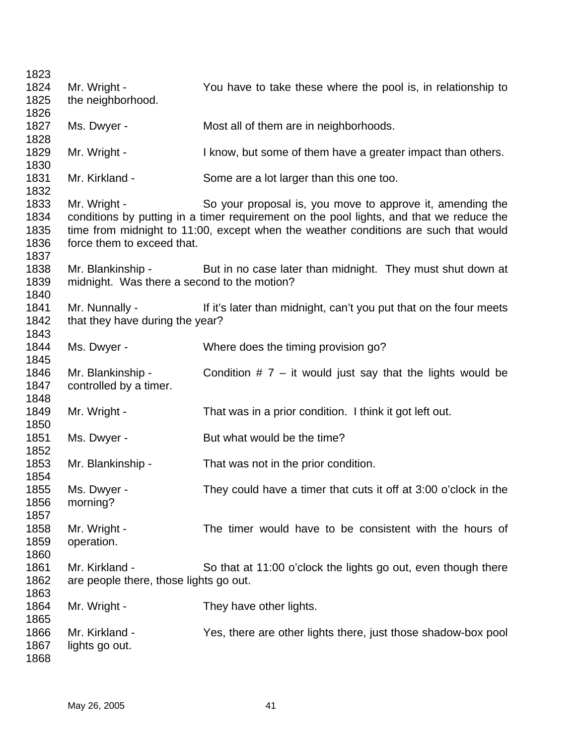Mr. Wright - You have to take these where the pool is, in relationship to the neighborhood.

Ms. Dwyer - Most all of them are in neighborhoods.

Mr. Wright - I know, but some of them have a greater impact than others.

Mr. Kirkland - Some are a lot larger than this one too.

Mr. Wright - So your proposal is, you move to approve it, amending the conditions by putting in a timer requirement on the pool lights, and that we reduce the time from midnight to 11:00, except when the weather conditions are such that would force them to exceed that.

Mr. Blankinship - But in no case later than midnight. They must shut down at midnight. Was there a second to the motion?

Mr. Nunnally - If it's later than midnight, can't you put that on the four meets that they have during the year?

Ms. Dwyer - Where does the timing provision go?

Mr. Blankinship - Condition # 7 – it would just say that the lights would be controlled by a timer.

Mr. Wright - That was in a prior condition. I think it got left out.

Ms. Dwyer - But what would be the time?

Mr. Blankinship - That was not in the prior condition.

Ms. Dwyer - They could have a timer that cuts it off at 3:00 o'clock in the morning?

Mr. Wright - The timer would have to be consistent with the hours of operation.

Mr. Kirkland - So that at 11:00 o'clock the lights go out, even though there are people there, those lights go out.

Mr. Wright - They have other lights.

Mr. Kirkland - Yes, there are other lights there, just those shadow-box pool lights go out.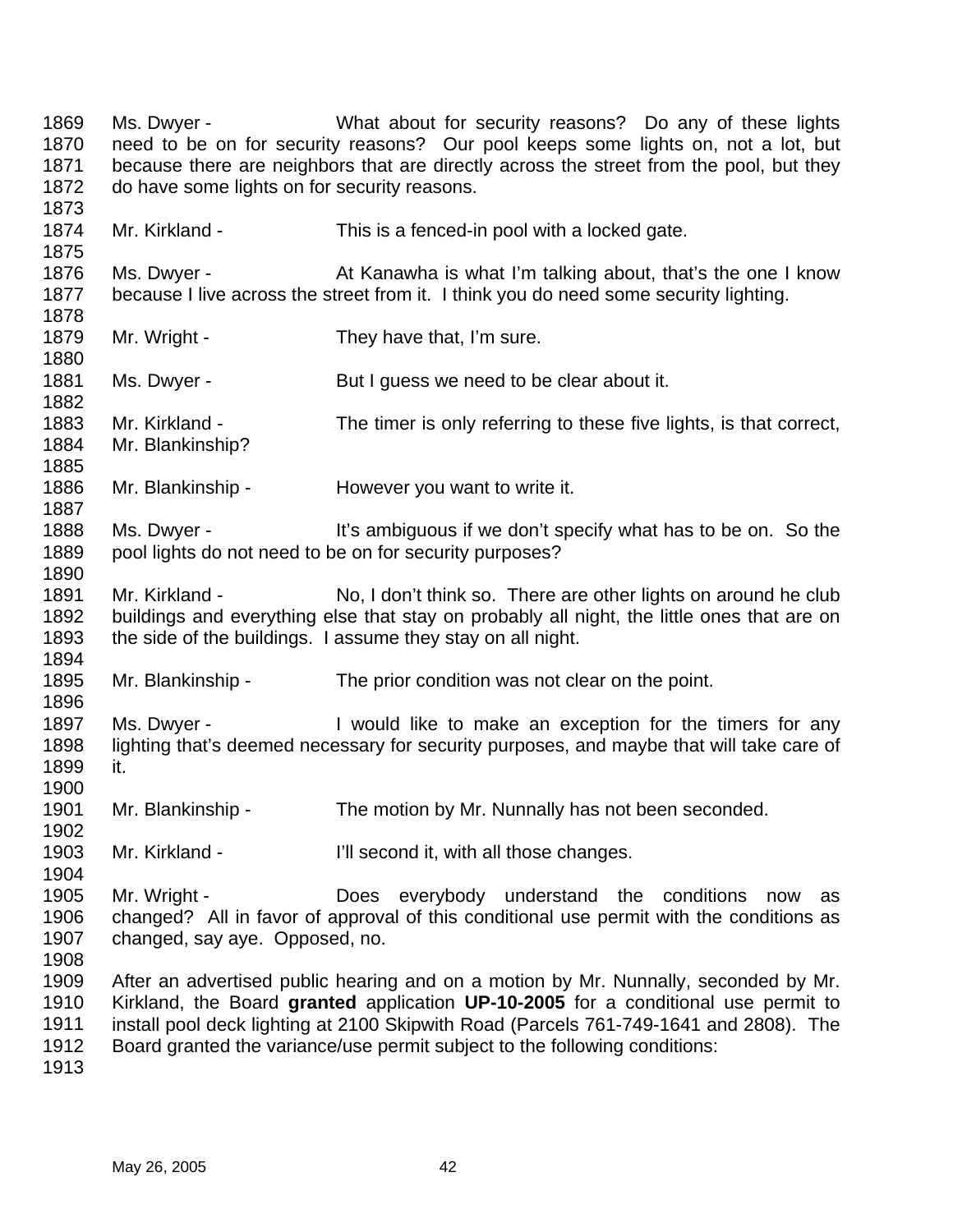Ms. Dwyer - What about for security reasons? Do any of these lights need to be on for security reasons? Our pool keeps some lights on, not a lot, but because there are neighbors that are directly across the street from the pool, but they do have some lights on for security reasons.

Mr. Kirkland - This is a fenced-in pool with a locked gate.

Ms. Dwyer - At Kanawha is what I'm talking about, that's the one I know because I live across the street from it. I think you do need some security lighting.

Mr. Wright - They have that, I'm sure.

Ms. Dwyer - But I guess we need to be clear about it.

Mr. Kirkland - The timer is only referring to these five lights, is that correct, Mr. Blankinship?

Mr. Blankinship - However you want to write it.

Ms. Dwyer - It's ambiguous if we don't specify what has to be on. So the pool lights do not need to be on for security purposes?

Mr. Kirkland - No, I don't think so. There are other lights on around he club buildings and everything else that stay on probably all night, the little ones that are on the side of the buildings. I assume they stay on all night.

Mr. Blankinship - The prior condition was not clear on the point.

Ms. Dwyer - I would like to make an exception for the timers for any lighting that's deemed necessary for security purposes, and maybe that will take care of it.

Mr. Blankinship - The motion by Mr. Nunnally has not been seconded.

Mr. Kirkland - I'll second it, with all those changes.

Mr. Wright - Does everybody understand the conditions now as changed? All in favor of approval of this conditional use permit with the conditions as changed, say aye. Opposed, no.

After an advertised public hearing and on a motion by Mr. Nunnally, seconded by Mr. Kirkland, the Board **granted** application **UP-10-2005** for a conditional use permit to install pool deck lighting at 2100 Skipwith Road (Parcels 761-749-1641 and 2808). The Board granted the variance/use permit subject to the following conditions: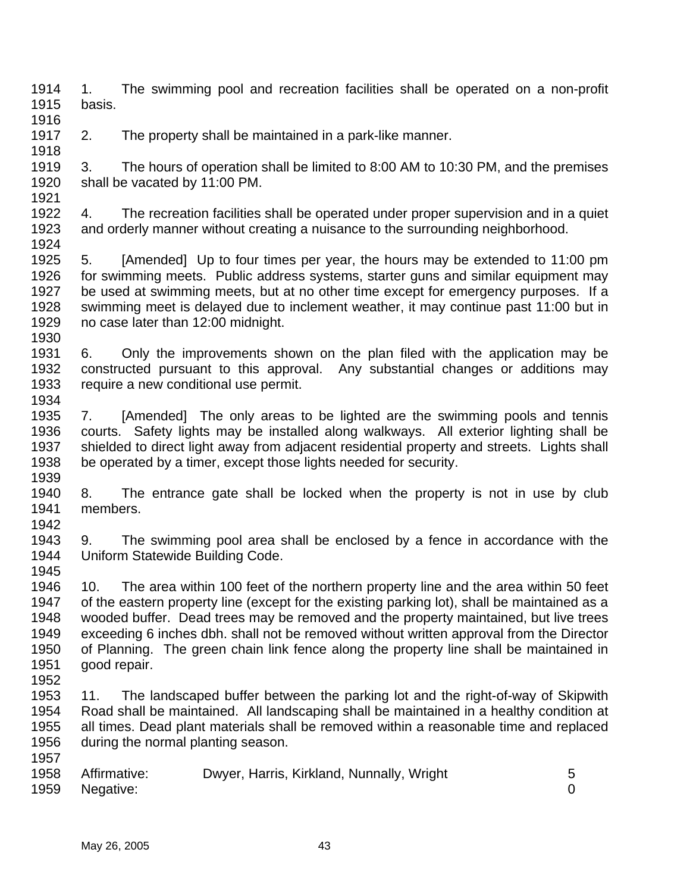1. The swimming pool and recreation facilities shall be operated on a non-profit basis.

2. The property shall be maintained in a park-like manner.

3. The hours of operation shall be limited to 8:00 AM to 10:30 PM, and the premises shall be vacated by 11:00 PM.

4. The recreation facilities shall be operated under proper supervision and in a quiet and orderly manner without creating a nuisance to the surrounding neighborhood.

5. [Amended] Up to four times per year, the hours may be extended to 11:00 pm for swimming meets. Public address systems, starter guns and similar equipment may be used at swimming meets, but at no other time except for emergency purposes. If a swimming meet is delayed due to inclement weather, it may continue past 11:00 but in no case later than 12:00 midnight.

6. Only the improvements shown on the plan filed with the application may be constructed pursuant to this approval. Any substantial changes or additions may require a new conditional use permit.

7. [Amended] The only areas to be lighted are the swimming pools and tennis courts. Safety lights may be installed along walkways. All exterior lighting shall be shielded to direct light away from adjacent residential property and streets. Lights shall be operated by a timer, except those lights needed for security.

8. The entrance gate shall be locked when the property is not in use by club members.

9. The swimming pool area shall be enclosed by a fence in accordance with the Uniform Statewide Building Code.

10. The area within 100 feet of the northern property line and the area within 50 feet of the eastern property line (except for the existing parking lot), shall be maintained as a wooded buffer. Dead trees may be removed and the property maintained, but live trees exceeding 6 inches dbh. shall not be removed without written approval from the Director of Planning. The green chain link fence along the property line shall be maintained in good repair.

11. The landscaped buffer between the parking lot and the right-of-way of Skipwith Road shall be maintained. All landscaping shall be maintained in a healthy condition at all times. Dead plant materials shall be removed within a reasonable time and replaced during the normal planting season.

| | | |
|---|---|---|
| Affirmative: | Dwyer, Harris, Kirkland, Nunnally, Wright | 5 |
| Negative: | | 0 |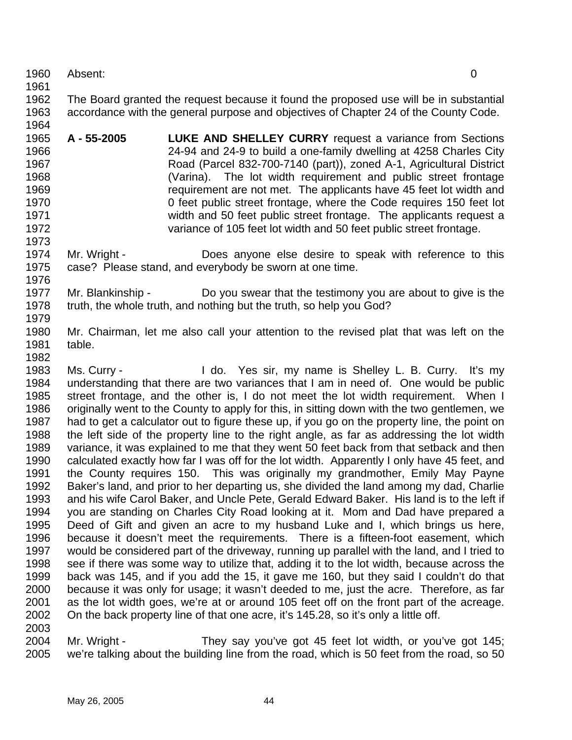Absent: 0

The Board granted the request because it found the proposed use will be in substantial accordance with the general purpose and objectives of Chapter 24 of the County Code.

**A - 55-2005** **LUKE AND SHELLEY CURRY** request a variance from Sections 24-94 and 24-9 to build a one-family dwelling at 4258 Charles City Road (Parcel 832-700-7140 (part)), zoned A-1, Agricultural District (Varina). The lot width requirement and public street frontage requirement are not met. The applicants have 45 feet lot width and 0 feet public street frontage, where the Code requires 150 feet lot width and 50 feet public street frontage. The applicants request a variance of 105 feet lot width and 50 feet public street frontage.

Mr. Wright - Does anyone else desire to speak with reference to this case? Please stand, and everybody be sworn at one time.

Mr. Blankinship - Do you swear that the testimony you are about to give is the truth, the whole truth, and nothing but the truth, so help you God?

Mr. Chairman, let me also call your attention to the revised plat that was left on the table.

Ms. Curry - I do. Yes sir, my name is Shelley L. B. Curry. It's my understanding that there are two variances that I am in need of. One would be public street frontage, and the other is, I do not meet the lot width requirement. When I originally went to the County to apply for this, in sitting down with the two gentlemen, we had to get a calculator out to figure these up, if you go on the property line, the point on the left side of the property line to the right angle, as far as addressing the lot width variance, it was explained to me that they went 50 feet back from that setback and then calculated exactly how far I was off for the lot width. Apparently I only have 45 feet, and the County requires 150. This was originally my grandmother, Emily May Payne Baker's land, and prior to her departing us, she divided the land among my dad, Charlie and his wife Carol Baker, and Uncle Pete, Gerald Edward Baker. His land is to the left if you are standing on Charles City Road looking at it. Mom and Dad have prepared a Deed of Gift and given an acre to my husband Luke and I, which brings us here, because it doesn't meet the requirements. There is a fifteen-foot easement, which would be considered part of the driveway, running up parallel with the land, and I tried to see if there was some way to utilize that, adding it to the lot width, because across the back was 145, and if you add the 15, it gave me 160, but they said I couldn't do that because it was only for usage; it wasn't deeded to me, just the acre. Therefore, as far as the lot width goes, we're at or around 105 feet off on the front part of the acreage. On the back property line of that one acre, it's 145.28, so it's only a little off.

Mr. Wright - They say you've got 45 feet lot width, or you've got 145; we're talking about the building line from the road, which is 50 feet from the road, so 50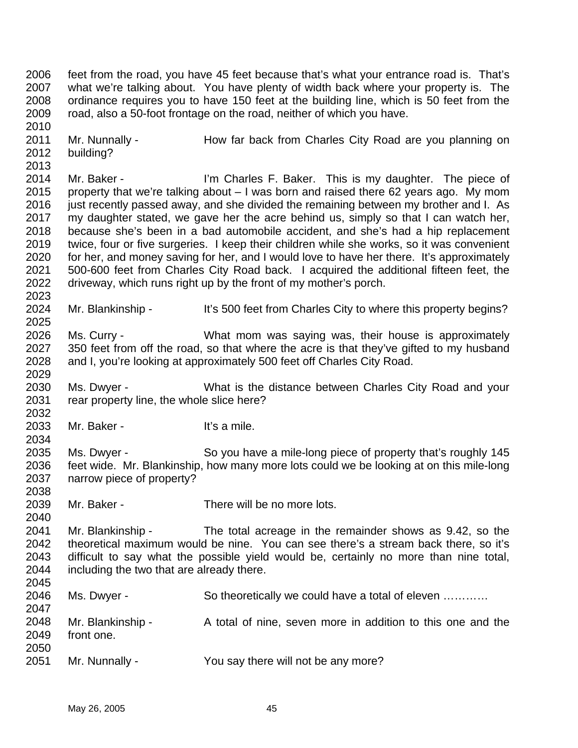feet from the road, you have 45 feet because that's what your entrance road is. That's what we're talking about. You have plenty of width back where your property is. The ordinance requires you to have 150 feet at the building line, which is 50 feet from the road, also a 50-foot frontage on the road, neither of which you have.

Mr. Nunnally - How far back from Charles City Road are you planning on building?

Mr. Baker - I'm Charles F. Baker. This is my daughter. The piece of property that we're talking about – I was born and raised there 62 years ago. My mom just recently passed away, and she divided the remaining between my brother and I. As my daughter stated, we gave her the acre behind us, simply so that I can watch her, because she's been in a bad automobile accident, and she's had a hip replacement twice, four or five surgeries. I keep their children while she works, so it was convenient for her, and money saving for her, and I would love to have her there. It's approximately 500-600 feet from Charles City Road back. I acquired the additional fifteen feet, the driveway, which runs right up by the front of my mother's porch.

Mr. Blankinship - It's 500 feet from Charles City to where this property begins?

Ms. Curry - What mom was saying was, their house is approximately 350 feet from off the road, so that where the acre is that they've gifted to my husband and I, you're looking at approximately 500 feet off Charles City Road.

Ms. Dwyer - What is the distance between Charles City Road and your rear property line, the whole slice here?

Mr. Baker - It's a mile.

Ms. Dwyer - So you have a mile-long piece of property that's roughly 145 feet wide. Mr. Blankinship, how many more lots could we be looking at on this mile-long narrow piece of property?

Mr. Baker - There will be no more lots.

Mr. Blankinship - The total acreage in the remainder shows as 9.42, so the theoretical maximum would be nine. You can see there's a stream back there, so it's difficult to say what the possible yield would be, certainly no more than nine total, including the two that are already there.

Ms. Dwyer - So theoretically we could have a total of eleven …………

Mr. Blankinship - A total of nine, seven more in addition to this one and the front one.

Mr. Nunnally - You say there will not be any more?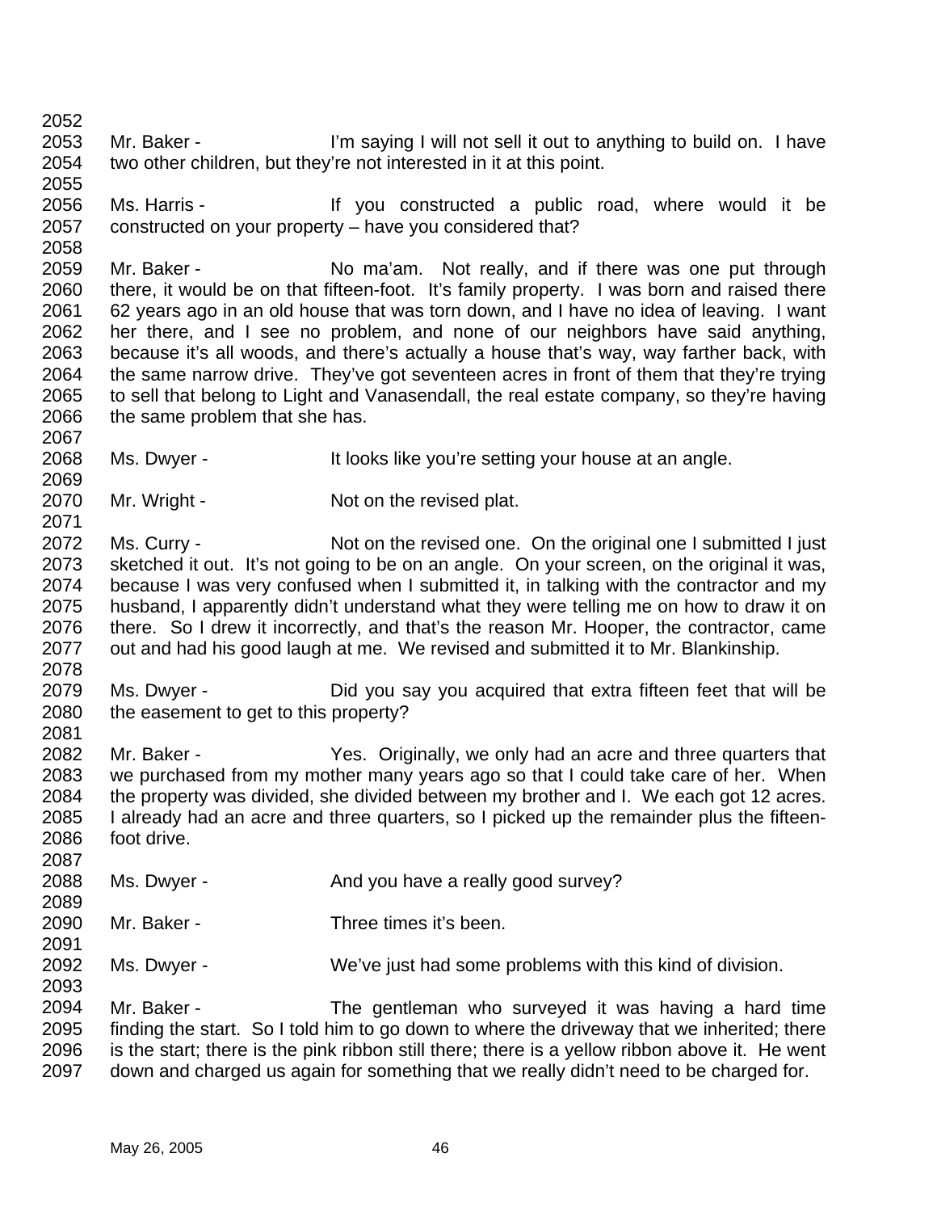Mr. Baker - I'm saying I will not sell it out to anything to build on. I have two other children, but they're not interested in it at this point.

Ms. Harris - If you constructed a public road, where would it be constructed on your property – have you considered that?

Mr. Baker - No ma'am. Not really, and if there was one put through there, it would be on that fifteen-foot. It's family property. I was born and raised there 62 years ago in an old house that was torn down, and I have no idea of leaving. I want her there, and I see no problem, and none of our neighbors have said anything, because it's all woods, and there's actually a house that's way, way farther back, with the same narrow drive. They've got seventeen acres in front of them that they're trying to sell that belong to Light and Vanasendall, the real estate company, so they're having the same problem that she has.

Ms. Dwyer - It looks like you're setting your house at an angle.

Mr. Wright - Not on the revised plat.

Ms. Curry - Not on the revised one. On the original one I submitted I just sketched it out. It's not going to be on an angle. On your screen, on the original it was, because I was very confused when I submitted it, in talking with the contractor and my husband, I apparently didn't understand what they were telling me on how to draw it on there. So I drew it incorrectly, and that's the reason Mr. Hooper, the contractor, came out and had his good laugh at me. We revised and submitted it to Mr. Blankinship.

Ms. Dwyer - Did you say you acquired that extra fifteen feet that will be the easement to get to this property?

Mr. Baker - Yes. Originally, we only had an acre and three quarters that we purchased from my mother many years ago so that I could take care of her. When the property was divided, she divided between my brother and I. We each got 12 acres. I already had an acre and three quarters, so I picked up the remainder plus the fifteen-foot drive.

Ms. Dwyer - And you have a really good survey?

Mr. Baker - Three times it's been.

Ms. Dwyer - We've just had some problems with this kind of division.

Mr. Baker - The gentleman who surveyed it was having a hard time finding the start. So I told him to go down to where the driveway that we inherited; there is the start; there is the pink ribbon still there; there is a yellow ribbon above it. He went down and charged us again for something that we really didn't need to be charged for.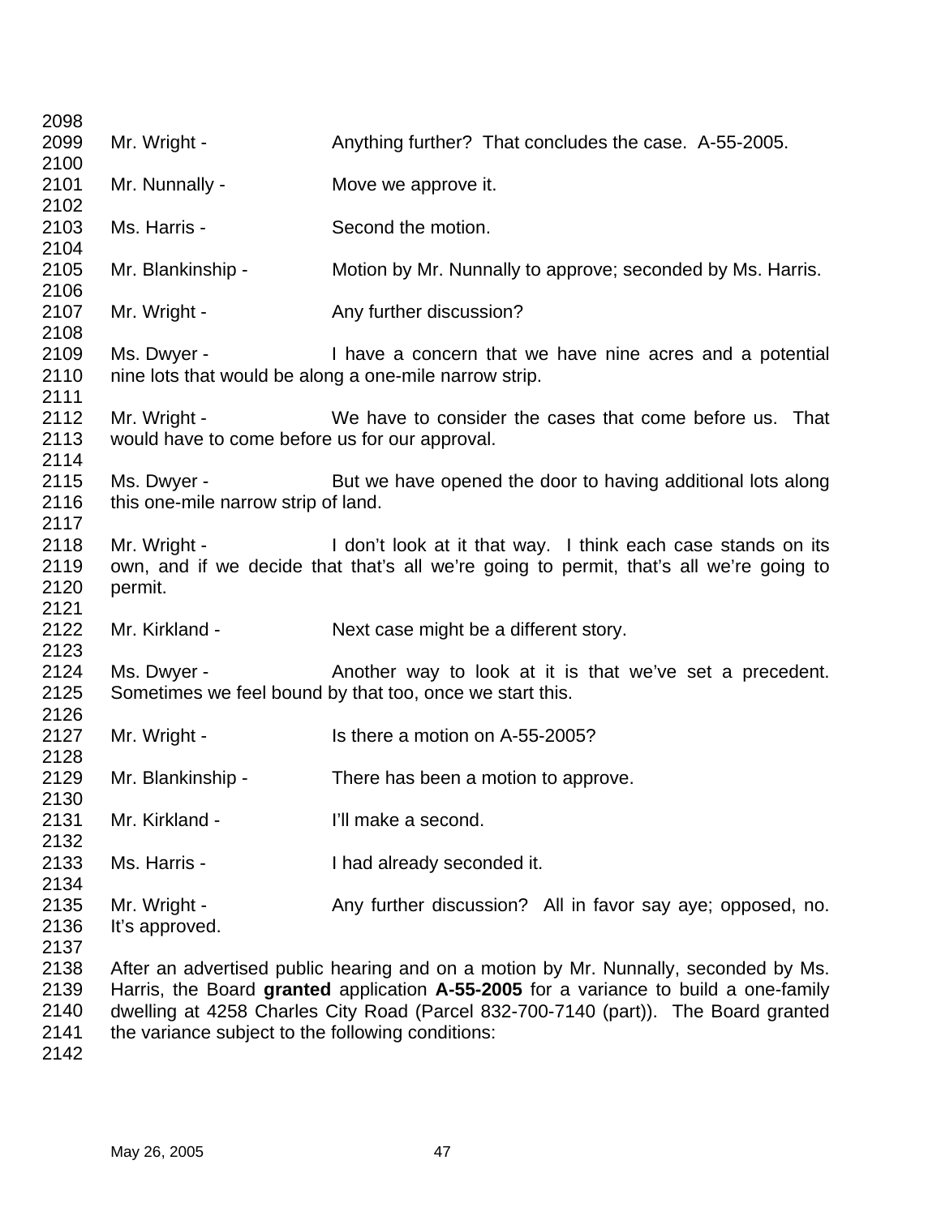Mr. Wright - Anything further? That concludes the case. A-55-2005.

Mr. Nunnally - Move we approve it.

Ms. Harris - Second the motion.

Mr. Blankinship - Motion by Mr. Nunnally to approve; seconded by Ms. Harris.

Mr. Wright - Any further discussion?

Ms. Dwyer - I have a concern that we have nine acres and a potential nine lots that would be along a one-mile narrow strip.

Mr. Wright - We have to consider the cases that come before us. That would have to come before us for our approval.

Ms. Dwyer - But we have opened the door to having additional lots along this one-mile narrow strip of land.

Mr. Wright - I don't look at it that way. I think each case stands on its own, and if we decide that that's all we're going to permit, that's all we're going to permit.

Mr. Kirkland - Next case might be a different story.

Ms. Dwyer - Another way to look at it is that we've set a precedent. Sometimes we feel bound by that too, once we start this.

Mr. Wright - Is there a motion on A-55-2005?

Mr. Blankinship - There has been a motion to approve.

Mr. Kirkland - I'll make a second.

Ms. Harris - I had already seconded it.

Mr. Wright - Any further discussion? All in favor say aye; opposed, no. It's approved.

After an advertised public hearing and on a motion by Mr. Nunnally, seconded by Ms. Harris, the Board **granted** application **A-55-2005** for a variance to build a one-family dwelling at 4258 Charles City Road (Parcel 832-700-7140 (part)). The Board granted the variance subject to the following conditions: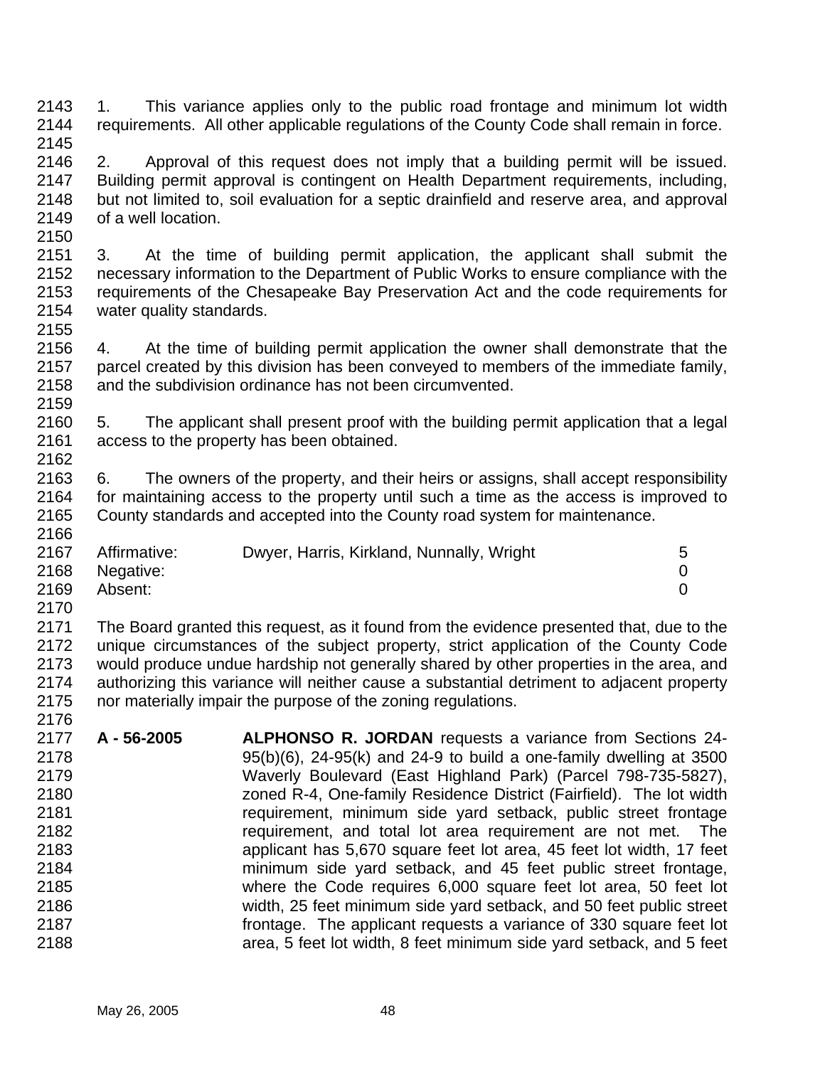1. This variance applies only to the public road frontage and minimum lot width requirements. All other applicable regulations of the County Code shall remain in force.

2. Approval of this request does not imply that a building permit will be issued. Building permit approval is contingent on Health Department requirements, including, but not limited to, soil evaluation for a septic drainfield and reserve area, and approval of a well location.

3. At the time of building permit application, the applicant shall submit the necessary information to the Department of Public Works to ensure compliance with the requirements of the Chesapeake Bay Preservation Act and the code requirements for water quality standards.

4. At the time of building permit application the owner shall demonstrate that the parcel created by this division has been conveyed to members of the immediate family, and the subdivision ordinance has not been circumvented.

5. The applicant shall present proof with the building permit application that a legal access to the property has been obtained.

6. The owners of the property, and their heirs or assigns, shall accept responsibility for maintaining access to the property until such a time as the access is improved to County standards and accepted into the County road system for maintenance.

| | | |
|---|---|---|
| Affirmative: | Dwyer, Harris, Kirkland, Nunnally, Wright | 5 |
| Negative: | | 0 |
| Absent: | | 0 |

The Board granted this request, as it found from the evidence presented that, due to the unique circumstances of the subject property, strict application of the County Code would produce undue hardship not generally shared by other properties in the area, and authorizing this variance will neither cause a substantial detriment to adjacent property nor materially impair the purpose of the zoning regulations.

**A - 56-2005** **ALPHONSO R. JORDAN** requests a variance from Sections 24-95(b)(6), 24-95(k) and 24-9 to build a one-family dwelling at 3500 Waverly Boulevard (East Highland Park) (Parcel 798-735-5827), zoned R-4, One-family Residence District (Fairfield). The lot width requirement, minimum side yard setback, public street frontage requirement, and total lot area requirement are not met. The applicant has 5,670 square feet lot area, 45 feet lot width, 17 feet minimum side yard setback, and 45 feet public street frontage, where the Code requires 6,000 square feet lot area, 50 feet lot width, 25 feet minimum side yard setback, and 50 feet public street frontage. The applicant requests a variance of 330 square feet lot area, 5 feet lot width, 8 feet minimum side yard setback, and 5 feet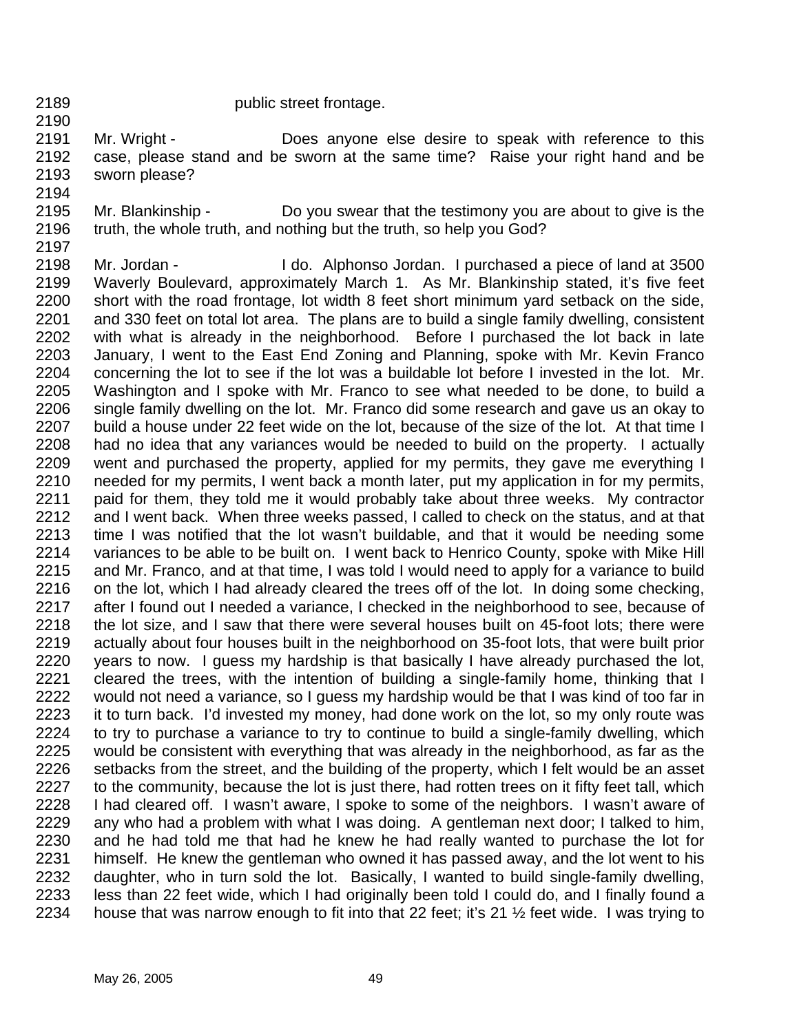2189 public street frontage.

2190

2191 Mr. Wright - Does anyone else desire to speak with reference to this
2192 case, please stand and be sworn at the same time? Raise your right hand and be
2193 sworn please?

2194

2195 Mr. Blankinship - Do you swear that the testimony you are about to give is the
2196 truth, the whole truth, and nothing but the truth, so help you God?

2197

2198 Mr. Jordan - I do. Alphonso Jordan. I purchased a piece of land at 3500
2199 Waverly Boulevard, approximately March 1. As Mr. Blankinship stated, it's five feet
2200 short with the road frontage, lot width 8 feet short minimum yard setback on the side,
2201 and 330 feet on total lot area. The plans are to build a single family dwelling, consistent
2202 with what is already in the neighborhood. Before I purchased the lot back in late
2203 January, I went to the East End Zoning and Planning, spoke with Mr. Kevin Franco
2204 concerning the lot to see if the lot was a buildable lot before I invested in the lot. Mr.
2205 Washington and I spoke with Mr. Franco to see what needed to be done, to build a
2206 single family dwelling on the lot. Mr. Franco did some research and gave us an okay to
2207 build a house under 22 feet wide on the lot, because of the size of the lot. At that time I
2208 had no idea that any variances would be needed to build on the property. I actually
2209 went and purchased the property, applied for my permits, they gave me everything I
2210 needed for my permits, I went back a month later, put my application in for my permits,
2211 paid for them, they told me it would probably take about three weeks. My contractor
2212 and I went back. When three weeks passed, I called to check on the status, and at that
2213 time I was notified that the lot wasn't buildable, and that it would be needing some
2214 variances to be able to be built on. I went back to Henrico County, spoke with Mike Hill
2215 and Mr. Franco, and at that time, I was told I would need to apply for a variance to build
2216 on the lot, which I had already cleared the trees off of the lot. In doing some checking,
2217 after I found out I needed a variance, I checked in the neighborhood to see, because of
2218 the lot size, and I saw that there were several houses built on 45-foot lots; there were
2219 actually about four houses built in the neighborhood on 35-foot lots, that were built prior
2220 years to now. I guess my hardship is that basically I have already purchased the lot,
2221 cleared the trees, with the intention of building a single-family home, thinking that I
2222 would not need a variance, so I guess my hardship would be that I was kind of too far in
2223 it to turn back. I'd invested my money, had done work on the lot, so my only route was
2224 to try to purchase a variance to try to continue to build a single-family dwelling, which
2225 would be consistent with everything that was already in the neighborhood, as far as the
2226 setbacks from the street, and the building of the property, which I felt would be an asset
2227 to the community, because the lot is just there, had rotten trees on it fifty feet tall, which
2228 I had cleared off. I wasn't aware, I spoke to some of the neighbors. I wasn't aware of
2229 any who had a problem with what I was doing. A gentleman next door; I talked to him,
2230 and he had told me that had he knew he had really wanted to purchase the lot for
2231 himself. He knew the gentleman who owned it has passed away, and the lot went to his
2232 daughter, who in turn sold the lot. Basically, I wanted to build single-family dwelling,
2233 less than 22 feet wide, which I had originally been told I could do, and I finally found a
2234 house that was narrow enough to fit into that 22 feet; it's 21 ½ feet wide. I was trying to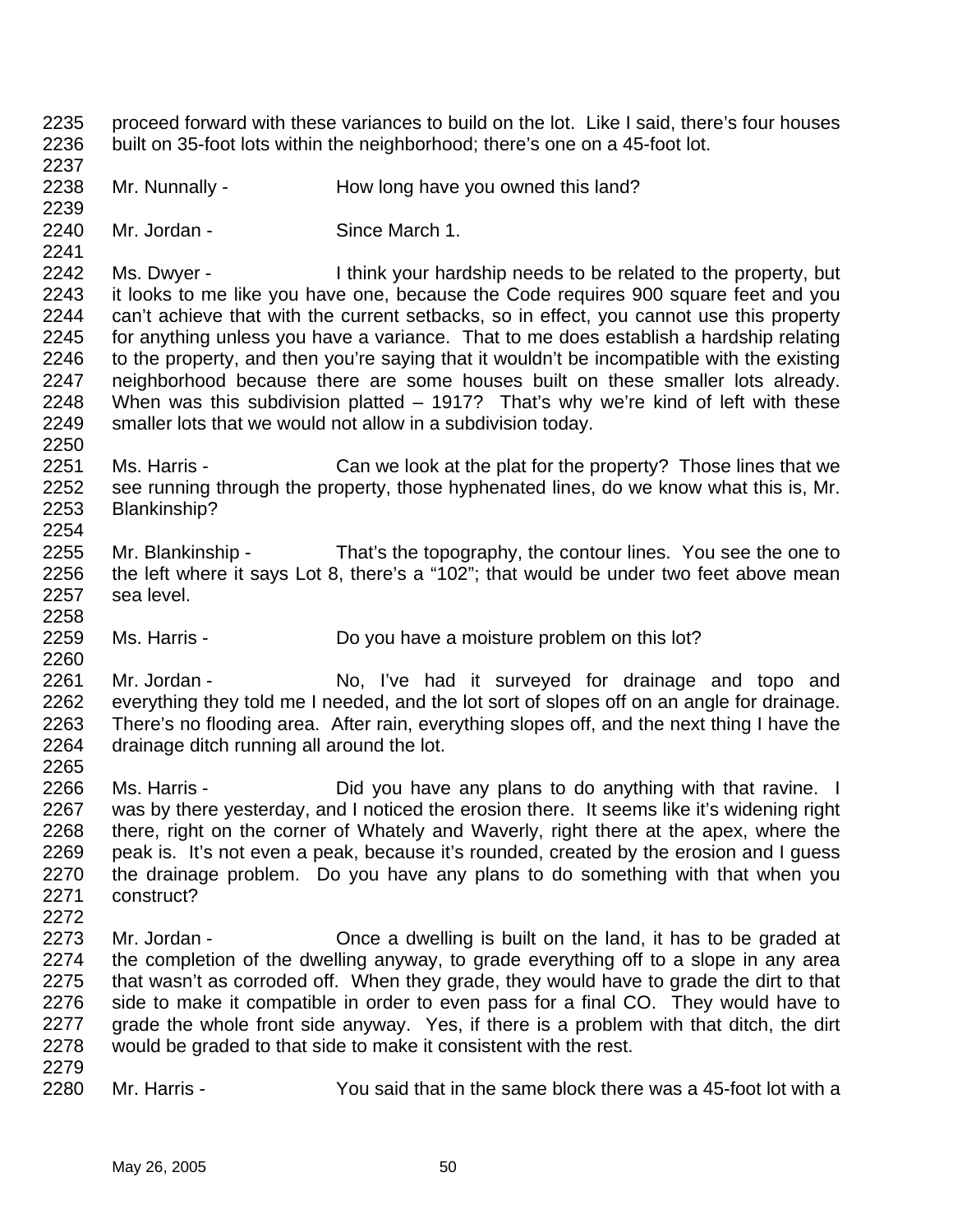proceed forward with these variances to build on the lot. Like I said, there's four houses built on 35-foot lots within the neighborhood; there's one on a 45-foot lot.

Mr. Nunnally - How long have you owned this land?

Mr. Jordan - Since March 1.

Ms. Dwyer - I think your hardship needs to be related to the property, but it looks to me like you have one, because the Code requires 900 square feet and you can't achieve that with the current setbacks, so in effect, you cannot use this property for anything unless you have a variance. That to me does establish a hardship relating to the property, and then you're saying that it wouldn't be incompatible with the existing neighborhood because there are some houses built on these smaller lots already. When was this subdivision platted – 1917? That's why we're kind of left with these smaller lots that we would not allow in a subdivision today.

Ms. Harris - Can we look at the plat for the property? Those lines that we see running through the property, those hyphenated lines, do we know what this is, Mr. Blankinship?

Mr. Blankinship - That's the topography, the contour lines. You see the one to the left where it says Lot 8, there's a "102"; that would be under two feet above mean sea level.

Ms. Harris - Do you have a moisture problem on this lot?

Mr. Jordan - No, I've had it surveyed for drainage and topo and everything they told me I needed, and the lot sort of slopes off on an angle for drainage. There's no flooding area. After rain, everything slopes off, and the next thing I have the drainage ditch running all around the lot.

Ms. Harris - Did you have any plans to do anything with that ravine. I was by there yesterday, and I noticed the erosion there. It seems like it's widening right there, right on the corner of Whately and Waverly, right there at the apex, where the peak is. It's not even a peak, because it's rounded, created by the erosion and I guess the drainage problem. Do you have any plans to do something with that when you construct?

Mr. Jordan - Once a dwelling is built on the land, it has to be graded at the completion of the dwelling anyway, to grade everything off to a slope in any area that wasn't as corroded off. When they grade, they would have to grade the dirt to that side to make it compatible in order to even pass for a final CO. They would have to grade the whole front side anyway. Yes, if there is a problem with that ditch, the dirt would be graded to that side to make it consistent with the rest.

Mr. Harris - You said that in the same block there was a 45-foot lot with a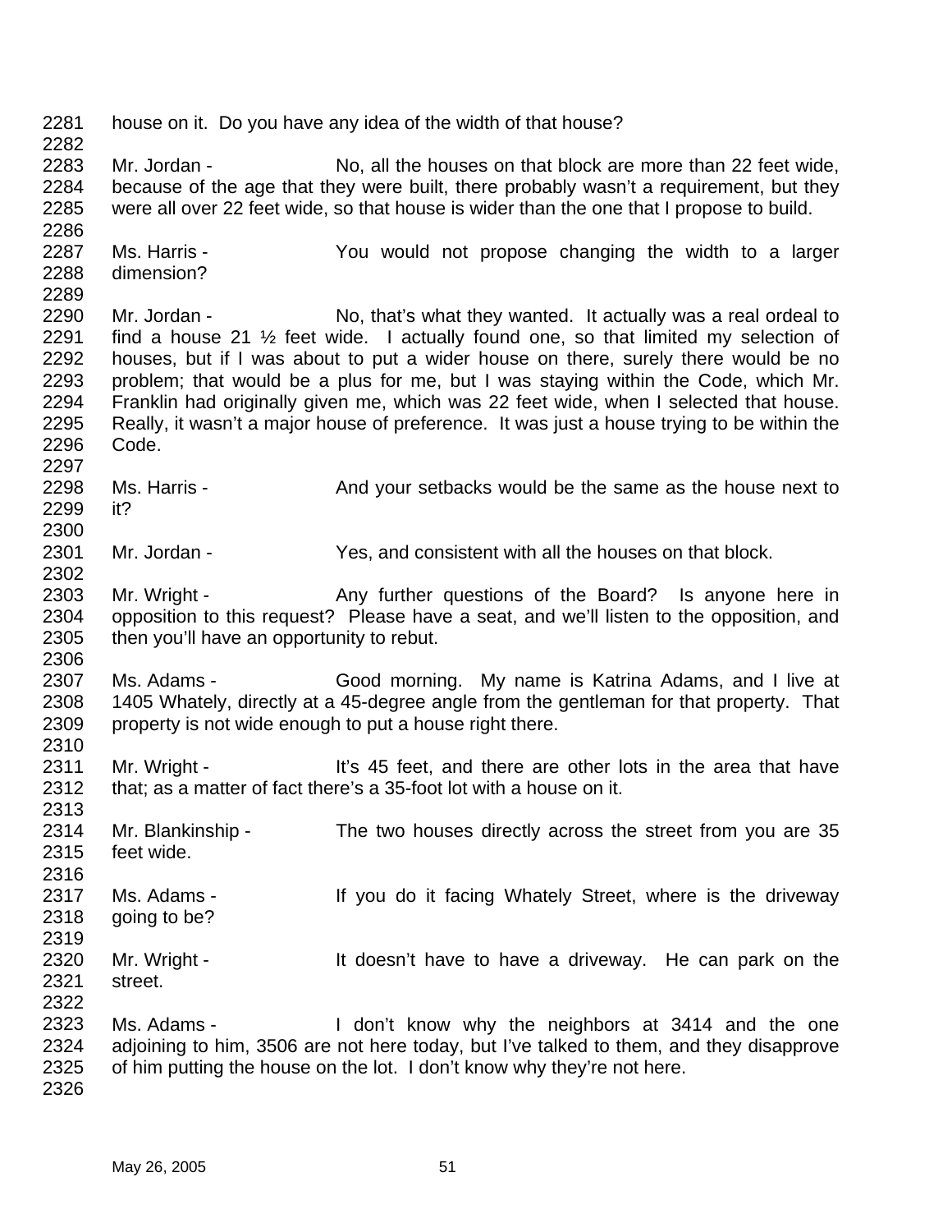house on it. Do you have any idea of the width of that house?

Mr. Jordan - No, all the houses on that block are more than 22 feet wide, because of the age that they were built, there probably wasn't a requirement, but they were all over 22 feet wide, so that house is wider than the one that I propose to build.

Ms. Harris - You would not propose changing the width to a larger dimension?

Mr. Jordan - No, that's what they wanted. It actually was a real ordeal to find a house 21 ½ feet wide. I actually found one, so that limited my selection of houses, but if I was about to put a wider house on there, surely there would be no problem; that would be a plus for me, but I was staying within the Code, which Mr. Franklin had originally given me, which was 22 feet wide, when I selected that house. Really, it wasn't a major house of preference. It was just a house trying to be within the Code.

Ms. Harris - And your setbacks would be the same as the house next to it?

Mr. Jordan - Yes, and consistent with all the houses on that block.

Mr. Wright - Any further questions of the Board? Is anyone here in opposition to this request? Please have a seat, and we'll listen to the opposition, and then you'll have an opportunity to rebut.

Ms. Adams - Good morning. My name is Katrina Adams, and I live at 1405 Whately, directly at a 45-degree angle from the gentleman for that property. That property is not wide enough to put a house right there.

Mr. Wright - It's 45 feet, and there are other lots in the area that have that; as a matter of fact there's a 35-foot lot with a house on it.

Mr. Blankinship - The two houses directly across the street from you are 35 feet wide.

Ms. Adams - If you do it facing Whately Street, where is the driveway going to be?

Mr. Wright - It doesn't have to have a driveway. He can park on the street.

Ms. Adams - I don't know why the neighbors at 3414 and the one adjoining to him, 3506 are not here today, but I've talked to them, and they disapprove of him putting the house on the lot. I don't know why they're not here.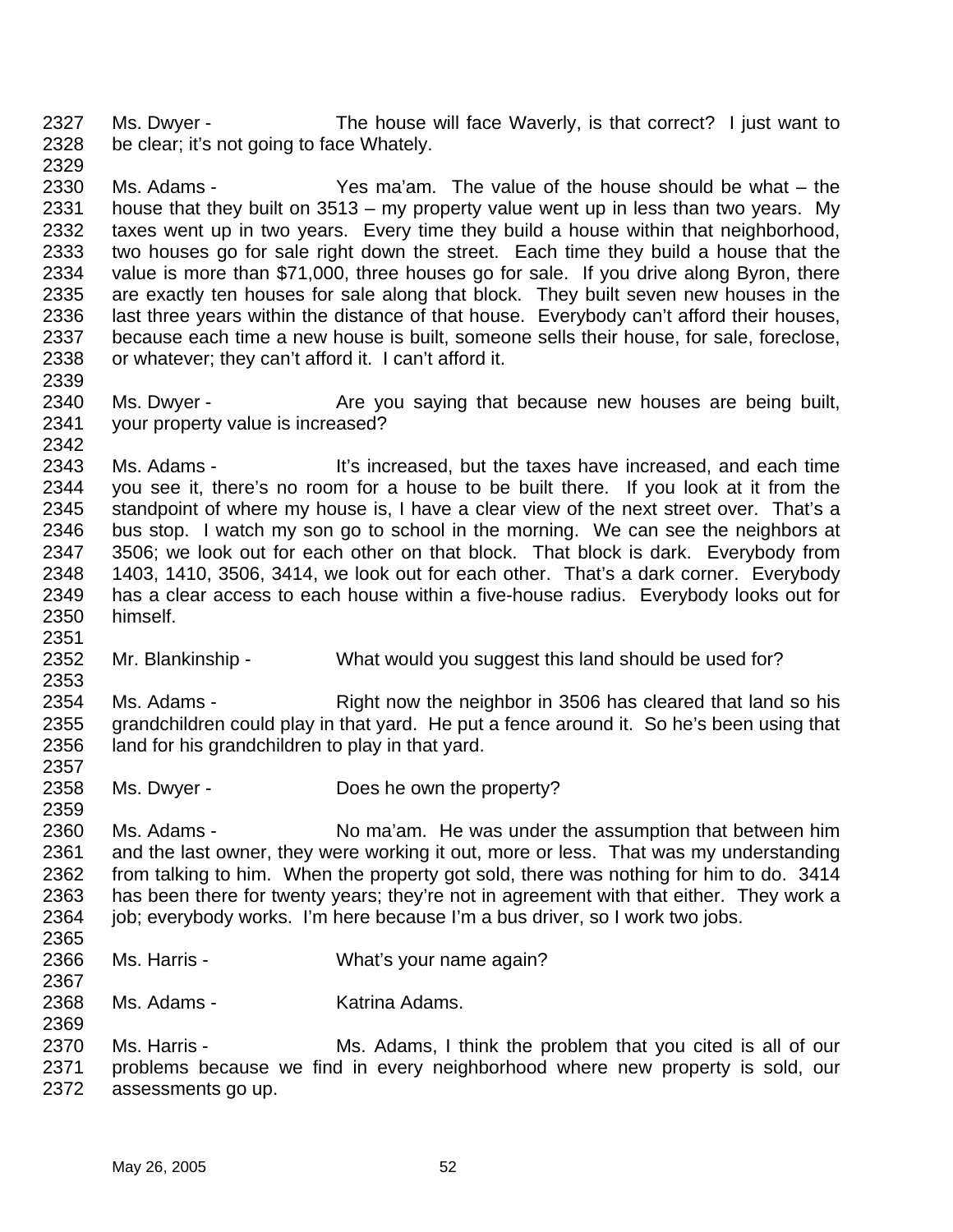2327 Ms. Dwyer - The house will face Waverly, is that correct? I just want to
2328 be clear; it's not going to face Whately.
2329
2330 Ms. Adams - Yes ma'am. The value of the house should be what – the
2331 house that they built on 3513 – my property value went up in less than two years. My
2332 taxes went up in two years. Every time they build a house within that neighborhood,
2333 two houses go for sale right down the street. Each time they build a house that the
2334 value is more than $71,000, three houses go for sale. If you drive along Byron, there
2335 are exactly ten houses for sale along that block. They built seven new houses in the
2336 last three years within the distance of that house. Everybody can't afford their houses,
2337 because each time a new house is built, someone sells their house, for sale, foreclose,
2338 or whatever; they can't afford it. I can't afford it.
2339
2340 Ms. Dwyer - Are you saying that because new houses are being built,
2341 your property value is increased?
2342
2343 Ms. Adams - It's increased, but the taxes have increased, and each time
2344 you see it, there's no room for a house to be built there. If you look at it from the
2345 standpoint of where my house is, I have a clear view of the next street over. That's a
2346 bus stop. I watch my son go to school in the morning. We can see the neighbors at
2347 3506; we look out for each other on that block. That block is dark. Everybody from
2348 1403, 1410, 3506, 3414, we look out for each other. That's a dark corner. Everybody
2349 has a clear access to each house within a five-house radius. Everybody looks out for
2350 himself.
2351
2352 Mr. Blankinship - What would you suggest this land should be used for?
2353
2354 Ms. Adams - Right now the neighbor in 3506 has cleared that land so his
2355 grandchildren could play in that yard. He put a fence around it. So he's been using that
2356 land for his grandchildren to play in that yard.
2357
2358 Ms. Dwyer - Does he own the property?
2359
2360 Ms. Adams - No ma'am. He was under the assumption that between him
2361 and the last owner, they were working it out, more or less. That was my understanding
2362 from talking to him. When the property got sold, there was nothing for him to do. 3414
2363 has been there for twenty years; they're not in agreement with that either. They work a
2364 job; everybody works. I'm here because I'm a bus driver, so I work two jobs.
2365
2366 Ms. Harris - What's your name again?
2367
2368 Ms. Adams - Katrina Adams.
2369
2370 Ms. Harris - Ms. Adams, I think the problem that you cited is all of our
2371 problems because we find in every neighborhood where new property is sold, our
2372 assessments go up.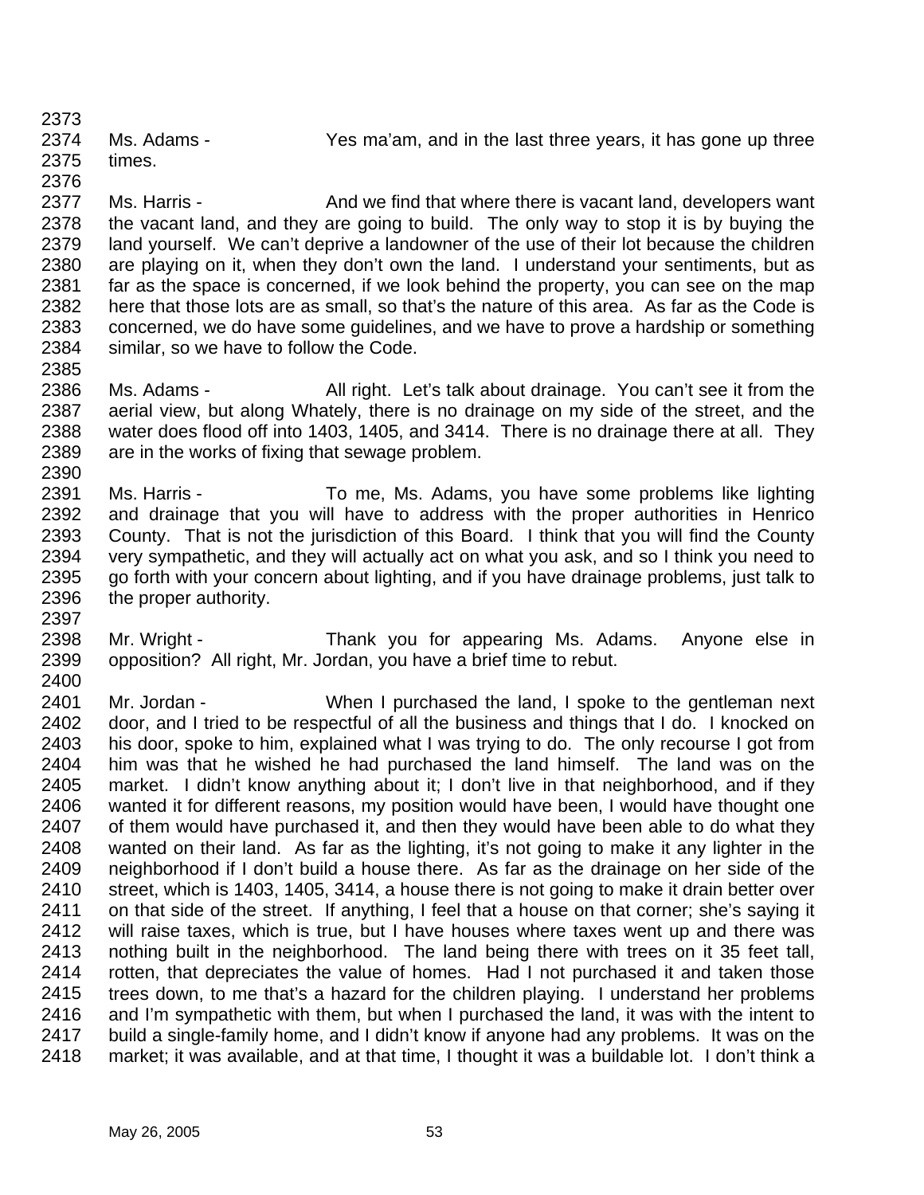Ms. Adams - Yes ma'am, and in the last three years, it has gone up three times.

Ms. Harris - And we find that where there is vacant land, developers want the vacant land, and they are going to build. The only way to stop it is by buying the land yourself. We can't deprive a landowner of the use of their lot because the children are playing on it, when they don't own the land. I understand your sentiments, but as far as the space is concerned, if we look behind the property, you can see on the map here that those lots are as small, so that's the nature of this area. As far as the Code is concerned, we do have some guidelines, and we have to prove a hardship or something similar, so we have to follow the Code.

Ms. Adams - All right. Let's talk about drainage. You can't see it from the aerial view, but along Whately, there is no drainage on my side of the street, and the water does flood off into 1403, 1405, and 3414. There is no drainage there at all. They are in the works of fixing that sewage problem.

Ms. Harris - To me, Ms. Adams, you have some problems like lighting and drainage that you will have to address with the proper authorities in Henrico County. That is not the jurisdiction of this Board. I think that you will find the County very sympathetic, and they will actually act on what you ask, and so I think you need to go forth with your concern about lighting, and if you have drainage problems, just talk to the proper authority.

Mr. Wright - Thank you for appearing Ms. Adams. Anyone else in opposition? All right, Mr. Jordan, you have a brief time to rebut.

Mr. Jordan - When I purchased the land, I spoke to the gentleman next door, and I tried to be respectful of all the business and things that I do. I knocked on his door, spoke to him, explained what I was trying to do. The only recourse I got from him was that he wished he had purchased the land himself. The land was on the market. I didn't know anything about it; I don't live in that neighborhood, and if they wanted it for different reasons, my position would have been, I would have thought one of them would have purchased it, and then they would have been able to do what they wanted on their land. As far as the lighting, it's not going to make it any lighter in the neighborhood if I don't build a house there. As far as the drainage on her side of the street, which is 1403, 1405, 3414, a house there is not going to make it drain better over on that side of the street. If anything, I feel that a house on that corner; she's saying it will raise taxes, which is true, but I have houses where taxes went up and there was nothing built in the neighborhood. The land being there with trees on it 35 feet tall, rotten, that depreciates the value of homes. Had I not purchased it and taken those trees down, to me that's a hazard for the children playing. I understand her problems and I'm sympathetic with them, but when I purchased the land, it was with the intent to build a single-family home, and I didn't know if anyone had any problems. It was on the market; it was available, and at that time, I thought it was a buildable lot. I don't think a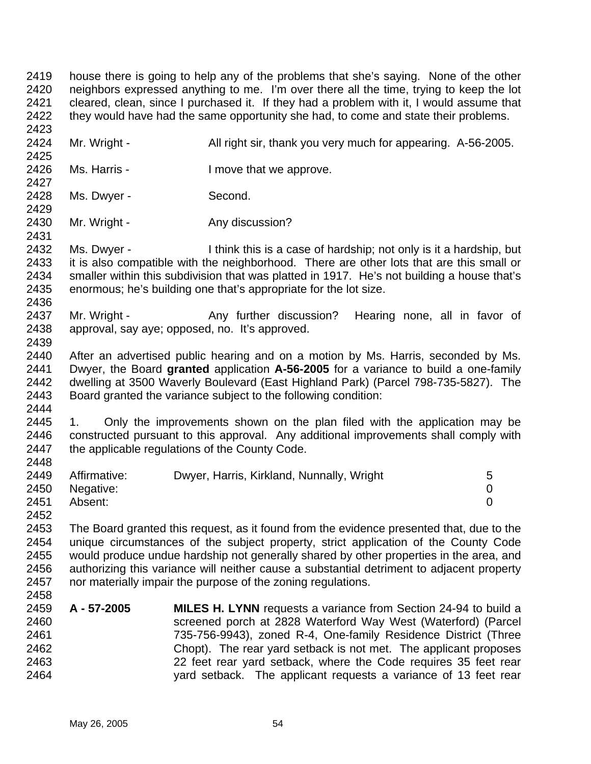house there is going to help any of the problems that she's saying. None of the other neighbors expressed anything to me. I'm over there all the time, trying to keep the lot cleared, clean, since I purchased it. If they had a problem with it, I would assume that they would have had the same opportunity she had, to come and state their problems.

Mr. Wright - All right sir, thank you very much for appearing. A-56-2005.

Ms. Harris - I move that we approve.

Ms. Dwyer - Second.

Mr. Wright - Any discussion?

Ms. Dwyer - I think this is a case of hardship; not only is it a hardship, but it is also compatible with the neighborhood. There are other lots that are this small or smaller within this subdivision that was platted in 1917. He's not building a house that's enormous; he's building one that's appropriate for the lot size.

Mr. Wright - Any further discussion? Hearing none, all in favor of approval, say aye; opposed, no. It's approved.

After an advertised public hearing and on a motion by Ms. Harris, seconded by Ms. Dwyer, the Board **granted** application **A-56-2005** for a variance to build a one-family dwelling at 3500 Waverly Boulevard (East Highland Park) (Parcel 798-735-5827). The Board granted the variance subject to the following condition:

1. Only the improvements shown on the plan filed with the application may be constructed pursuant to this approval. Any additional improvements shall comply with the applicable regulations of the County Code.

| | | |
|---|---|---|
| Affirmative: | Dwyer, Harris, Kirkland, Nunnally, Wright | 5 |
| Negative: | | 0 |
| Absent: | | 0 |

The Board granted this request, as it found from the evidence presented that, due to the unique circumstances of the subject property, strict application of the County Code would produce undue hardship not generally shared by other properties in the area, and authorizing this variance will neither cause a substantial detriment to adjacent property nor materially impair the purpose of the zoning regulations.

**A - 57-2005** **MILES H. LYNN** requests a variance from Section 24-94 to build a screened porch at 2828 Waterford Way West (Waterford) (Parcel 735-756-9943), zoned R-4, One-family Residence District (Three Chopt). The rear yard setback is not met. The applicant proposes 22 feet rear yard setback, where the Code requires 35 feet rear yard setback. The applicant requests a variance of 13 feet rear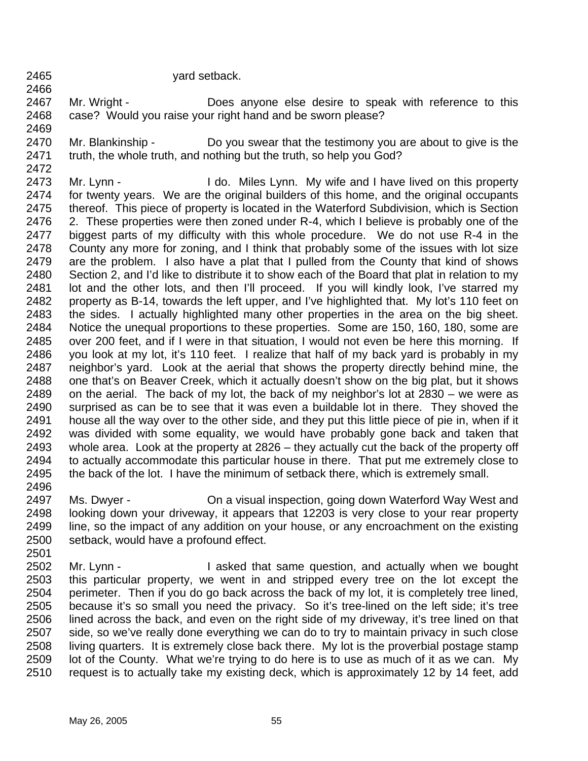yard setback.

Mr. Wright - Does anyone else desire to speak with reference to this case? Would you raise your right hand and be sworn please?

Mr. Blankinship - Do you swear that the testimony you are about to give is the truth, the whole truth, and nothing but the truth, so help you God?

Mr. Lynn - I do. Miles Lynn. My wife and I have lived on this property for twenty years. We are the original builders of this home, and the original occupants thereof. This piece of property is located in the Waterford Subdivision, which is Section 2. These properties were then zoned under R-4, which I believe is probably one of the biggest parts of my difficulty with this whole procedure. We do not use R-4 in the County any more for zoning, and I think that probably some of the issues with lot size are the problem. I also have a plat that I pulled from the County that kind of shows Section 2, and I'd like to distribute it to show each of the Board that plat in relation to my lot and the other lots, and then I'll proceed. If you will kindly look, I've starred my property as B-14, towards the left upper, and I've highlighted that. My lot's 110 feet on the sides. I actually highlighted many other properties in the area on the big sheet. Notice the unequal proportions to these properties. Some are 150, 160, 180, some are over 200 feet, and if I were in that situation, I would not even be here this morning. If you look at my lot, it's 110 feet. I realize that half of my back yard is probably in my neighbor's yard. Look at the aerial that shows the property directly behind mine, the one that's on Beaver Creek, which it actually doesn't show on the big plat, but it shows on the aerial. The back of my lot, the back of my neighbor's lot at 2830 – we were as surprised as can be to see that it was even a buildable lot in there. They shoved the house all the way over to the other side, and they put this little piece of pie in, when if it was divided with some equality, we would have probably gone back and taken that whole area. Look at the property at 2826 – they actually cut the back of the property off to actually accommodate this particular house in there. That put me extremely close to the back of the lot. I have the minimum of setback there, which is extremely small.

Ms. Dwyer - On a visual inspection, going down Waterford Way West and looking down your driveway, it appears that 12203 is very close to your rear property line, so the impact of any addition on your house, or any encroachment on the existing setback, would have a profound effect.

Mr. Lynn - I asked that same question, and actually when we bought this particular property, we went in and stripped every tree on the lot except the perimeter. Then if you do go back across the back of my lot, it is completely tree lined, because it's so small you need the privacy. So it's tree-lined on the left side; it's tree lined across the back, and even on the right side of my driveway, it's tree lined on that side, so we've really done everything we can do to try to maintain privacy in such close living quarters. It is extremely close back there. My lot is the proverbial postage stamp lot of the County. What we're trying to do here is to use as much of it as we can. My request is to actually take my existing deck, which is approximately 12 by 14 feet, add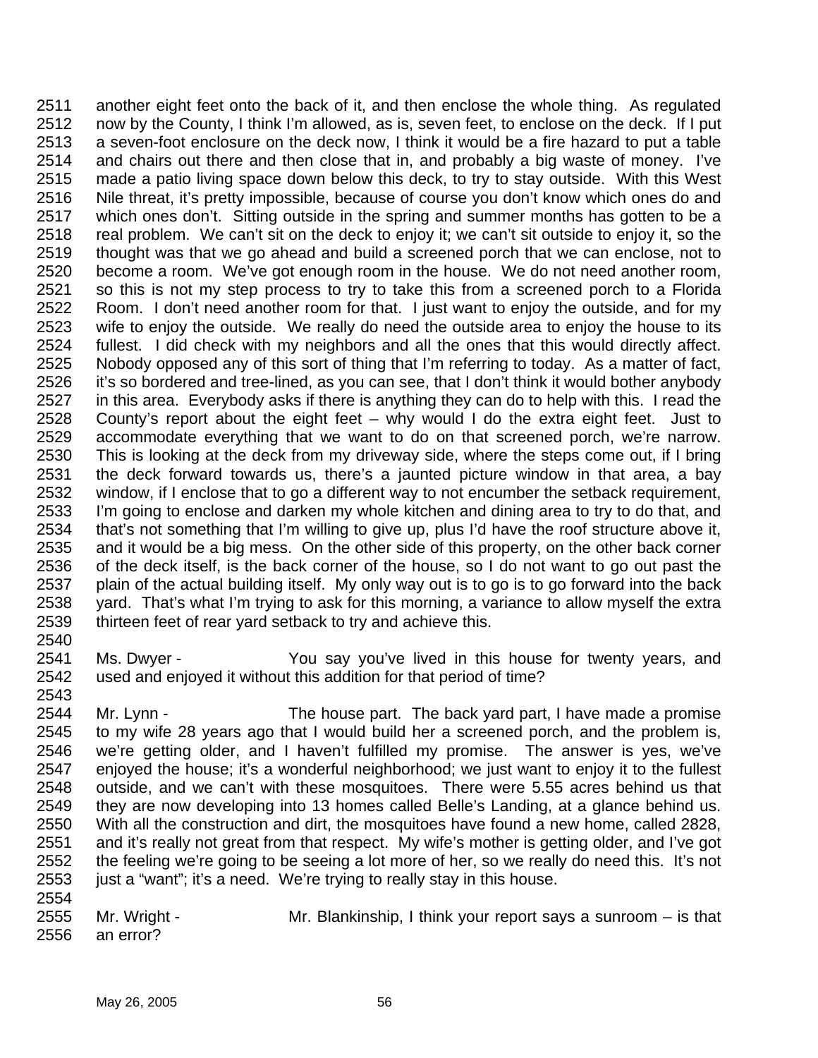2511 another eight feet onto the back of it, and then enclose the whole thing. As regulated
2512 now by the County, I think I'm allowed, as is, seven feet, to enclose on the deck. If I put
2513 a seven-foot enclosure on the deck now, I think it would be a fire hazard to put a table
2514 and chairs out there and then close that in, and probably a big waste of money. I've
2515 made a patio living space down below this deck, to try to stay outside. With this West
2516 Nile threat, it's pretty impossible, because of course you don't know which ones do and
2517 which ones don't. Sitting outside in the spring and summer months has gotten to be a
2518 real problem. We can't sit on the deck to enjoy it; we can't sit outside to enjoy it, so the
2519 thought was that we go ahead and build a screened porch that we can enclose, not to
2520 become a room. We've got enough room in the house. We do not need another room,
2521 so this is not my step process to try to take this from a screened porch to a Florida
2522 Room. I don't need another room for that. I just want to enjoy the outside, and for my
2523 wife to enjoy the outside. We really do need the outside area to enjoy the house to its
2524 fullest. I did check with my neighbors and all the ones that this would directly affect.
2525 Nobody opposed any of this sort of thing that I'm referring to today. As a matter of fact,
2526 it's so bordered and tree-lined, as you can see, that I don't think it would bother anybody
2527 in this area. Everybody asks if there is anything they can do to help with this. I read the
2528 County's report about the eight feet – why would I do the extra eight feet. Just to
2529 accommodate everything that we want to do on that screened porch, we're narrow.
2530 This is looking at the deck from my driveway side, where the steps come out, if I bring
2531 the deck forward towards us, there's a jaunted picture window in that area, a bay
2532 window, if I enclose that to go a different way to not encumber the setback requirement,
2533 I'm going to enclose and darken my whole kitchen and dining area to try to do that, and
2534 that's not something that I'm willing to give up, plus I'd have the roof structure above it,
2535 and it would be a big mess. On the other side of this property, on the other back corner
2536 of the deck itself, is the back corner of the house, so I do not want to go out past the
2537 plain of the actual building itself. My only way out is to go is to go forward into the back
2538 yard. That's what I'm trying to ask for this morning, a variance to allow myself the extra
2539 thirteen feet of rear yard setback to try and achieve this.
2540
2541 Ms. Dwyer - You say you've lived in this house for twenty years, and
2542 used and enjoyed it without this addition for that period of time?
2543
2544 Mr. Lynn - The house part. The back yard part, I have made a promise
2545 to my wife 28 years ago that I would build her a screened porch, and the problem is,
2546 we're getting older, and I haven't fulfilled my promise. The answer is yes, we've
2547 enjoyed the house; it's a wonderful neighborhood; we just want to enjoy it to the fullest
2548 outside, and we can't with these mosquitoes. There were 5.55 acres behind us that
2549 they are now developing into 13 homes called Belle's Landing, at a glance behind us.
2550 With all the construction and dirt, the mosquitoes have found a new home, called 2828,
2551 and it's really not great from that respect. My wife's mother is getting older, and I've got
2552 the feeling we're going to be seeing a lot more of her, so we really do need this. It's not
2553 just a "want"; it's a need. We're trying to really stay in this house.
2554
2555 Mr. Wright - Mr. Blankinship, I think your report says a sunroom – is that
2556 an error?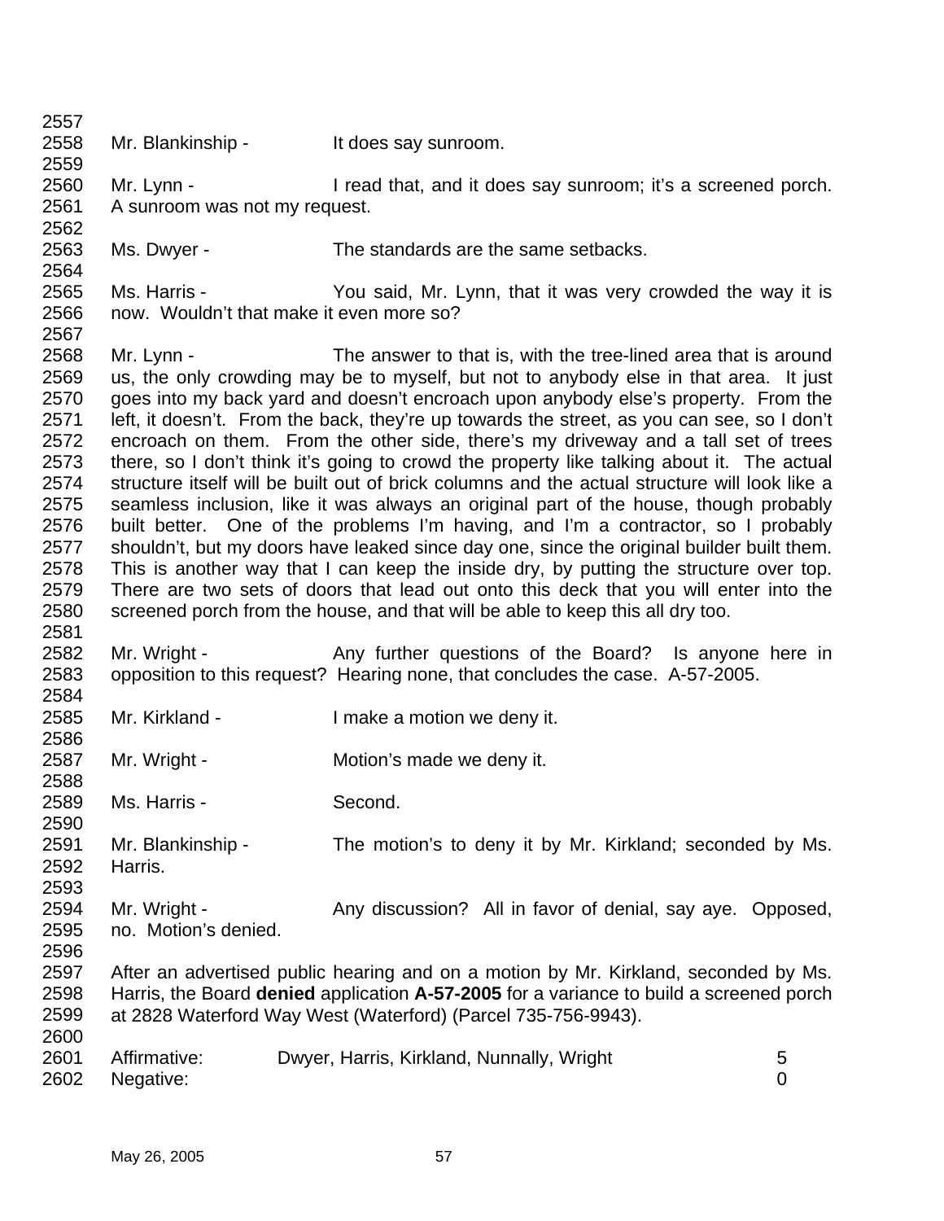Mr. Blankinship - It does say sunroom.

Mr. Lynn - I read that, and it does say sunroom; it's a screened porch. A sunroom was not my request.

Ms. Dwyer - The standards are the same setbacks.

Ms. Harris - You said, Mr. Lynn, that it was very crowded the way it is now. Wouldn't that make it even more so?

Mr. Lynn - The answer to that is, with the tree-lined area that is around us, the only crowding may be to myself, but not to anybody else in that area. It just goes into my back yard and doesn't encroach upon anybody else's property. From the left, it doesn't. From the back, they're up towards the street, as you can see, so I don't encroach on them. From the other side, there's my driveway and a tall set of trees there, so I don't think it's going to crowd the property like talking about it. The actual structure itself will be built out of brick columns and the actual structure will look like a seamless inclusion, like it was always an original part of the house, though probably built better. One of the problems I'm having, and I'm a contractor, so I probably shouldn't, but my doors have leaked since day one, since the original builder built them. This is another way that I can keep the inside dry, by putting the structure over top. There are two sets of doors that lead out onto this deck that you will enter into the screened porch from the house, and that will be able to keep this all dry too.

Mr. Wright - Any further questions of the Board? Is anyone here in opposition to this request? Hearing none, that concludes the case. A-57-2005.

Mr. Kirkland - I make a motion we deny it.

Mr. Wright - Motion's made we deny it.

Ms. Harris - Second.

Mr. Blankinship - The motion's to deny it by Mr. Kirkland; seconded by Ms. Harris.

Mr. Wright - Any discussion? All in favor of denial, say aye. Opposed, no. Motion's denied.

After an advertised public hearing and on a motion by Mr. Kirkland, seconded by Ms. Harris, the Board **denied** application **A-57-2005** for a variance to build a screened porch at 2828 Waterford Way West (Waterford) (Parcel 735-756-9943).

| | | |
|---|---|---|
| Affirmative: | Dwyer, Harris, Kirkland, Nunnally, Wright | 5 |
| Negative: | | 0 |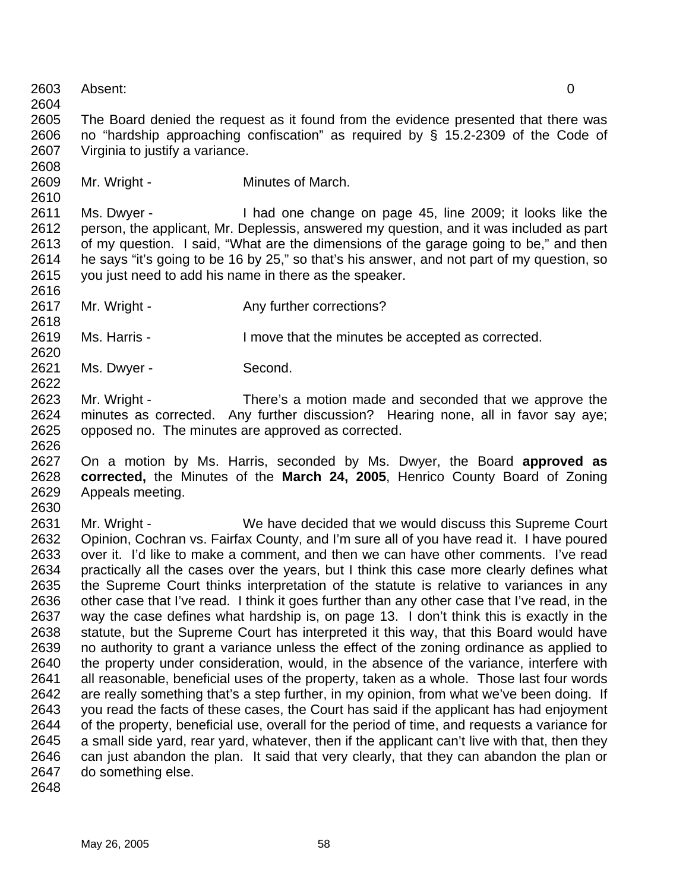Absent: 0

The Board denied the request as it found from the evidence presented that there was no "hardship approaching confiscation" as required by § 15.2-2309 of the Code of Virginia to justify a variance.

Mr. Wright - Minutes of March.

Ms. Dwyer - I had one change on page 45, line 2009; it looks like the person, the applicant, Mr. Deplessis, answered my question, and it was included as part of my question. I said, "What are the dimensions of the garage going to be," and then he says "it's going to be 16 by 25," so that's his answer, and not part of my question, so you just need to add his name in there as the speaker.

Mr. Wright - Any further corrections?

Ms. Harris - I move that the minutes be accepted as corrected.

Ms. Dwyer - Second.

Mr. Wright - There's a motion made and seconded that we approve the minutes as corrected. Any further discussion? Hearing none, all in favor say aye; opposed no. The minutes are approved as corrected.

On a motion by Ms. Harris, seconded by Ms. Dwyer, the Board **approved as corrected,** the Minutes of the **March 24, 2005**, Henrico County Board of Zoning Appeals meeting.

Mr. Wright - We have decided that we would discuss this Supreme Court Opinion, Cochran vs. Fairfax County, and I'm sure all of you have read it. I have poured over it. I'd like to make a comment, and then we can have other comments. I've read practically all the cases over the years, but I think this case more clearly defines what the Supreme Court thinks interpretation of the statute is relative to variances in any other case that I've read. I think it goes further than any other case that I've read, in the way the case defines what hardship is, on page 13. I don't think this is exactly in the statute, but the Supreme Court has interpreted it this way, that this Board would have no authority to grant a variance unless the effect of the zoning ordinance as applied to the property under consideration, would, in the absence of the variance, interfere with all reasonable, beneficial uses of the property, taken as a whole. Those last four words are really something that's a step further, in my opinion, from what we've been doing. If you read the facts of these cases, the Court has said if the applicant has had enjoyment of the property, beneficial use, overall for the period of time, and requests a variance for a small side yard, rear yard, whatever, then if the applicant can't live with that, then they can just abandon the plan. It said that very clearly, that they can abandon the plan or do something else.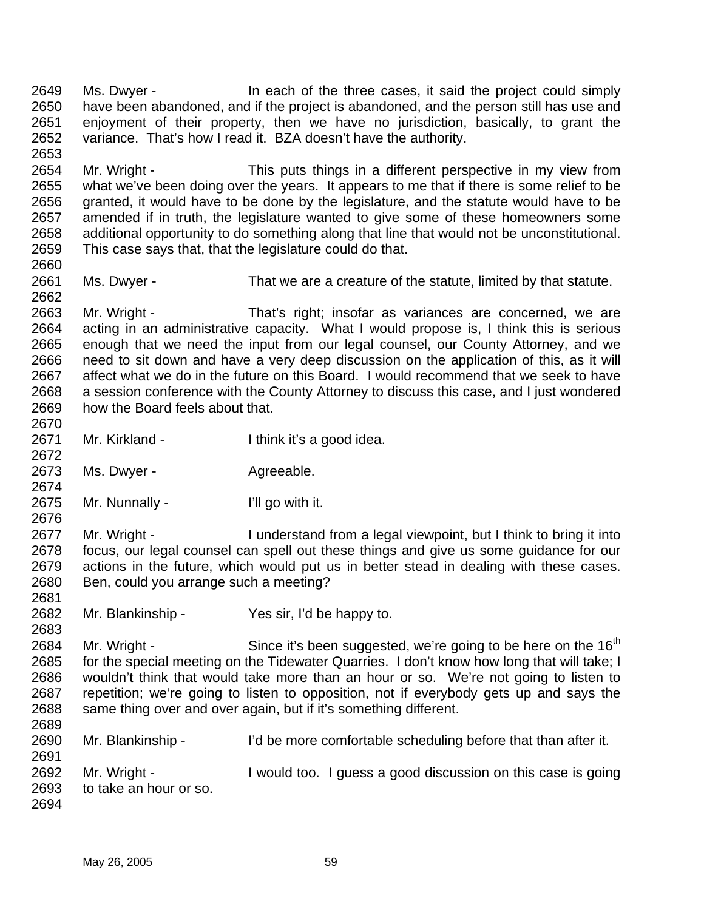2649 Ms. Dwyer - In each of the three cases, it said the project could simply
2650 have been abandoned, and if the project is abandoned, and the person still has use and
2651 enjoyment of their property, then we have no jurisdiction, basically, to grant the
2652 variance. That's how I read it. BZA doesn't have the authority.
2653
2654 Mr. Wright - This puts things in a different perspective in my view from
2655 what we've been doing over the years. It appears to me that if there is some relief to be
2656 granted, it would have to be done by the legislature, and the statute would have to be
2657 amended if in truth, the legislature wanted to give some of these homeowners some
2658 additional opportunity to do something along that line that would not be unconstitutional.
2659 This case says that, that the legislature could do that.
2660
2661 Ms. Dwyer - That we are a creature of the statute, limited by that statute.
2662
2663 Mr. Wright - That's right; insofar as variances are concerned, we are
2664 acting in an administrative capacity. What I would propose is, I think this is serious
2665 enough that we need the input from our legal counsel, our County Attorney, and we
2666 need to sit down and have a very deep discussion on the application of this, as it will
2667 affect what we do in the future on this Board. I would recommend that we seek to have
2668 a session conference with the County Attorney to discuss this case, and I just wondered
2669 how the Board feels about that.
2670
2671 Mr. Kirkland - I think it's a good idea.
2672
2673 Ms. Dwyer - Agreeable.
2674
2675 Mr. Nunnally - I'll go with it.
2676
2677 Mr. Wright - I understand from a legal viewpoint, but I think to bring it into
2678 focus, our legal counsel can spell out these things and give us some guidance for our
2679 actions in the future, which would put us in better stead in dealing with these cases.
2680 Ben, could you arrange such a meeting?
2681
2682 Mr. Blankinship - Yes sir, I'd be happy to.
2683
2684 Mr. Wright - Since it's been suggested, we're going to be here on the 16th
2685 for the special meeting on the Tidewater Quarries. I don't know how long that will take; I
2686 wouldn't think that would take more than an hour or so. We're not going to listen to
2687 repetition; we're going to listen to opposition, not if everybody gets up and says the
2688 same thing over and over again, but if it's something different.
2689
2690 Mr. Blankinship - I'd be more comfortable scheduling before that than after it.
2691
2692 Mr. Wright - I would too. I guess a good discussion on this case is going
2693 to take an hour or so.
2694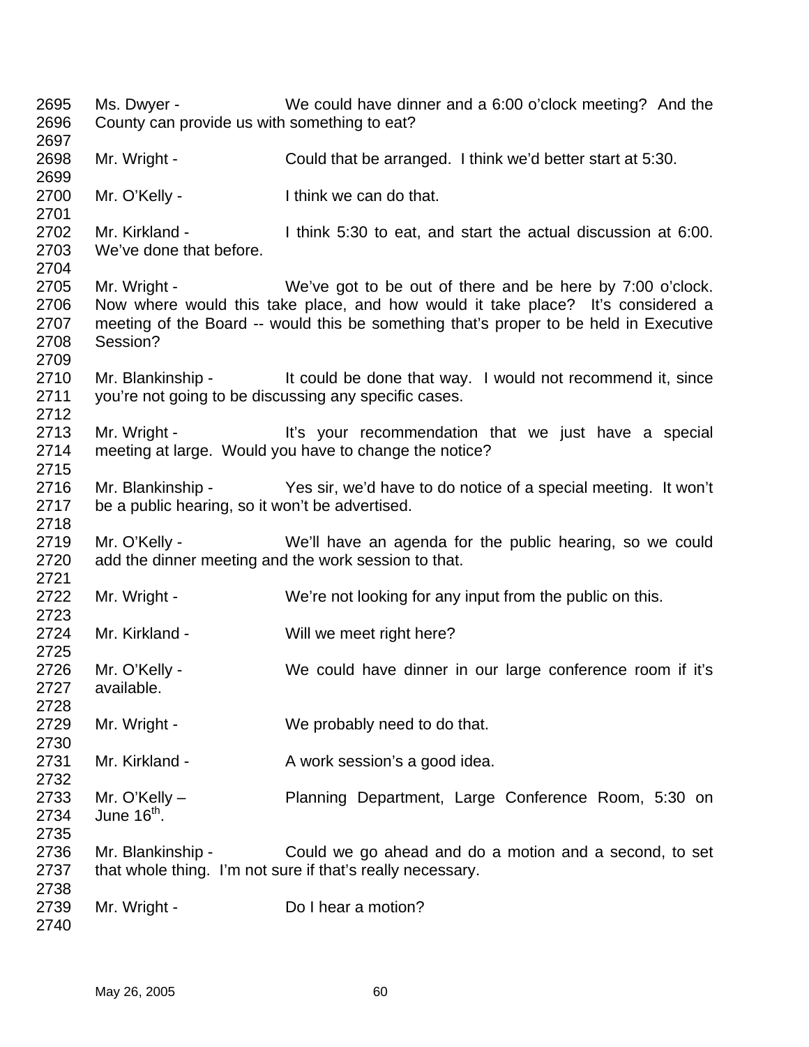Ms. Dwyer - We could have dinner and a 6:00 o'clock meeting? And the County can provide us with something to eat?

Mr. Wright - Could that be arranged. I think we'd better start at 5:30.

Mr. O'Kelly - I think we can do that.

Mr. Kirkland - I think 5:30 to eat, and start the actual discussion at 6:00. We've done that before.

Mr. Wright - We've got to be out of there and be here by 7:00 o'clock. Now where would this take place, and how would it take place? It's considered a meeting of the Board -- would this be something that's proper to be held in Executive Session?

Mr. Blankinship - It could be done that way. I would not recommend it, since you're not going to be discussing any specific cases.

Mr. Wright - It's your recommendation that we just have a special meeting at large. Would you have to change the notice?

Mr. Blankinship - Yes sir, we'd have to do notice of a special meeting. It won't be a public hearing, so it won't be advertised.

Mr. O'Kelly - We'll have an agenda for the public hearing, so we could add the dinner meeting and the work session to that.

Mr. Wright - We're not looking for any input from the public on this.

Mr. Kirkland - Will we meet right here?

Mr. O'Kelly - We could have dinner in our large conference room if it's available.

Mr. Wright - We probably need to do that.

Mr. Kirkland - A work session's a good idea.

Mr. O'Kelly – Planning Department, Large Conference Room, 5:30 on June 16th.

Mr. Blankinship - Could we go ahead and do a motion and a second, to set that whole thing. I'm not sure if that's really necessary.

Mr. Wright - Do I hear a motion?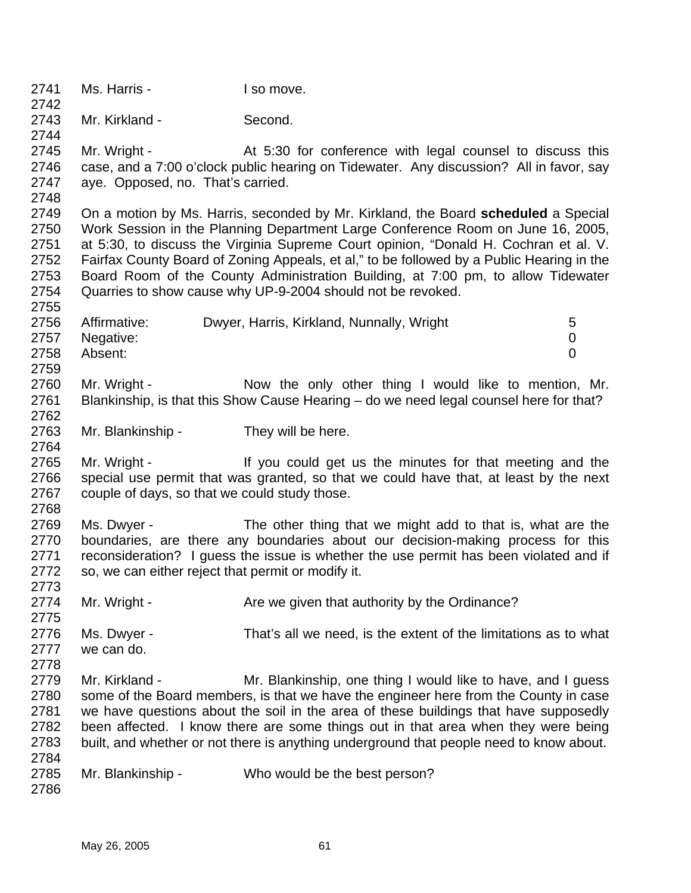Ms. Harris - I so move.

Mr. Kirkland - Second.

Mr. Wright - At 5:30 for conference with legal counsel to discuss this case, and a 7:00 o'clock public hearing on Tidewater. Any discussion? All in favor, say aye. Opposed, no. That's carried.

On a motion by Ms. Harris, seconded by Mr. Kirkland, the Board **scheduled** a Special Work Session in the Planning Department Large Conference Room on June 16, 2005, at 5:30, to discuss the Virginia Supreme Court opinion, "Donald H. Cochran et al. V. Fairfax County Board of Zoning Appeals, et al," to be followed by a Public Hearing in the Board Room of the County Administration Building, at 7:00 pm, to allow Tidewater Quarries to show cause why UP-9-2004 should not be revoked.

| | | |
|---|---|---|
| Affirmative: | Dwyer, Harris, Kirkland, Nunnally, Wright | 5 |
| Negative: | | 0 |
| Absent: | | 0 |

Mr. Wright - Now the only other thing I would like to mention, Mr. Blankinship, is that this Show Cause Hearing – do we need legal counsel here for that?

Mr. Blankinship - They will be here.

Mr. Wright - If you could get us the minutes for that meeting and the special use permit that was granted, so that we could have that, at least by the next couple of days, so that we could study those.

Ms. Dwyer - The other thing that we might add to that is, what are the boundaries, are there any boundaries about our decision-making process for this reconsideration? I guess the issue is whether the use permit has been violated and if so, we can either reject that permit or modify it.

Mr. Wright - Are we given that authority by the Ordinance?

Ms. Dwyer - That's all we need, is the extent of the limitations as to what we can do.

Mr. Kirkland - Mr. Blankinship, one thing I would like to have, and I guess some of the Board members, is that we have the engineer here from the County in case we have questions about the soil in the area of these buildings that have supposedly been affected. I know there are some things out in that area when they were being built, and whether or not there is anything underground that people need to know about.

Mr. Blankinship - Who would be the best person?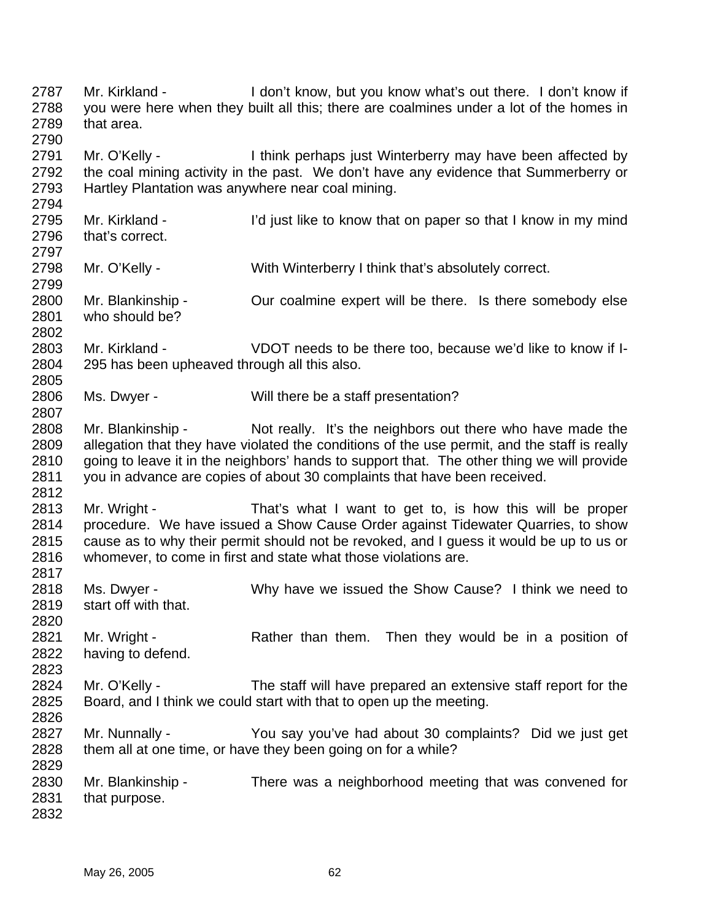2787 Mr. Kirkland - I don't know, but you know what's out there. I don't know if
2788 you were here when they built all this; there are coalmines under a lot of the homes in
2789 that area.
2790
2791 Mr. O'Kelly - I think perhaps just Winterberry may have been affected by
2792 the coal mining activity in the past. We don't have any evidence that Summerberry or
2793 Hartley Plantation was anywhere near coal mining.
2794
2795 Mr. Kirkland - I'd just like to know that on paper so that I know in my mind
2796 that's correct.
2797
2798 Mr. O'Kelly - With Winterberry I think that's absolutely correct.
2799
2800 Mr. Blankinship - Our coalmine expert will be there. Is there somebody else
2801 who should be?
2802
2803 Mr. Kirkland - VDOT needs to be there too, because we'd like to know if I-
2804 295 has been upheaved through all this also.
2805
2806 Ms. Dwyer - Will there be a staff presentation?
2807
2808 Mr. Blankinship - Not really. It's the neighbors out there who have made the
2809 allegation that they have violated the conditions of the use permit, and the staff is really
2810 going to leave it in the neighbors' hands to support that. The other thing we will provide
2811 you in advance are copies of about 30 complaints that have been received.
2812
2813 Mr. Wright - That's what I want to get to, is how this will be proper
2814 procedure. We have issued a Show Cause Order against Tidewater Quarries, to show
2815 cause as to why their permit should not be revoked, and I guess it would be up to us or
2816 whomever, to come in first and state what those violations are.
2817
2818 Ms. Dwyer - Why have we issued the Show Cause? I think we need to
2819 start off with that.
2820
2821 Mr. Wright - Rather than them. Then they would be in a position of
2822 having to defend.
2823
2824 Mr. O'Kelly - The staff will have prepared an extensive staff report for the
2825 Board, and I think we could start with that to open up the meeting.
2826
2827 Mr. Nunnally - You say you've had about 30 complaints? Did we just get
2828 them all at one time, or have they been going on for a while?
2829
2830 Mr. Blankinship - There was a neighborhood meeting that was convened for
2831 that purpose.
2832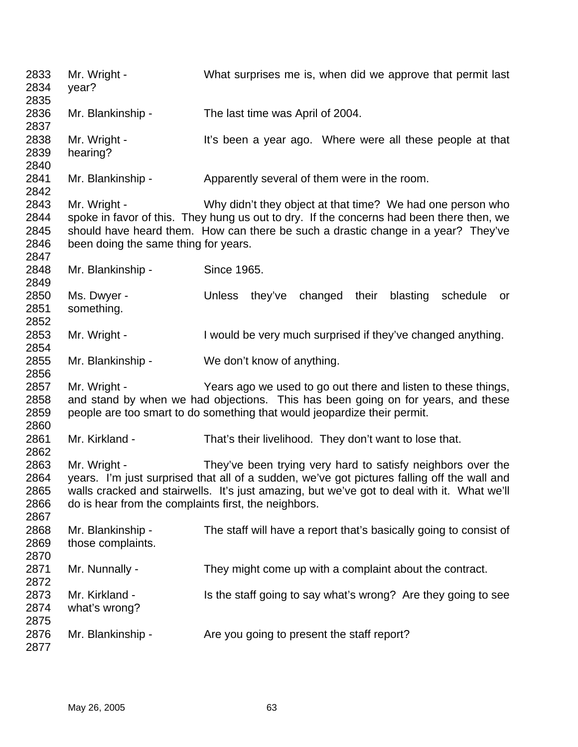2833 Mr. Wright - What surprises me is, when did we approve that permit last
2834 year?
2835
2836 Mr. Blankinship - The last time was April of 2004.
2837
2838 Mr. Wright - It's been a year ago. Where were all these people at that
2839 hearing?
2840
2841 Mr. Blankinship - Apparently several of them were in the room.
2842
2843 Mr. Wright - Why didn't they object at that time? We had one person who
2844 spoke in favor of this. They hung us out to dry. If the concerns had been there then, we
2845 should have heard them. How can there be such a drastic change in a year? They've
2846 been doing the same thing for years.
2847
2848 Mr. Blankinship - Since 1965.
2849
2850 Ms. Dwyer - Unless they've changed their blasting schedule or
2851 something.
2852
2853 Mr. Wright - I would be very much surprised if they've changed anything.
2854
2855 Mr. Blankinship - We don't know of anything.
2856
2857 Mr. Wright - Years ago we used to go out there and listen to these things,
2858 and stand by when we had objections. This has been going on for years, and these
2859 people are too smart to do something that would jeopardize their permit.
2860
2861 Mr. Kirkland - That's their livelihood. They don't want to lose that.
2862
2863 Mr. Wright - They've been trying very hard to satisfy neighbors over the
2864 years. I'm just surprised that all of a sudden, we've got pictures falling off the wall and
2865 walls cracked and stairwells. It's just amazing, but we've got to deal with it. What we'll
2866 do is hear from the complaints first, the neighbors.
2867
2868 Mr. Blankinship - The staff will have a report that's basically going to consist of
2869 those complaints.
2870
2871 Mr. Nunnally - They might come up with a complaint about the contract.
2872
2873 Mr. Kirkland - Is the staff going to say what's wrong? Are they going to see
2874 what's wrong?
2875
2876 Mr. Blankinship - Are you going to present the staff report?
2877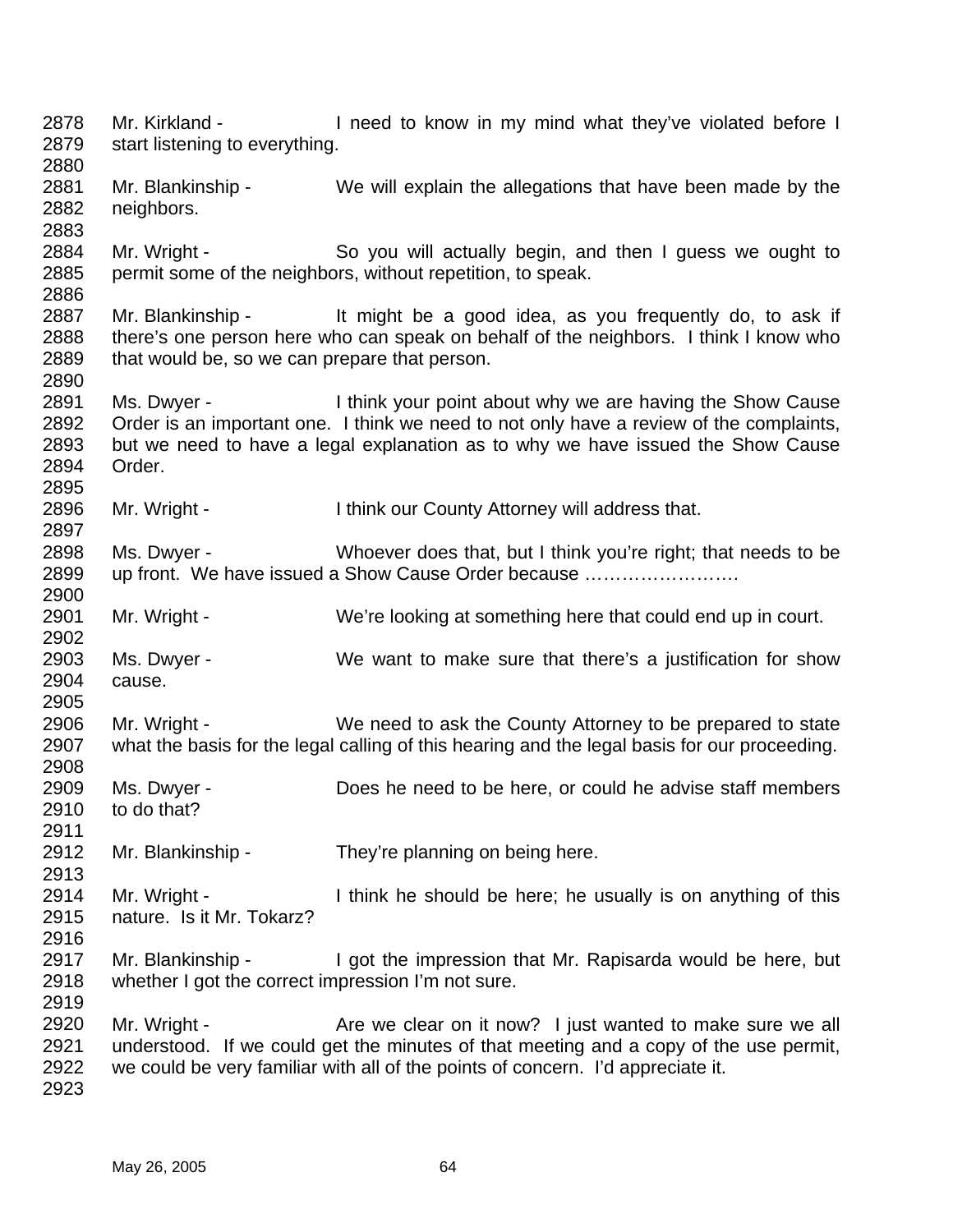Mr. Kirkland - I need to know in my mind what they've violated before I start listening to everything.

Mr. Blankinship - We will explain the allegations that have been made by the neighbors.

Mr. Wright - So you will actually begin, and then I guess we ought to permit some of the neighbors, without repetition, to speak.

Mr. Blankinship - It might be a good idea, as you frequently do, to ask if there's one person here who can speak on behalf of the neighbors. I think I know who that would be, so we can prepare that person.

Ms. Dwyer - I think your point about why we are having the Show Cause Order is an important one. I think we need to not only have a review of the complaints, but we need to have a legal explanation as to why we have issued the Show Cause Order.

Mr. Wright - I think our County Attorney will address that.

Ms. Dwyer - Whoever does that, but I think you're right; that needs to be up front. We have issued a Show Cause Order because …………………….

Mr. Wright - We're looking at something here that could end up in court.

Ms. Dwyer - We want to make sure that there's a justification for show cause.

Mr. Wright - We need to ask the County Attorney to be prepared to state what the basis for the legal calling of this hearing and the legal basis for our proceeding.

Ms. Dwyer - Does he need to be here, or could he advise staff members to do that?

Mr. Blankinship - They're planning on being here.

Mr. Wright - I think he should be here; he usually is on anything of this nature. Is it Mr. Tokarz?

Mr. Blankinship - I got the impression that Mr. Rapisarda would be here, but whether I got the correct impression I'm not sure.

Mr. Wright - Are we clear on it now? I just wanted to make sure we all understood. If we could get the minutes of that meeting and a copy of the use permit, we could be very familiar with all of the points of concern. I'd appreciate it.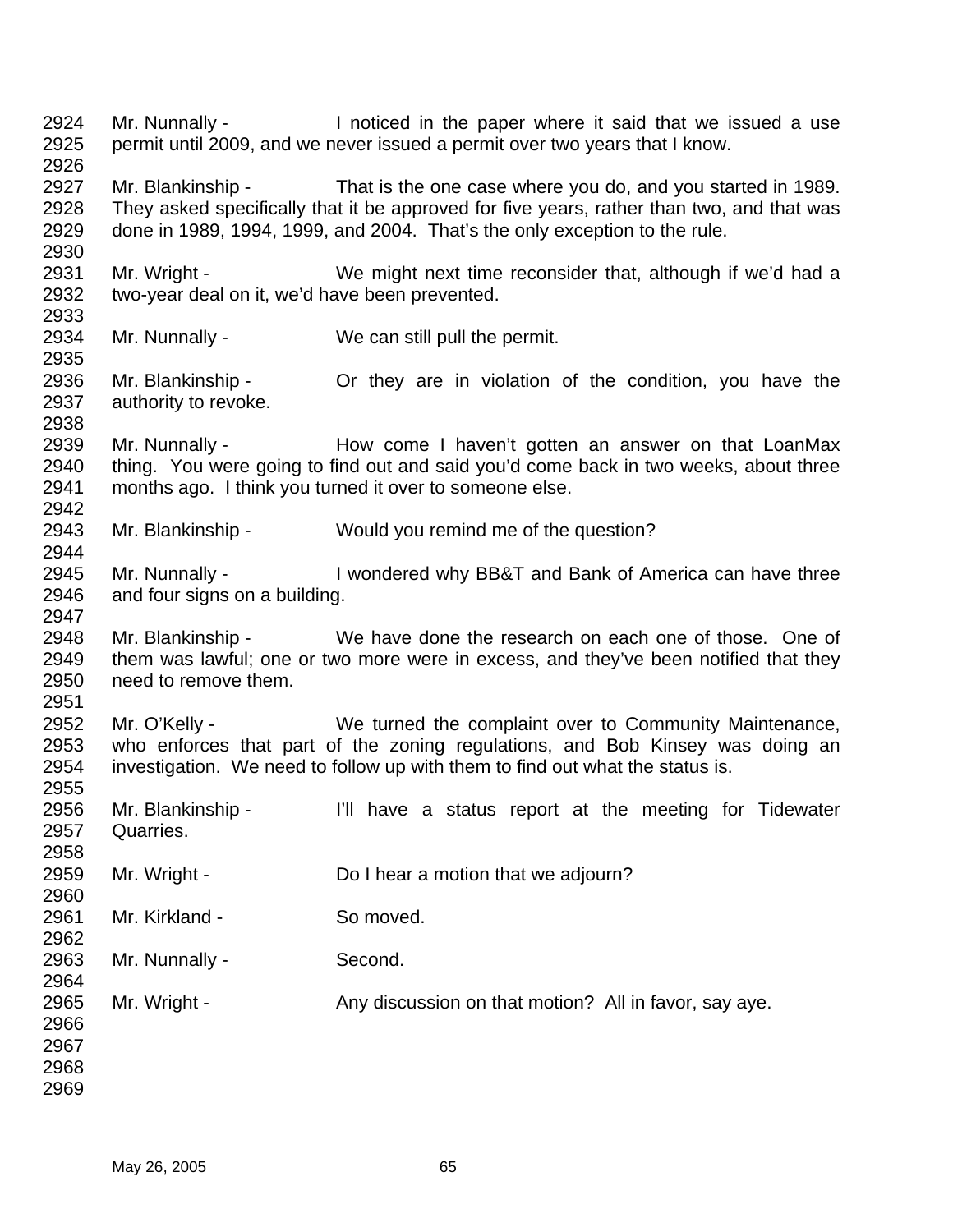2924 Mr. Nunnally - I noticed in the paper where it said that we issued a use
2925 permit until 2009, and we never issued a permit over two years that I know.
2926
2927 Mr. Blankinship - That is the one case where you do, and you started in 1989.
2928 They asked specifically that it be approved for five years, rather than two, and that was
2929 done in 1989, 1994, 1999, and 2004. That's the only exception to the rule.
2930
2931 Mr. Wright - We might next time reconsider that, although if we'd had a
2932 two-year deal on it, we'd have been prevented.
2933
2934 Mr. Nunnally - We can still pull the permit.
2935
2936 Mr. Blankinship - Or they are in violation of the condition, you have the
2937 authority to revoke.
2938
2939 Mr. Nunnally - How come I haven't gotten an answer on that LoanMax
2940 thing. You were going to find out and said you'd come back in two weeks, about three
2941 months ago. I think you turned it over to someone else.
2942
2943 Mr. Blankinship - Would you remind me of the question?
2944
2945 Mr. Nunnally - I wondered why BB&T and Bank of America can have three
2946 and four signs on a building.
2947
2948 Mr. Blankinship - We have done the research on each one of those. One of
2949 them was lawful; one or two more were in excess, and they've been notified that they
2950 need to remove them.
2951
2952 Mr. O'Kelly - We turned the complaint over to Community Maintenance,
2953 who enforces that part of the zoning regulations, and Bob Kinsey was doing an
2954 investigation. We need to follow up with them to find out what the status is.
2955
2956 Mr. Blankinship - I'll have a status report at the meeting for Tidewater
2957 Quarries.
2958
2959 Mr. Wright - Do I hear a motion that we adjourn?
2960
2961 Mr. Kirkland - So moved.
2962
2963 Mr. Nunnally - Second.
2964
2965 Mr. Wright - Any discussion on that motion? All in favor, say aye.
2966
2967
2968
2969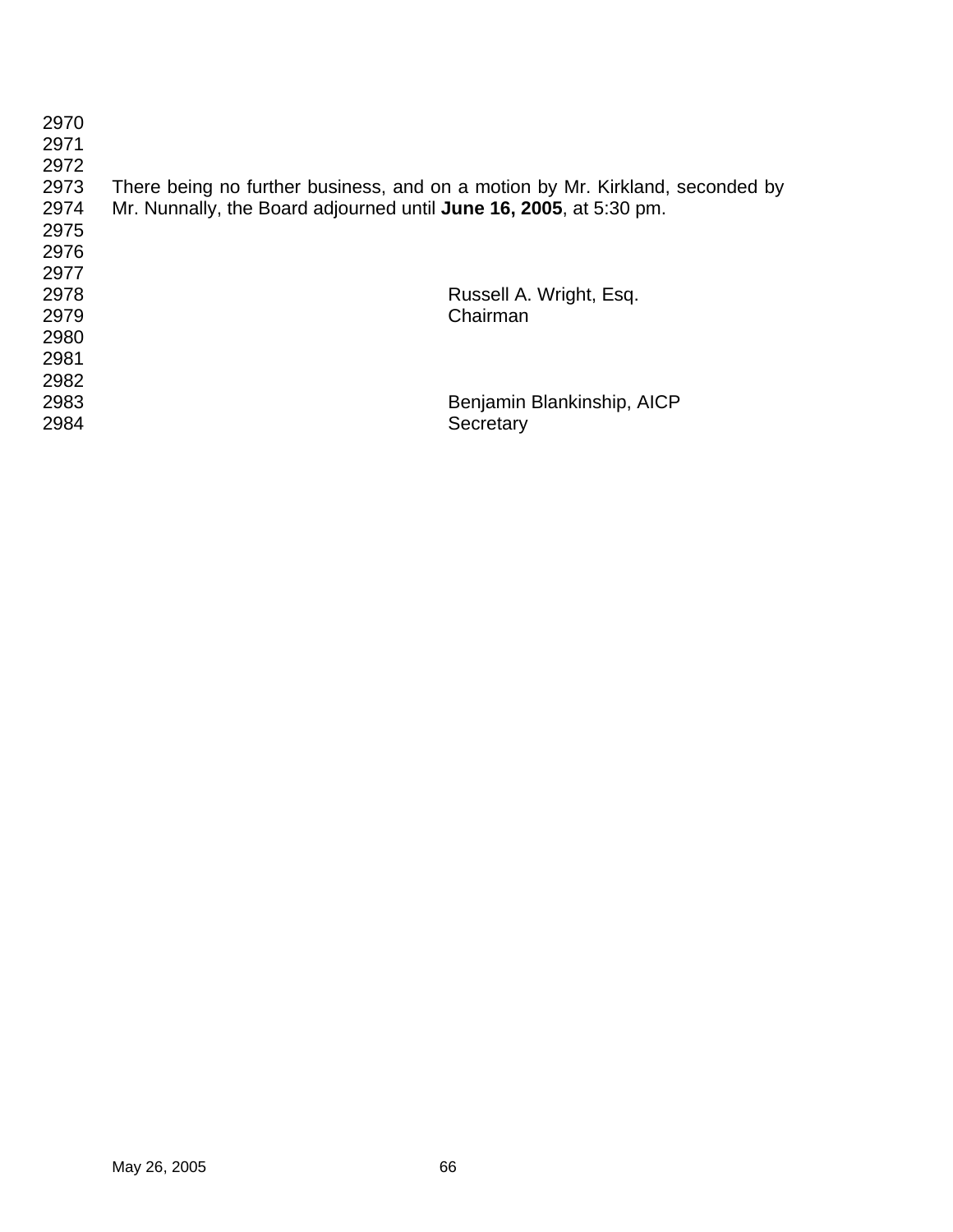There being no further business, and on a motion by Mr. Kirkland, seconded by Mr. Nunnally, the Board adjourned until **June 16, 2005**, at 5:30 pm.

Russell A. Wright, Esq.
Chairman

Benjamin Blankinship, AICP
Secretary